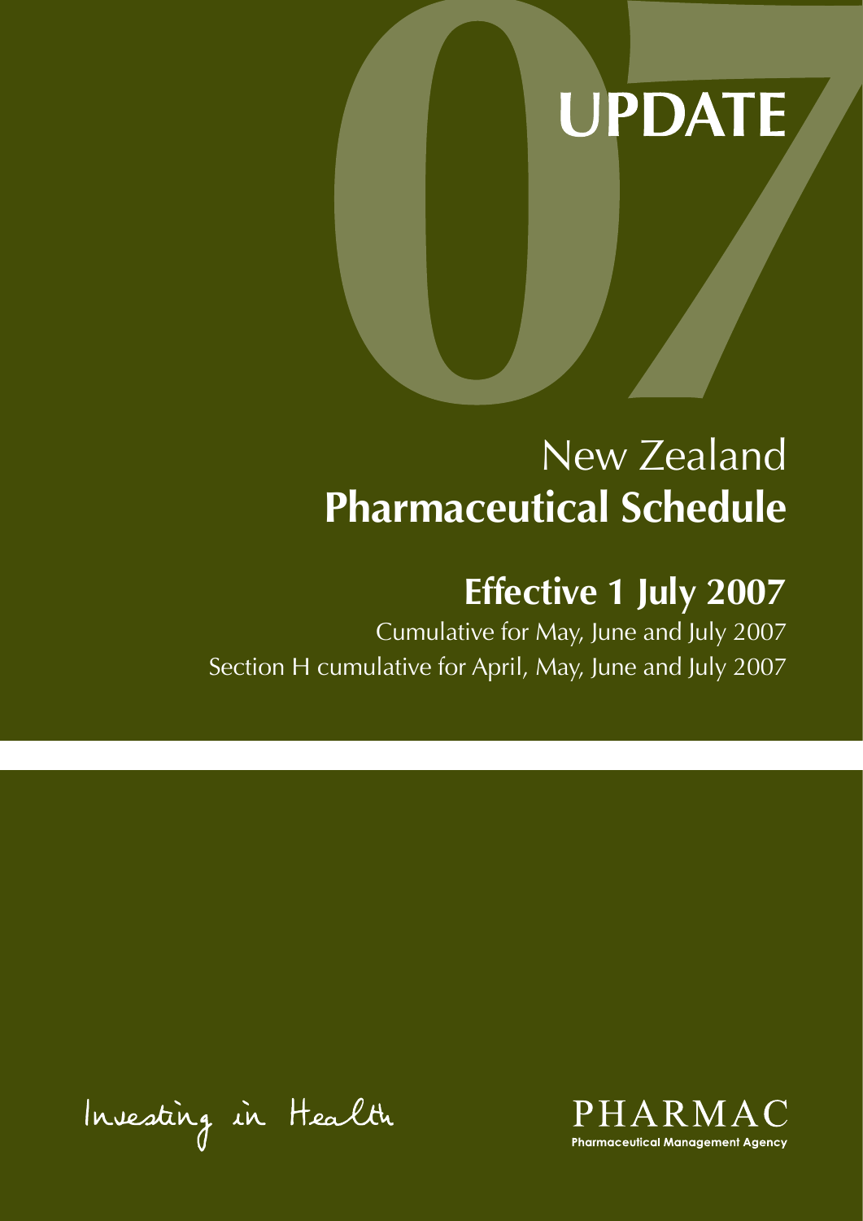# 07 UPDATE

# New Zealand
# Pharmaceutical Schedule

## Effective 1 July 2007

Cumulative for May, June and July 2007

Section H cumulative for April, May, June and July 2007

Investing in Health

PHARMAC

Pharmaceutical Management Agency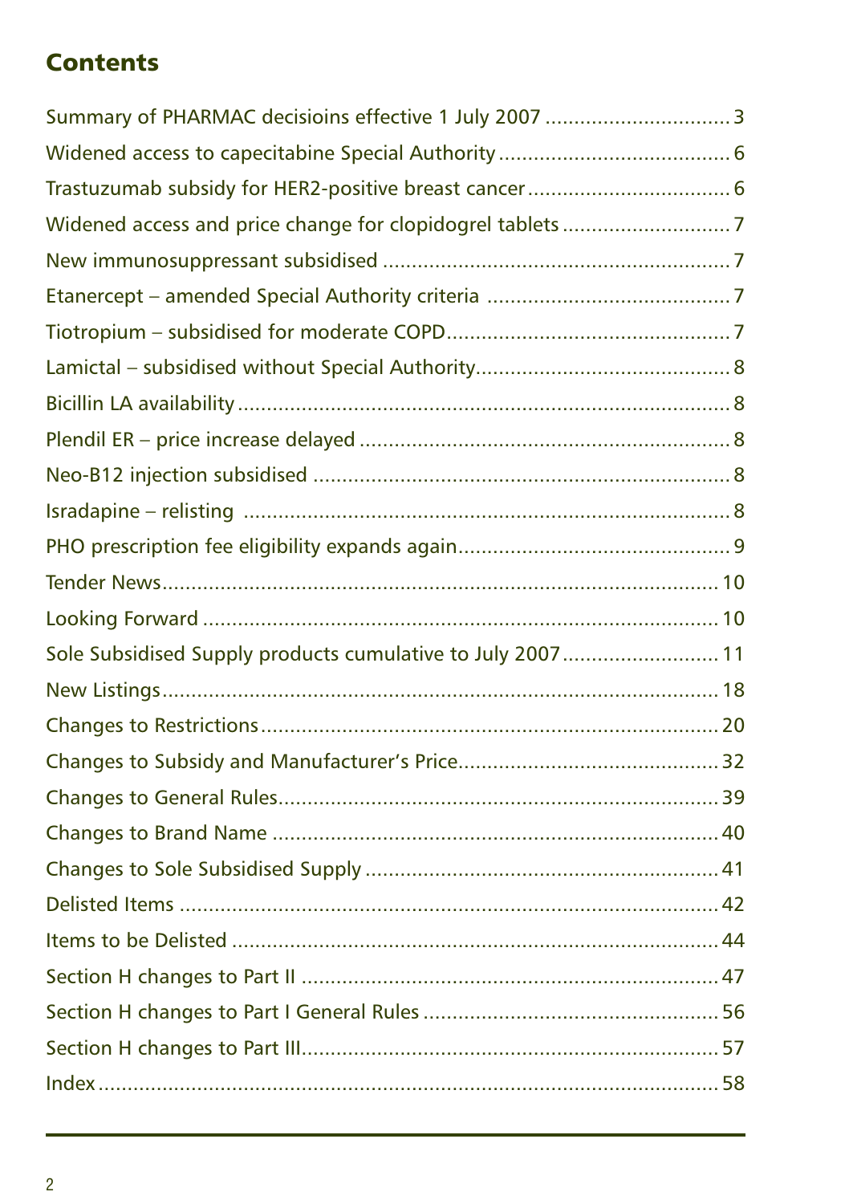## Contents

| | |
|---|---|
| Summary of PHARMAC decisioins effective 1 July 2007 | 3 |
| Widened access to capecitabine Special Authority | 6 |
| Trastuzumab subsidy for HER2-positive breast cancer | 6 |
| Widened access and price change for clopidogrel tablets | 7 |
| New immunosuppressant subsidised | 7 |
| Etanercept – amended Special Authority criteria | 7 |
| Tiotropium – subsidised for moderate COPD | 7 |
| Lamictal – subsidised without Special Authority | 8 |
| Bicillin LA availability | 8 |
| Plendil ER – price increase delayed | 8 |
| Neo-B12 injection subsidised | 8 |
| Isradapine – relisting | 8 |
| PHO prescription fee eligibility expands again | 9 |
| Tender News | 10 |
| Looking Forward | 10 |
| Sole Subsidised Supply products cumulative to July 2007 | 11 |
| New Listings | 18 |
| Changes to Restrictions | 20 |
| Changes to Subsidy and Manufacturer's Price | 32 |
| Changes to General Rules | 39 |
| Changes to Brand Name | 40 |
| Changes to Sole Subsidised Supply | 41 |
| Delisted Items | 42 |
| Items to be Delisted | 44 |
| Section H changes to Part II | 47 |
| Section H changes to Part I General Rules | 56 |
| Section H changes to Part III | 57 |
| Index | 58 |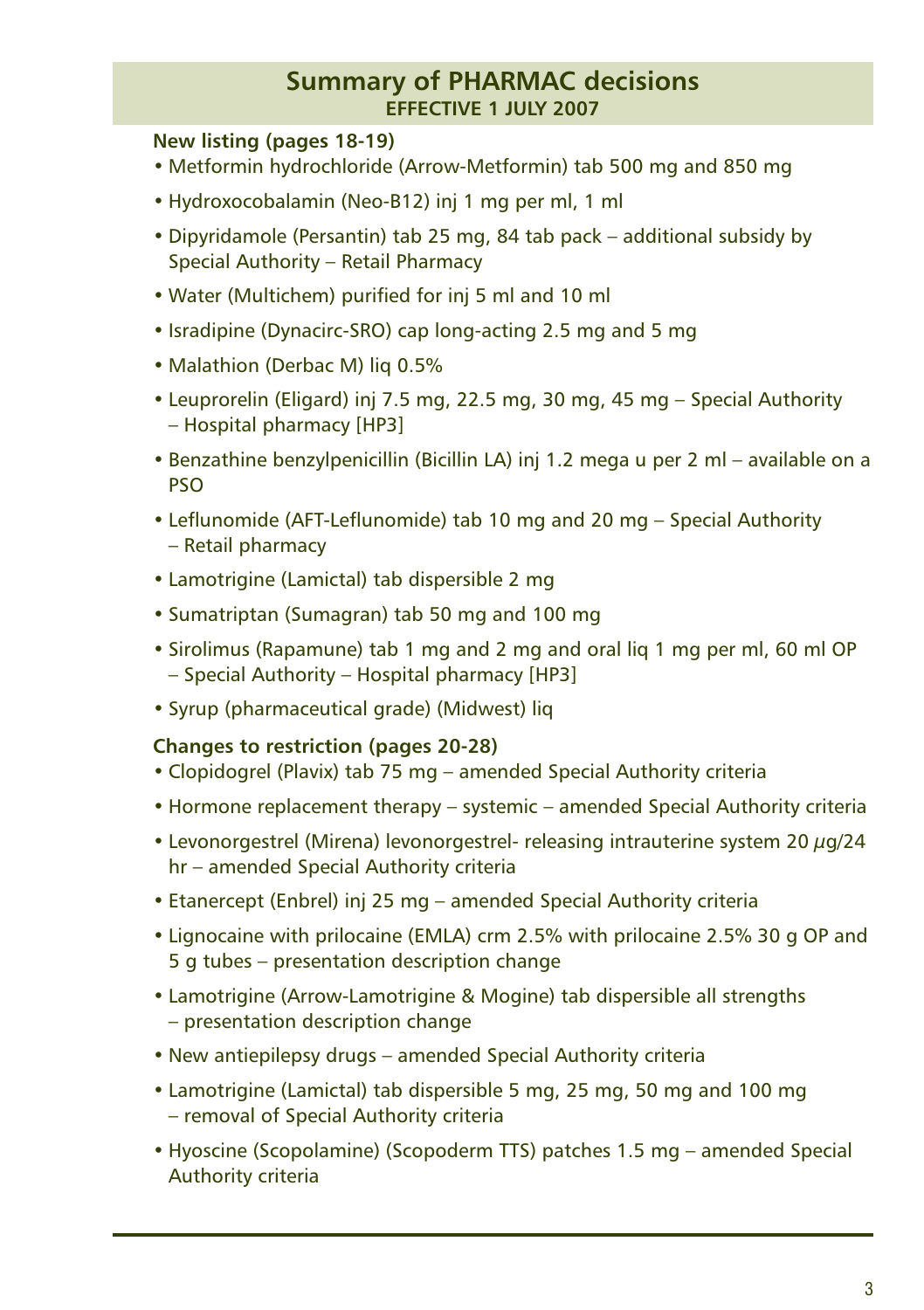## Summary of PHARMAC decisions
### EFFECTIVE 1 JULY 2007

**New listing (pages 18-19)**

- Metformin hydrochloride (Arrow-Metformin) tab 500 mg and 850 mg
- Hydroxocobalamin (Neo-B12) inj 1 mg per ml, 1 ml
- Dipyridamole (Persantin) tab 25 mg, 84 tab pack – additional subsidy by Special Authority – Retail Pharmacy
- Water (Multichem) purified for inj 5 ml and 10 ml
- Isradipine (Dynacirc-SRO) cap long-acting 2.5 mg and 5 mg
- Malathion (Derbac M) liq 0.5%
- Leuprorelin (Eligard) inj 7.5 mg, 22.5 mg, 30 mg, 45 mg – Special Authority – Hospital pharmacy [HP3]
- Benzathine benzylpenicillin (Bicillin LA) inj 1.2 mega u per 2 ml – available on a PSO
- Leflunomide (AFT-Leflunomide) tab 10 mg and 20 mg – Special Authority – Retail pharmacy
- Lamotrigine (Lamictal) tab dispersible 2 mg
- Sumatriptan (Sumagran) tab 50 mg and 100 mg
- Sirolimus (Rapamune) tab 1 mg and 2 mg and oral liq 1 mg per ml, 60 ml OP – Special Authority – Hospital pharmacy [HP3]
- Syrup (pharmaceutical grade) (Midwest) liq

**Changes to restriction (pages 20-28)**

- Clopidogrel (Plavix) tab 75 mg – amended Special Authority criteria
- Hormone replacement therapy – systemic – amended Special Authority criteria
- Levonorgestrel (Mirena) levonorgestrel- releasing intrauterine system 20 µg/24 hr – amended Special Authority criteria
- Etanercept (Enbrel) inj 25 mg – amended Special Authority criteria
- Lignocaine with prilocaine (EMLA) crm 2.5% with prilocaine 2.5% 30 g OP and 5 g tubes – presentation description change
- Lamotrigine (Arrow-Lamotrigine & Mogine) tab dispersible all strengths – presentation description change
- New antiepilepsy drugs – amended Special Authority criteria
- Lamotrigine (Lamictal) tab dispersible 5 mg, 25 mg, 50 mg and 100 mg – removal of Special Authority criteria
- Hyoscine (Scopolamine) (Scopoderm TTS) patches 1.5 mg – amended Special Authority criteria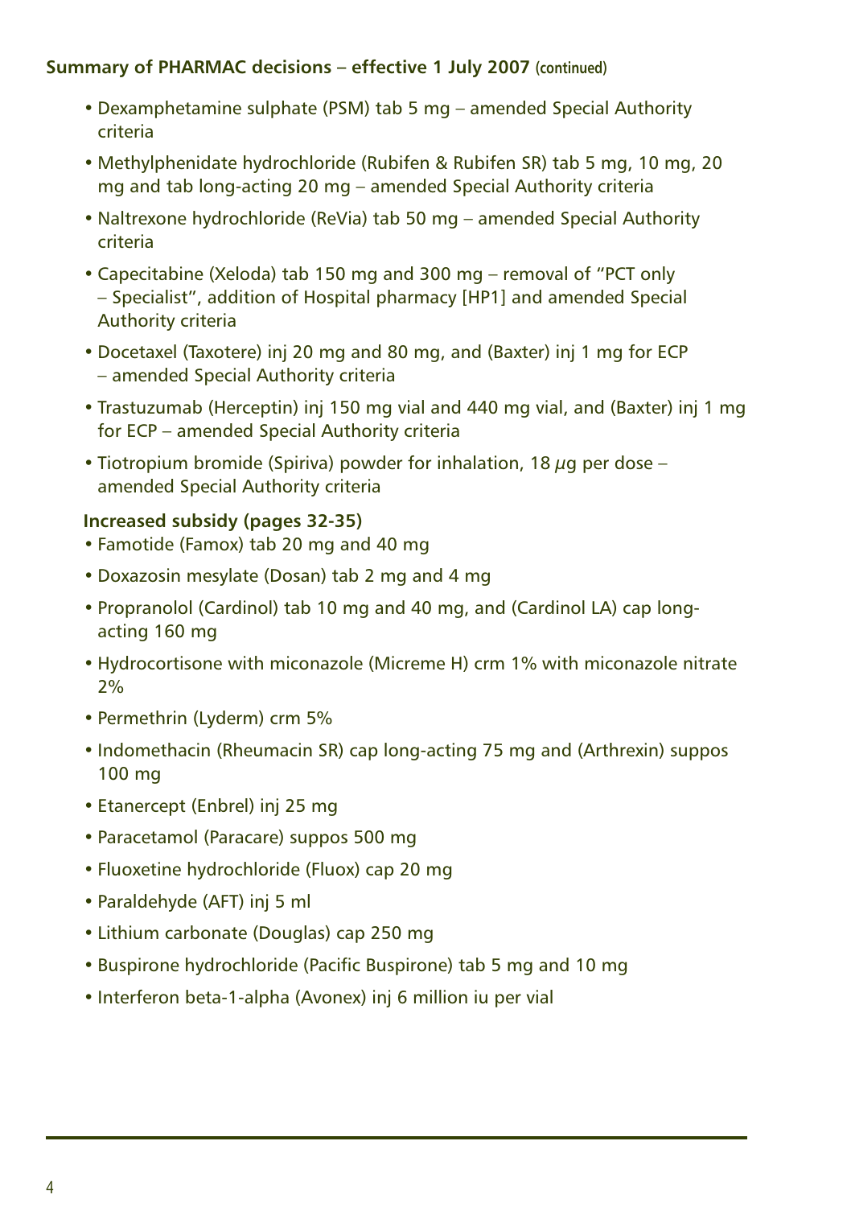**Summary of PHARMAC decisions – effective 1 July 2007 (continued)**

- Dexamphetamine sulphate (PSM) tab 5 mg – amended Special Authority criteria
- Methylphenidate hydrochloride (Rubifen & Rubifen SR) tab 5 mg, 10 mg, 20 mg and tab long-acting 20 mg – amended Special Authority criteria
- Naltrexone hydrochloride (ReVia) tab 50 mg – amended Special Authority criteria
- Capecitabine (Xeloda) tab 150 mg and 300 mg – removal of "PCT only – Specialist", addition of Hospital pharmacy [HP1] and amended Special Authority criteria
- Docetaxel (Taxotere) inj 20 mg and 80 mg, and (Baxter) inj 1 mg for ECP – amended Special Authority criteria
- Trastuzumab (Herceptin) inj 150 mg vial and 440 mg vial, and (Baxter) inj 1 mg for ECP – amended Special Authority criteria
- Tiotropium bromide (Spiriva) powder for inhalation, 18 µg per dose – amended Special Authority criteria

**Increased subsidy (pages 32-35)**

- Famotide (Famox) tab 20 mg and 40 mg
- Doxazosin mesylate (Dosan) tab 2 mg and 4 mg
- Propranolol (Cardinol) tab 10 mg and 40 mg, and (Cardinol LA) cap long-acting 160 mg
- Hydrocortisone with miconazole (Micreme H) crm 1% with miconazole nitrate 2%
- Permethrin (Lyderm) crm 5%
- Indomethacin (Rheumacin SR) cap long-acting 75 mg and (Arthrexin) suppos 100 mg
- Etanercept (Enbrel) inj 25 mg
- Paracetamol (Paracare) suppos 500 mg
- Fluoxetine hydrochloride (Fluox) cap 20 mg
- Paraldehyde (AFT) inj 5 ml
- Lithium carbonate (Douglas) cap 250 mg
- Buspirone hydrochloride (Pacific Buspirone) tab 5 mg and 10 mg
- Interferon beta-1-alpha (Avonex) inj 6 million iu per vial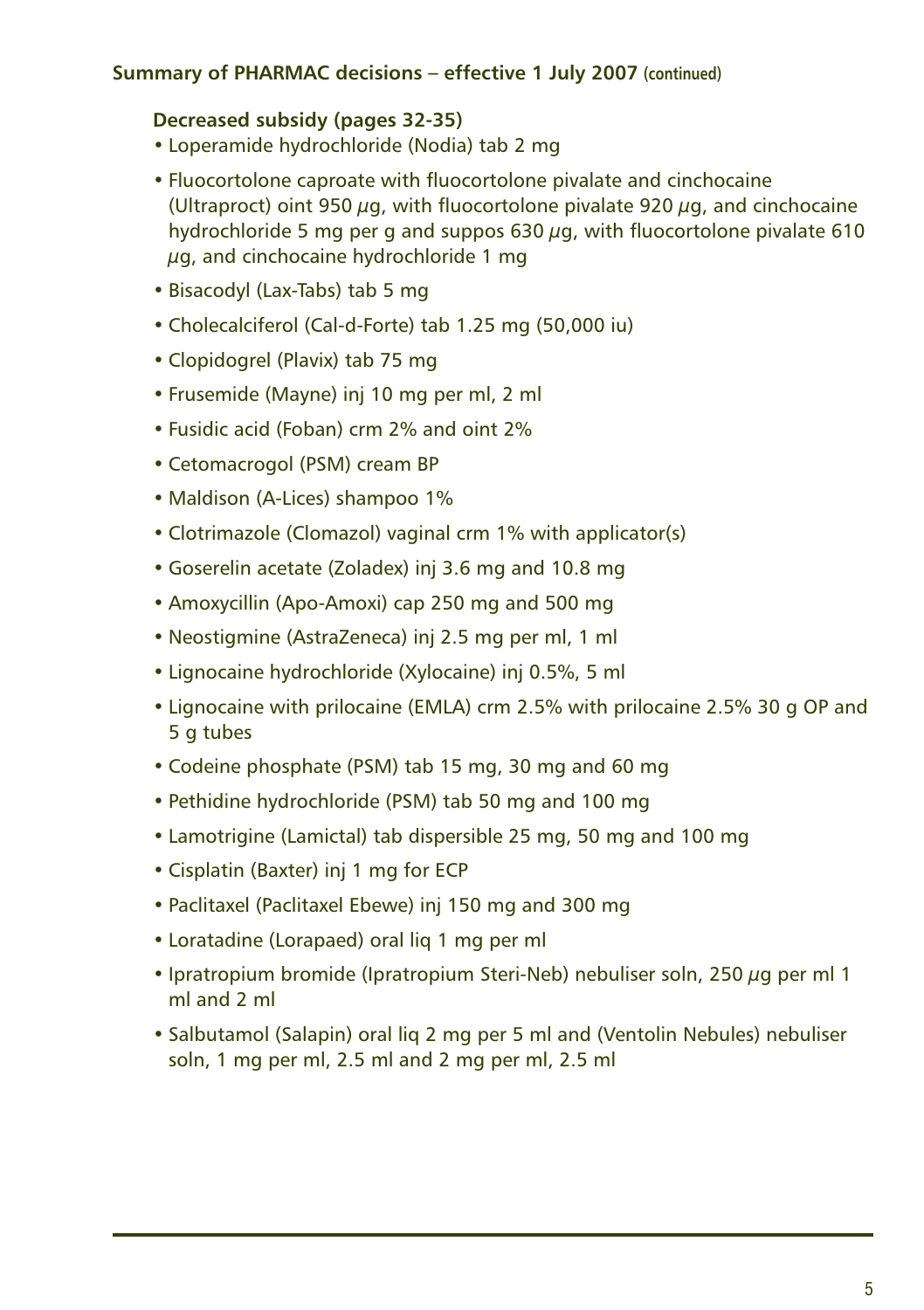## Summary of PHARMAC decisions – effective 1 July 2007 (continued)

### Decreased subsidy (pages 32-35)

- Loperamide hydrochloride (Nodia) tab 2 mg
- Fluocortolone caproate with fluocortolone pivalate and cinchocaine (Ultraproct) oint 950 µg, with fluocortolone pivalate 920 µg, and cinchocaine hydrochloride 5 mg per g and suppos 630 µg, with fluocortolone pivalate 610 µg, and cinchocaine hydrochloride 1 mg
- Bisacodyl (Lax-Tabs) tab 5 mg
- Cholecalciferol (Cal-d-Forte) tab 1.25 mg (50,000 iu)
- Clopidogrel (Plavix) tab 75 mg
- Frusemide (Mayne) inj 10 mg per ml, 2 ml
- Fusidic acid (Foban) crm 2% and oint 2%
- Cetomacrogol (PSM) cream BP
- Maldison (A-Lices) shampoo 1%
- Clotrimazole (Clomazol) vaginal crm 1% with applicator(s)
- Goserelin acetate (Zoladex) inj 3.6 mg and 10.8 mg
- Amoxycillin (Apo-Amoxi) cap 250 mg and 500 mg
- Neostigmine (AstraZeneca) inj 2.5 mg per ml, 1 ml
- Lignocaine hydrochloride (Xylocaine) inj 0.5%, 5 ml
- Lignocaine with prilocaine (EMLA) crm 2.5% with prilocaine 2.5% 30 g OP and 5 g tubes
- Codeine phosphate (PSM) tab 15 mg, 30 mg and 60 mg
- Pethidine hydrochloride (PSM) tab 50 mg and 100 mg
- Lamotrigine (Lamictal) tab dispersible 25 mg, 50 mg and 100 mg
- Cisplatin (Baxter) inj 1 mg for ECP
- Paclitaxel (Paclitaxel Ebewe) inj 150 mg and 300 mg
- Loratadine (Lorapaed) oral liq 1 mg per ml
- Ipratropium bromide (Ipratropium Steri-Neb) nebuliser soln, 250 µg per ml 1 ml and 2 ml
- Salbutamol (Salapin) oral liq 2 mg per 5 ml and (Ventolin Nebules) nebuliser soln, 1 mg per ml, 2.5 ml and 2 mg per ml, 2.5 ml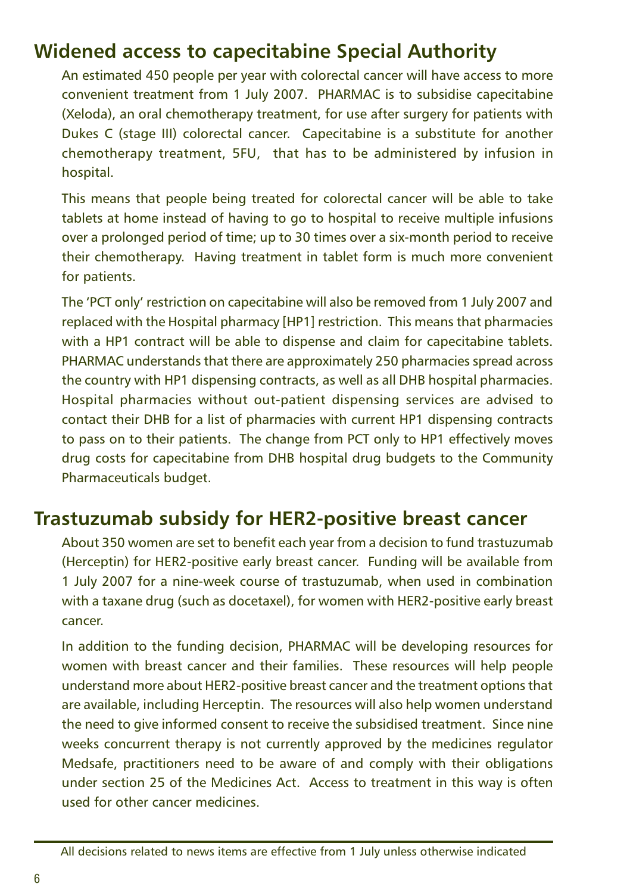## Widened access to capecitabine Special Authority

An estimated 450 people per year with colorectal cancer will have access to more convenient treatment from 1 July 2007. PHARMAC is to subsidise capecitabine (Xeloda), an oral chemotherapy treatment, for use after surgery for patients with Dukes C (stage III) colorectal cancer. Capecitabine is a substitute for another chemotherapy treatment, 5FU, that has to be administered by infusion in hospital.

This means that people being treated for colorectal cancer will be able to take tablets at home instead of having to go to hospital to receive multiple infusions over a prolonged period of time; up to 30 times over a six-month period to receive their chemotherapy. Having treatment in tablet form is much more convenient for patients.

The 'PCT only' restriction on capecitabine will also be removed from 1 July 2007 and replaced with the Hospital pharmacy [HP1] restriction. This means that pharmacies with a HP1 contract will be able to dispense and claim for capecitabine tablets. PHARMAC understands that there are approximately 250 pharmacies spread across the country with HP1 dispensing contracts, as well as all DHB hospital pharmacies. Hospital pharmacies without out-patient dispensing services are advised to contact their DHB for a list of pharmacies with current HP1 dispensing contracts to pass on to their patients. The change from PCT only to HP1 effectively moves drug costs for capecitabine from DHB hospital drug budgets to the Community Pharmaceuticals budget.

## Trastuzumab subsidy for HER2-positive breast cancer

About 350 women are set to benefit each year from a decision to fund trastuzumab (Herceptin) for HER2-positive early breast cancer. Funding will be available from 1 July 2007 for a nine-week course of trastuzumab, when used in combination with a taxane drug (such as docetaxel), for women with HER2-positive early breast cancer.

In addition to the funding decision, PHARMAC will be developing resources for women with breast cancer and their families. These resources will help people understand more about HER2-positive breast cancer and the treatment options that are available, including Herceptin. The resources will also help women understand the need to give informed consent to receive the subsidised treatment. Since nine weeks concurrent therapy is not currently approved by the medicines regulator Medsafe, practitioners need to be aware of and comply with their obligations under section 25 of the Medicines Act. Access to treatment in this way is often used for other cancer medicines.

All decisions related to news items are effective from 1 July unless otherwise indicated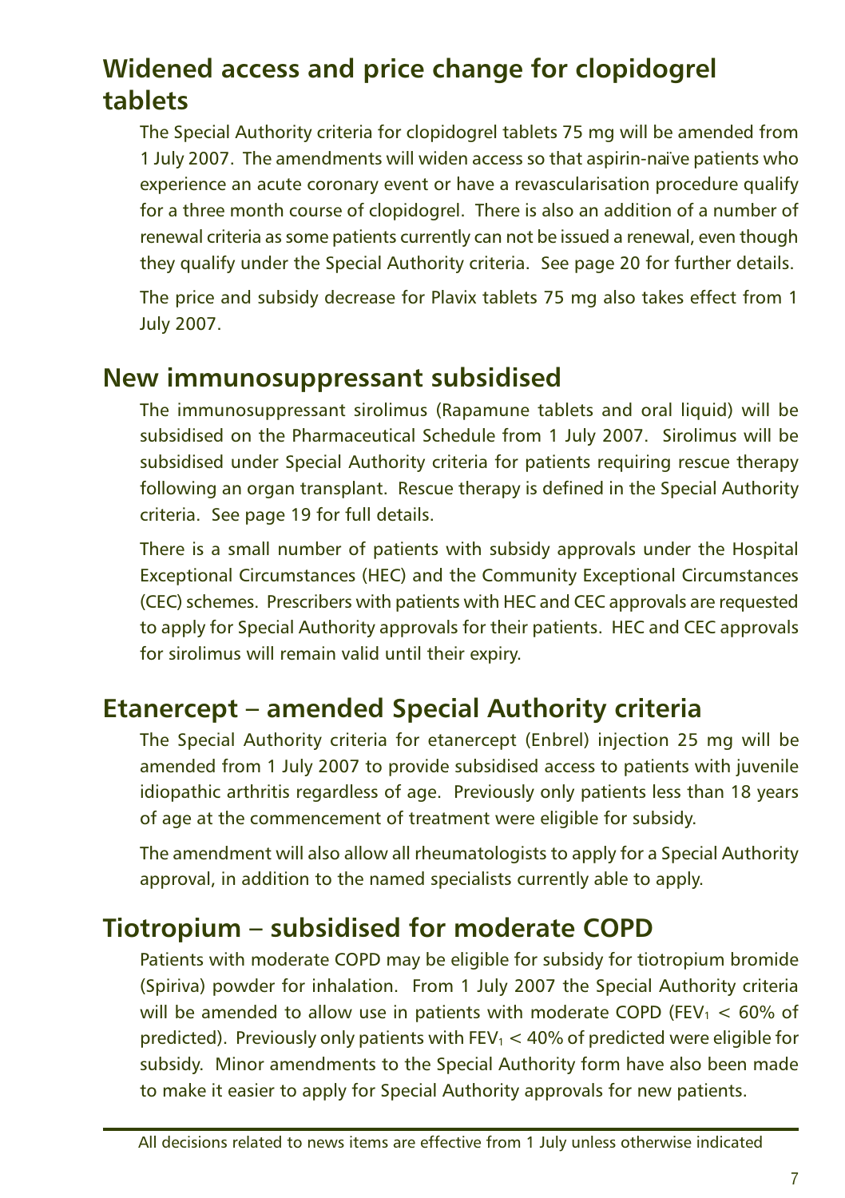## Widened access and price change for clopidogrel tablets

The Special Authority criteria for clopidogrel tablets 75 mg will be amended from 1 July 2007. The amendments will widen access so that aspirin-naïve patients who experience an acute coronary event or have a revascularisation procedure qualify for a three month course of clopidogrel. There is also an addition of a number of renewal criteria as some patients currently can not be issued a renewal, even though they qualify under the Special Authority criteria. See page 20 for further details.

The price and subsidy decrease for Plavix tablets 75 mg also takes effect from 1 July 2007.

## New immunosuppressant subsidised

The immunosuppressant sirolimus (Rapamune tablets and oral liquid) will be subsidised on the Pharmaceutical Schedule from 1 July 2007. Sirolimus will be subsidised under Special Authority criteria for patients requiring rescue therapy following an organ transplant. Rescue therapy is defined in the Special Authority criteria. See page 19 for full details.

There is a small number of patients with subsidy approvals under the Hospital Exceptional Circumstances (HEC) and the Community Exceptional Circumstances (CEC) schemes. Prescribers with patients with HEC and CEC approvals are requested to apply for Special Authority approvals for their patients. HEC and CEC approvals for sirolimus will remain valid until their expiry.

## Etanercept – amended Special Authority criteria

The Special Authority criteria for etanercept (Enbrel) injection 25 mg will be amended from 1 July 2007 to provide subsidised access to patients with juvenile idiopathic arthritis regardless of age. Previously only patients less than 18 years of age at the commencement of treatment were eligible for subsidy.

The amendment will also allow all rheumatologists to apply for a Special Authority approval, in addition to the named specialists currently able to apply.

## Tiotropium – subsidised for moderate COPD

Patients with moderate COPD may be eligible for subsidy for tiotropium bromide (Spiriva) powder for inhalation. From 1 July 2007 the Special Authority criteria will be amended to allow use in patients with moderate COPD ($FEV_1 < 60\%$ of predicted). Previously only patients with $FEV_1 < 40\%$ of predicted were eligible for subsidy. Minor amendments to the Special Authority form have also been made to make it easier to apply for Special Authority approvals for new patients.

All decisions related to news items are effective from 1 July unless otherwise indicated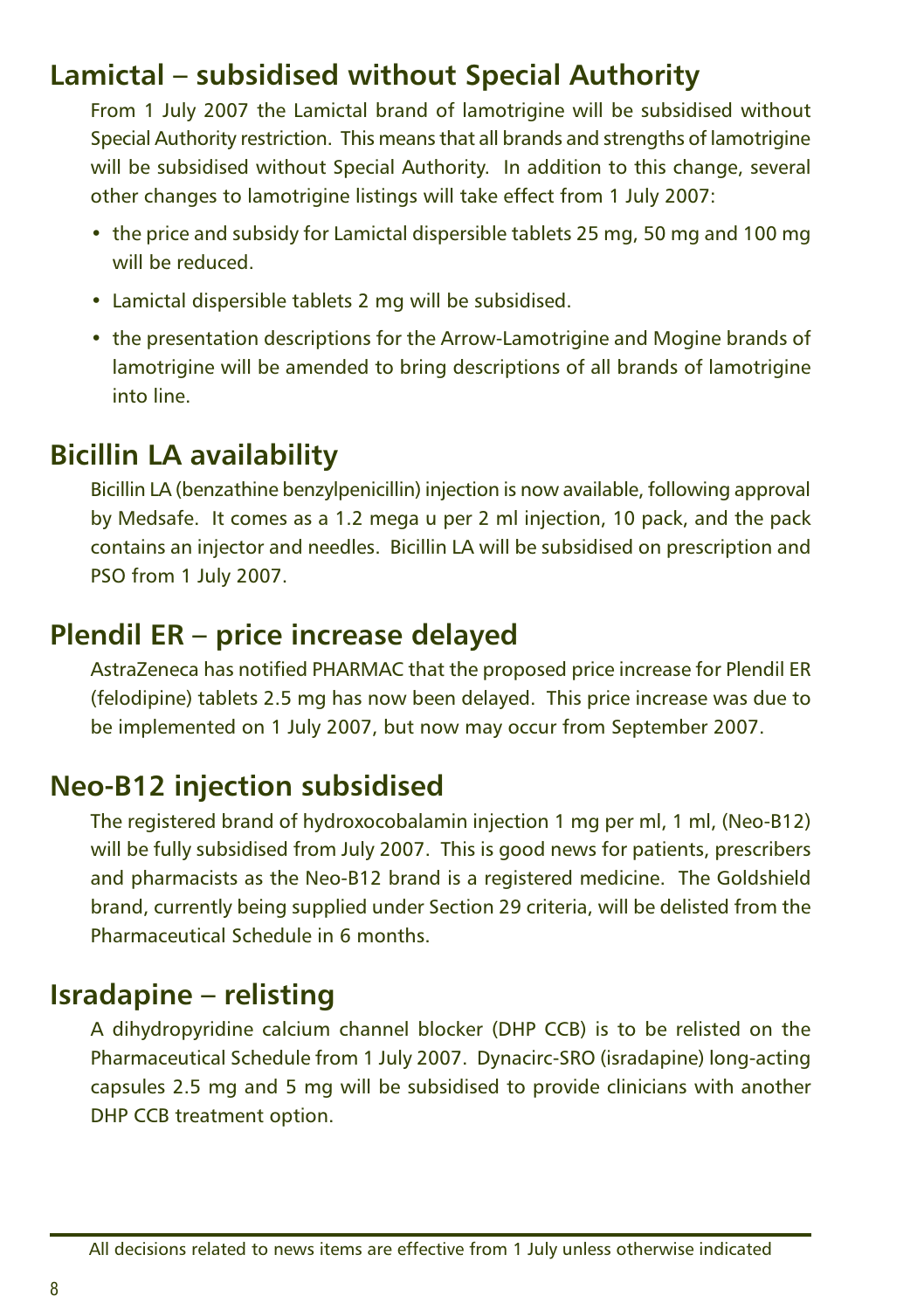## Lamictal – subsidised without Special Authority

From 1 July 2007 the Lamictal brand of lamotrigine will be subsidised without Special Authority restriction. This means that all brands and strengths of lamotrigine will be subsidised without Special Authority. In addition to this change, several other changes to lamotrigine listings will take effect from 1 July 2007:

- the price and subsidy for Lamictal dispersible tablets 25 mg, 50 mg and 100 mg will be reduced.
- Lamictal dispersible tablets 2 mg will be subsidised.
- the presentation descriptions for the Arrow-Lamotrigine and Mogine brands of lamotrigine will be amended to bring descriptions of all brands of lamotrigine into line.

## Bicillin LA availability

Bicillin LA (benzathine benzylpenicillin) injection is now available, following approval by Medsafe. It comes as a 1.2 mega u per 2 ml injection, 10 pack, and the pack contains an injector and needles. Bicillin LA will be subsidised on prescription and PSO from 1 July 2007.

## Plendil ER – price increase delayed

AstraZeneca has notified PHARMAC that the proposed price increase for Plendil ER (felodipine) tablets 2.5 mg has now been delayed. This price increase was due to be implemented on 1 July 2007, but now may occur from September 2007.

## Neo-B12 injection subsidised

The registered brand of hydroxocobalamin injection 1 mg per ml, 1 ml, (Neo-B12) will be fully subsidised from July 2007. This is good news for patients, prescribers and pharmacists as the Neo-B12 brand is a registered medicine. The Goldshield brand, currently being supplied under Section 29 criteria, will be delisted from the Pharmaceutical Schedule in 6 months.

## Isradapine – relisting

A dihydropyridine calcium channel blocker (DHP CCB) is to be relisted on the Pharmaceutical Schedule from 1 July 2007. Dynacirc-SRO (isradapine) long-acting capsules 2.5 mg and 5 mg will be subsidised to provide clinicians with another DHP CCB treatment option.

All decisions related to news items are effective from 1 July unless otherwise indicated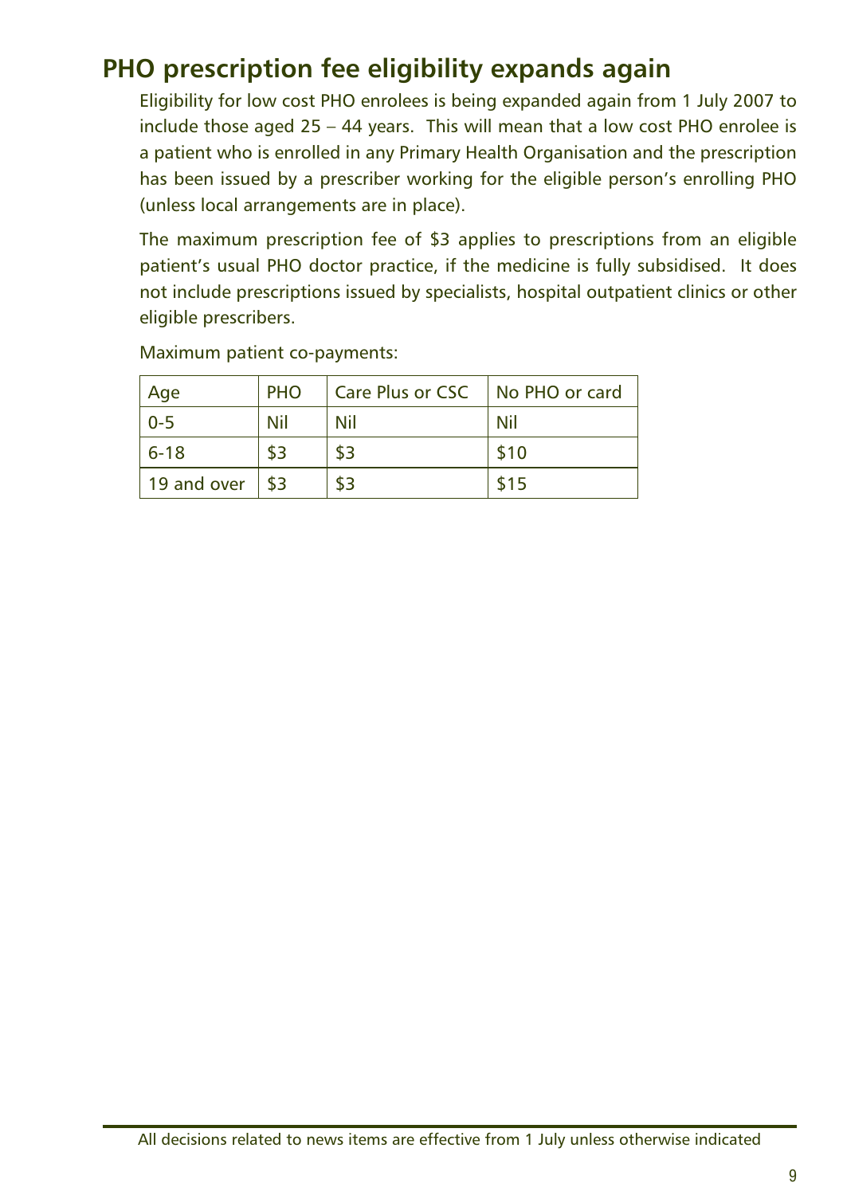## PHO prescription fee eligibility expands again

Eligibility for low cost PHO enrolees is being expanded again from 1 July 2007 to include those aged 25 – 44 years. This will mean that a low cost PHO enrolee is a patient who is enrolled in any Primary Health Organisation and the prescription has been issued by a prescriber working for the eligible person's enrolling PHO (unless local arrangements are in place).

The maximum prescription fee of $3 applies to prescriptions from an eligible patient's usual PHO doctor practice, if the medicine is fully subsidised. It does not include prescriptions issued by specialists, hospital outpatient clinics or other eligible prescribers.

Maximum patient co-payments:

| Age | PHO | Care Plus or CSC | No PHO or card |
|---|---|---|---|
| 0-5 | Nil | Nil | Nil |
| 6-18 | $3 | $3 | $10 |
| 19 and over | $3 | $3 | $15 |

All decisions related to news items are effective from 1 July unless otherwise indicated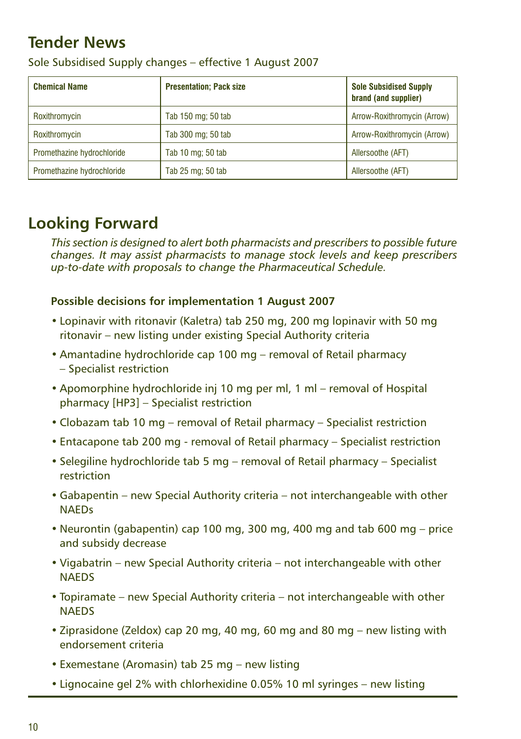## Tender News

Sole Subsidised Supply changes – effective 1 August 2007

| Chemical Name | Presentation; Pack size | Sole Subsidised Supply brand (and supplier) |
|---|---|---|
| Roxithromycin | Tab 150 mg; 50 tab | Arrow-Roxithromycin (Arrow) |
| Roxithromycin | Tab 300 mg; 50 tab | Arrow-Roxithromycin (Arrow) |
| Promethazine hydrochloride | Tab 10 mg; 50 tab | Allersoothe (AFT) |
| Promethazine hydrochloride | Tab 25 mg; 50 tab | Allersoothe (AFT) |

## Looking Forward

*This section is designed to alert both pharmacists and prescribers to possible future changes. It may assist pharmacists to manage stock levels and keep prescribers up-to-date with proposals to change the Pharmaceutical Schedule.*

**Possible decisions for implementation 1 August 2007**

- Lopinavir with ritonavir (Kaletra) tab 250 mg, 200 mg lopinavir with 50 mg ritonavir – new listing under existing Special Authority criteria
- Amantadine hydrochloride cap 100 mg – removal of Retail pharmacy – Specialist restriction
- Apomorphine hydrochloride inj 10 mg per ml, 1 ml – removal of Hospital pharmacy [HP3] – Specialist restriction
- Clobazam tab 10 mg – removal of Retail pharmacy – Specialist restriction
- Entacapone tab 200 mg - removal of Retail pharmacy – Specialist restriction
- Selegiline hydrochloride tab 5 mg – removal of Retail pharmacy – Specialist restriction
- Gabapentin – new Special Authority criteria – not interchangeable with other NAEDs
- Neurontin (gabapentin) cap 100 mg, 300 mg, 400 mg and tab 600 mg – price and subsidy decrease
- Vigabatrin – new Special Authority criteria – not interchangeable with other NAEDS
- Topiramate – new Special Authority criteria – not interchangeable with other NAEDS
- Ziprasidone (Zeldox) cap 20 mg, 40 mg, 60 mg and 80 mg – new listing with endorsement criteria
- Exemestane (Aromasin) tab 25 mg – new listing
- Lignocaine gel 2% with chlorhexidine 0.05% 10 ml syringes – new listing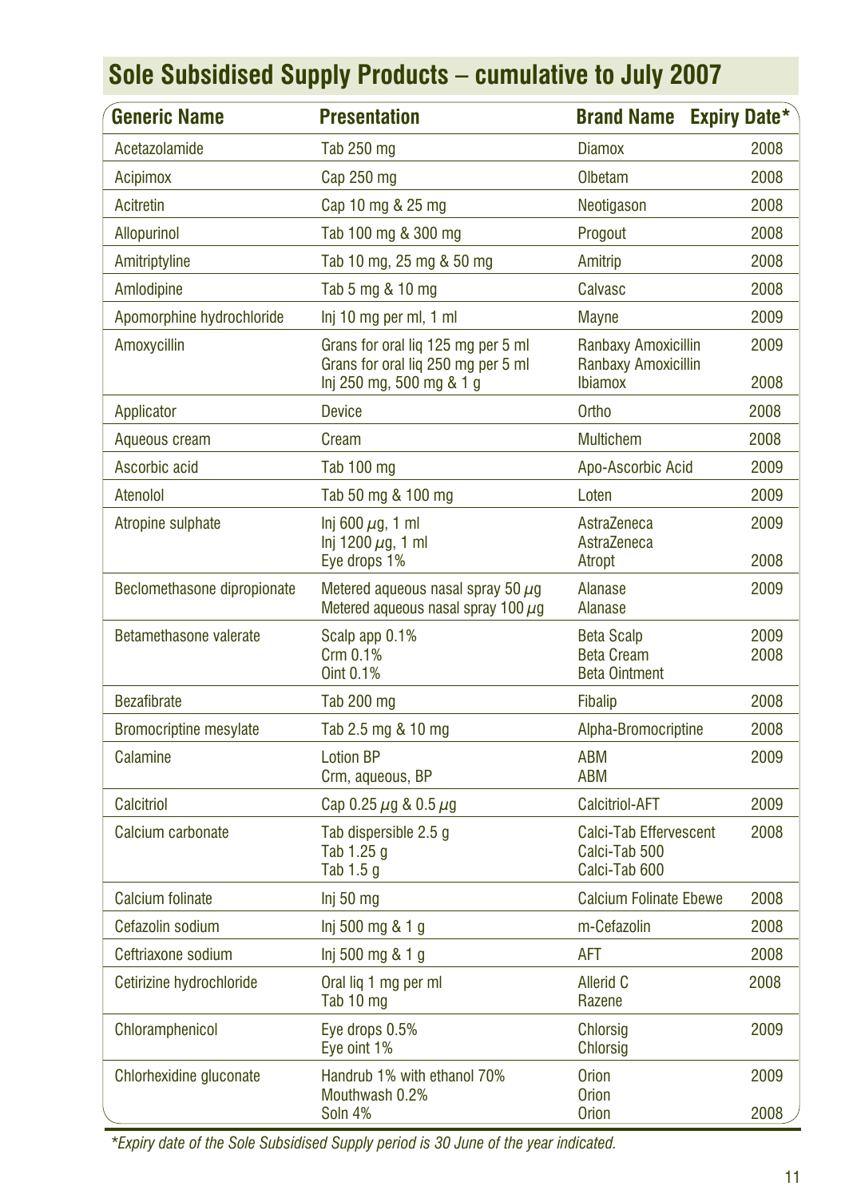## Sole Subsidised Supply Products – cumulative to July 2007

| Generic Name | Presentation | Brand Name | Expiry Date* |
|---|---|---|---|
| Acetazolamide | Tab 250 mg | Diamox | 2008 |
| Acipimox | Cap 250 mg | Olbetam | 2008 |
| Acitretin | Cap 10 mg & 25 mg | Neotigason | 2008 |
| Allopurinol | Tab 100 mg & 300 mg | Progout | 2008 |
| Amitriptyline | Tab 10 mg, 25 mg & 50 mg | Amitrip | 2008 |
| Amlodipine | Tab 5 mg & 10 mg | Calvasc | 2008 |
| Apomorphine hydrochloride | Inj 10 mg per ml, 1 ml | Mayne | 2009 |
| Amoxycillin | Grans for oral liq 125 mg per 5 ml<br>Grans for oral liq 250 mg per 5 ml<br>Inj 250 mg, 500 mg & 1 g | Ranbaxy Amoxicillin<br>Ranbaxy Amoxicillin<br>Ibiamox | 2009<br><br>2008 |
| Applicator | Device | Ortho | 2008 |
| Aqueous cream | Cream | Multichem | 2008 |
| Ascorbic acid | Tab 100 mg | Apo-Ascorbic Acid | 2009 |
| Atenolol | Tab 50 mg & 100 mg | Loten | 2009 |
| Atropine sulphate | Inj 600 $\mu$g, 1 ml<br>Inj 1200 $\mu$g, 1 ml<br>Eye drops 1% | AstraZeneca<br>AstraZeneca<br>Atropt | 2009<br><br>2008 |
| Beclomethasone dipropionate | Metered aqueous nasal spray 50 $\mu$g<br>Metered aqueous nasal spray 100 $\mu$g | Alanase<br>Alanase | 2009 |
| Betamethasone valerate | Scalp app 0.1%<br>Crm 0.1%<br>Oint 0.1% | Beta Scalp<br>Beta Cream<br>Beta Ointment | 2009<br>2008 |
| Bezafibrate | Tab 200 mg | Fibalip | 2008 |
| Bromocriptine mesylate | Tab 2.5 mg & 10 mg | Alpha-Bromocriptine | 2008 |
| Calamine | Lotion BP<br>Crm, aqueous, BP | ABM<br>ABM | 2009 |
| Calcitriol | Cap 0.25 $\mu$g & 0.5 $\mu$g | Calcitriol-AFT | 2009 |
| Calcium carbonate | Tab dispersible 2.5 g<br>Tab 1.25 g<br>Tab 1.5 g | Calci-Tab Effervescent<br>Calci-Tab 500<br>Calci-Tab 600 | 2008 |
| Calcium folinate | Inj 50 mg | Calcium Folinate Ebewe | 2008 |
| Cefazolin sodium | Inj 500 mg & 1 g | m-Cefazolin | 2008 |
| Ceftriaxone sodium | Inj 500 mg & 1 g | AFT | 2008 |
| Cetirizine hydrochloride | Oral liq 1 mg per ml<br>Tab 10 mg | Allerid C<br>Razene | 2008 |
| Chloramphenicol | Eye drops 0.5%<br>Eye oint 1% | Chlorsig<br>Chlorsig | 2009 |
| Chlorhexidine gluconate | Handrub 1% with ethanol 70%<br>Mouthwash 0.2%<br>Soln 4% | Orion<br>Orion<br>Orion | 2009<br><br>2008 |

*\*Expiry date of the Sole Subsidised Supply period is 30 June of the year indicated.*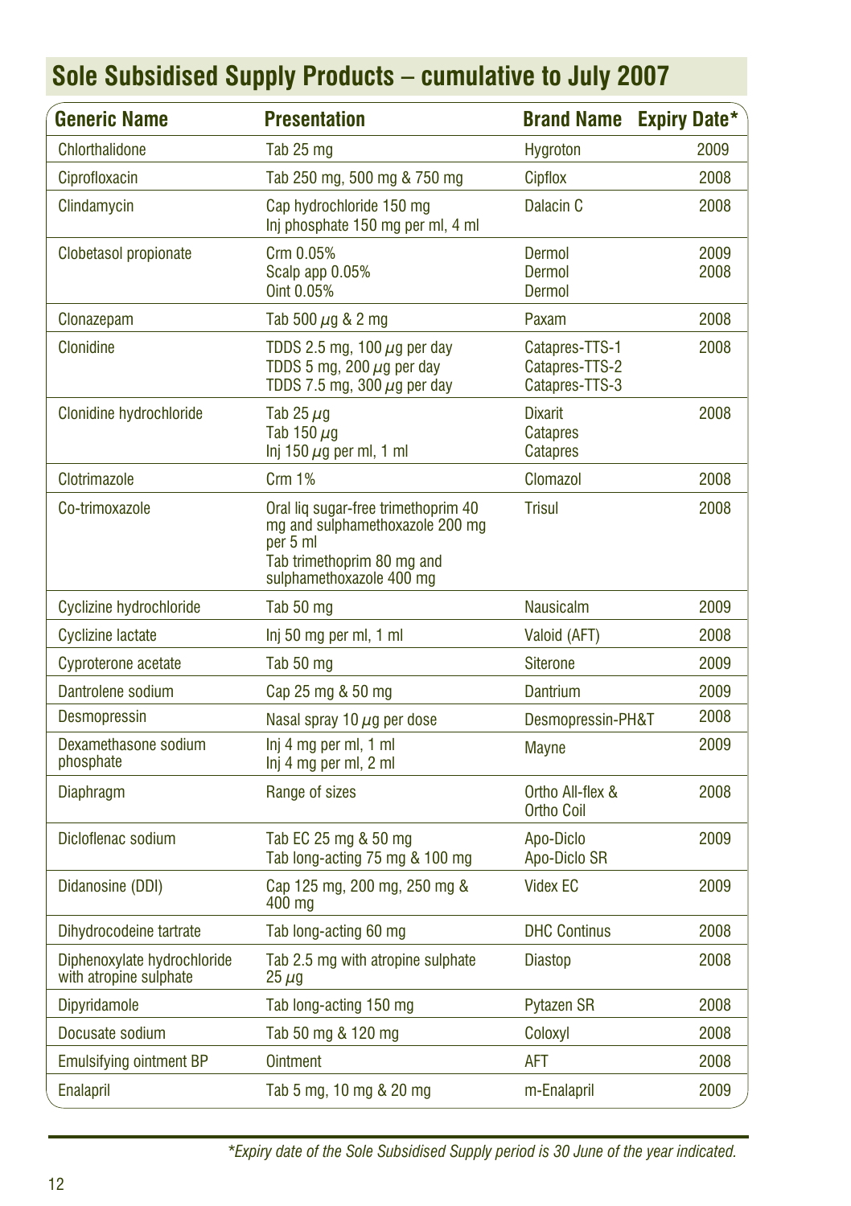## Sole Subsidised Supply Products – cumulative to July 2007

| Generic Name | Presentation | Brand Name | Expiry Date* |
|---|---|---|---|
| Chlorthalidone | Tab 25 mg | Hygroton | 2009 |
| Ciprofloxacin | Tab 250 mg, 500 mg & 750 mg | Cipflox | 2008 |
| Clindamycin | Cap hydrochloride 150 mg<br>Inj phosphate 150 mg per ml, 4 ml | Dalacin C | 2008 |
| Clobetasol propionate | Crm 0.05%<br>Scalp app 0.05%<br>Oint 0.05% | Dermol<br>Dermol<br>Dermol | 2009<br>2008 |
| Clonazepam | Tab 500 µg & 2 mg | Paxam | 2008 |
| Clonidine | TDDS 2.5 mg, 100 µg per day<br>TDDS 5 mg, 200 µg per day<br>TDDS 7.5 mg, 300 µg per day | Catapres-TTS-1<br>Catapres-TTS-2<br>Catapres-TTS-3 | 2008 |
| Clonidine hydrochloride | Tab 25 µg<br>Tab 150 µg<br>Inj 150 µg per ml, 1 ml | Dixarit<br>Catapres<br>Catapres | 2008 |
| Clotrimazole | Crm 1% | Clomazol | 2008 |
| Co-trimoxazole | Oral liq sugar-free trimethoprim 40 mg and sulphamethoxazole 200 mg per 5 ml<br>Tab trimethoprim 80 mg and sulphamethoxazole 400 mg | Trisul | 2008 |
| Cyclizine hydrochloride | Tab 50 mg | Nausicalm | 2009 |
| Cyclizine lactate | Inj 50 mg per ml, 1 ml | Valoid (AFT) | 2008 |
| Cyproterone acetate | Tab 50 mg | Siterone | 2009 |
| Dantrolene sodium | Cap 25 mg & 50 mg | Dantrium | 2009 |
| Desmopressin | Nasal spray 10 µg per dose | Desmopressin-PH&T | 2008 |
| Dexamethasone sodium phosphate | Inj 4 mg per ml, 1 ml<br>Inj 4 mg per ml, 2 ml | Mayne | 2009 |
| Diaphragm | Range of sizes | Ortho All-flex & Ortho Coil | 2008 |
| Dicloflenac sodium | Tab EC 25 mg & 50 mg<br>Tab long-acting 75 mg & 100 mg | Apo-Diclo<br>Apo-Diclo SR | 2009 |
| Didanosine (DDI) | Cap 125 mg, 200 mg, 250 mg & 400 mg | Videx EC | 2009 |
| Dihydrocodeine tartrate | Tab long-acting 60 mg | DHC Continus | 2008 |
| Diphenoxylate hydrochloride with atropine sulphate | Tab 2.5 mg with atropine sulphate 25 µg | Diastop | 2008 |
| Dipyridamole | Tab long-acting 150 mg | Pytazen SR | 2008 |
| Docusate sodium | Tab 50 mg & 120 mg | Coloxyl | 2008 |
| Emulsifying ointment BP | Ointment | AFT | 2008 |
| Enalapril | Tab 5 mg, 10 mg & 20 mg | m-Enalapril | 2009 |

*Expiry date of the Sole Subsidised Supply period is 30 June of the year indicated.*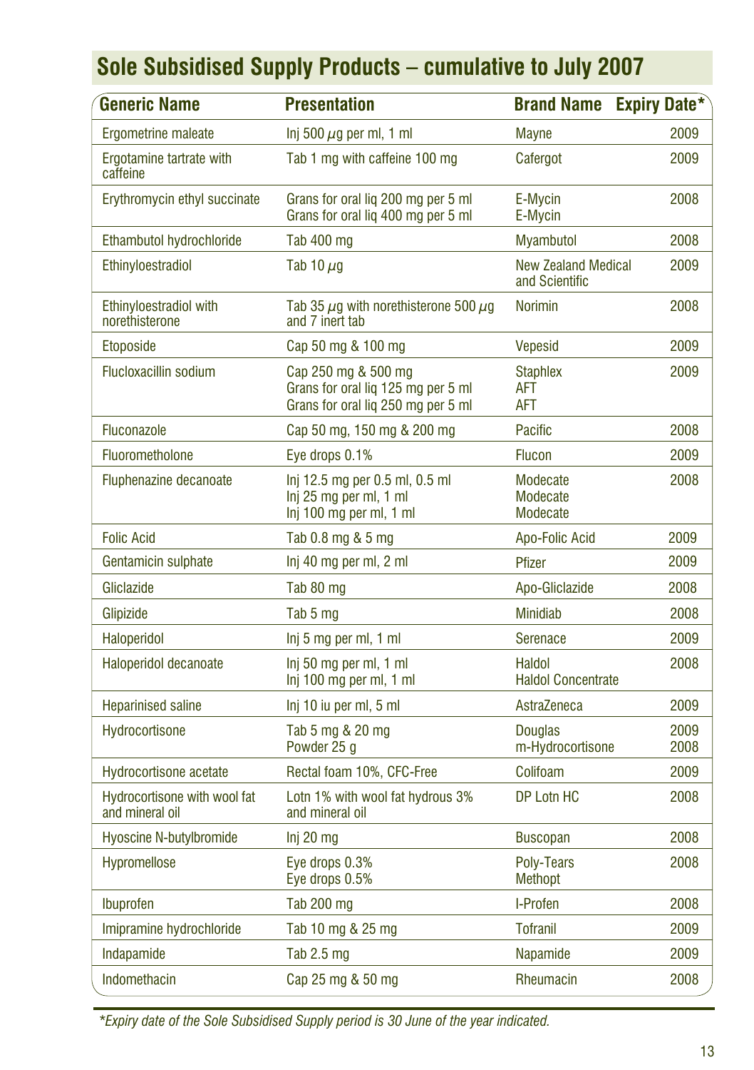# Sole Subsidised Supply Products – cumulative to July 2007

| Generic Name | Presentation | Brand Name | Expiry Date* |
|---|---|---|---|
| Ergometrine maleate | Inj 500 $\mu$g per ml, 1 ml | Mayne | 2009 |
| Ergotamine tartrate with caffeine | Tab 1 mg with caffeine 100 mg | Cafergot | 2009 |
| Erythromycin ethyl succinate | Grans for oral liq 200 mg per 5 ml<br>Grans for oral liq 400 mg per 5 ml | E-Mycin<br>E-Mycin | 2008 |
| Ethambutol hydrochloride | Tab 400 mg | Myambutol | 2008 |
| Ethinyloestradiol | Tab 10 $\mu$g | New Zealand Medical and Scientific | 2009 |
| Ethinyloestradiol with norethisterone | Tab 35 $\mu$g with norethisterone 500 $\mu$g and 7 inert tab | Norimin | 2008 |
| Etoposide | Cap 50 mg & 100 mg | Vepesid | 2009 |
| Flucloxacillin sodium | Cap 250 mg & 500 mg<br>Grans for oral liq 125 mg per 5 ml<br>Grans for oral liq 250 mg per 5 ml | Staphlex<br>AFT<br>AFT | 2009 |
| Fluconazole | Cap 50 mg, 150 mg & 200 mg | Pacific | 2008 |
| Fluorometholone | Eye drops 0.1% | Flucon | 2009 |
| Fluphenazine decanoate | Inj 12.5 mg per 0.5 ml, 0.5 ml<br>Inj 25 mg per ml, 1 ml<br>Inj 100 mg per ml, 1 ml | Modecate<br>Modecate<br>Modecate | 2008 |
| Folic Acid | Tab 0.8 mg & 5 mg | Apo-Folic Acid | 2009 |
| Gentamicin sulphate | Inj 40 mg per ml, 2 ml | Pfizer | 2009 |
| Gliclazide | Tab 80 mg | Apo-Gliclazide | 2008 |
| Glipizide | Tab 5 mg | Minidiab | 2008 |
| Haloperidol | Inj 5 mg per ml, 1 ml | Serenace | 2009 |
| Haloperidol decanoate | Inj 50 mg per ml, 1 ml<br>Inj 100 mg per ml, 1 ml | Haldol<br>Haldol Concentrate | 2008 |
| Heparinised saline | Inj 10 iu per ml, 5 ml | AstraZeneca | 2009 |
| Hydrocortisone | Tab 5 mg & 20 mg<br>Powder 25 g | Douglas<br>m-Hydrocortisone | 2009<br>2008 |
| Hydrocortisone acetate | Rectal foam 10%, CFC-Free | Colifoam | 2009 |
| Hydrocortisone with wool fat and mineral oil | Lotn 1% with wool fat hydrous 3% and mineral oil | DP Lotn HC | 2008 |
| Hyoscine N-butylbromide | Inj 20 mg | Buscopan | 2008 |
| Hypromellose | Eye drops 0.3%<br>Eye drops 0.5% | Poly-Tears<br>Methopt | 2008 |
| Ibuprofen | Tab 200 mg | I-Profen | 2008 |
| Imipramine hydrochloride | Tab 10 mg & 25 mg | Tofranil | 2009 |
| Indapamide | Tab 2.5 mg | Napamide | 2009 |
| Indomethacin | Cap 25 mg & 50 mg | Rheumacin | 2008 |

*Expiry date of the Sole Subsidised Supply period is 30 June of the year indicated.*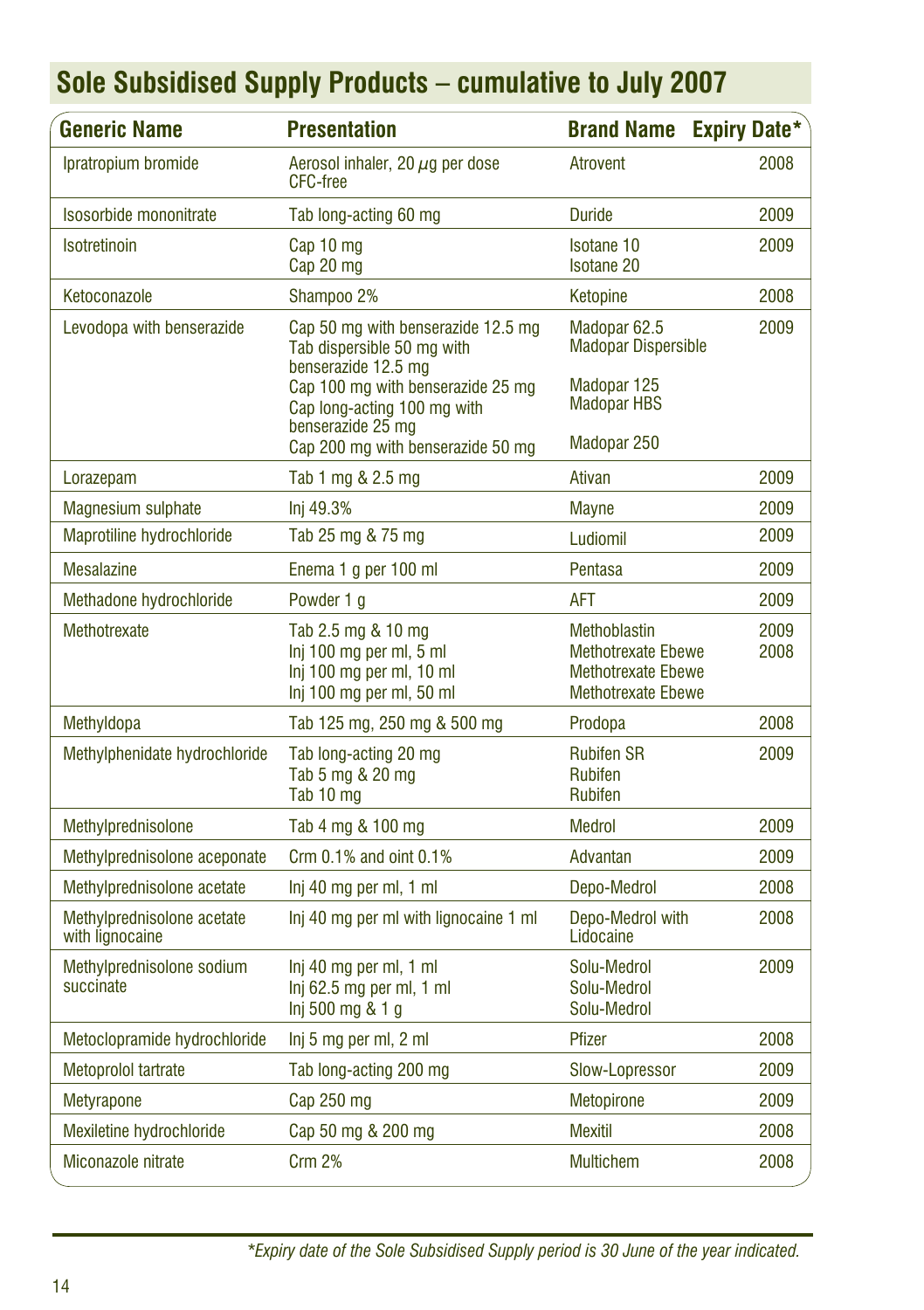## Sole Subsidised Supply Products – cumulative to July 2007

| Generic Name | Presentation | Brand Name | Expiry Date* |
|---|---|---|---|
| Ipratropium bromide | Aerosol inhaler, 20 $\mu$g per dose CFC-free | Atrovent | 2008 |
| Isosorbide mononitrate | Tab long-acting 60 mg | Duride | 2009 |
| Isotretinoin | Cap 10 mg<br>Cap 20 mg | Isotane 10<br>Isotane 20 | 2009 |
| Ketoconazole | Shampoo 2% | Ketopine | 2008 |
| Levodopa with benserazide | Cap 50 mg with benserazide 12.5 mg<br>Tab dispersible 50 mg with benserazide 12.5 mg<br>Cap 100 mg with benserazide 25 mg<br>Cap long-acting 100 mg with benserazide 25 mg<br>Cap 200 mg with benserazide 50 mg | Madopar 62.5<br>Madopar Dispersible<br>Madopar 125<br>Madopar HBS<br>Madopar 250 | 2009 |
| Lorazepam | Tab 1 mg & 2.5 mg | Ativan | 2009 |
| Magnesium sulphate | Inj 49.3% | Mayne | 2009 |
| Maprotiline hydrochloride | Tab 25 mg & 75 mg | Ludiomil | 2009 |
| Mesalazine | Enema 1 g per 100 ml | Pentasa | 2009 |
| Methadone hydrochloride | Powder 1 g | AFT | 2009 |
| Methotrexate | Tab 2.5 mg & 10 mg<br>Inj 100 mg per ml, 5 ml<br>Inj 100 mg per ml, 10 ml<br>Inj 100 mg per ml, 50 ml | Methoblastin<br>Methotrexate Ebewe<br>Methotrexate Ebewe<br>Methotrexate Ebewe | 2009<br>2008 |
| Methyldopa | Tab 125 mg, 250 mg & 500 mg | Prodopa | 2008 |
| Methylphenidate hydrochloride | Tab long-acting 20 mg<br>Tab 5 mg & 20 mg<br>Tab 10 mg | Rubifen SR<br>Rubifen<br>Rubifen | 2009 |
| Methylprednisolone | Tab 4 mg & 100 mg | Medrol | 2009 |
| Methylprednisolone aceponate | Crm 0.1% and oint 0.1% | Advantan | 2009 |
| Methylprednisolone acetate | Inj 40 mg per ml, 1 ml | Depo-Medrol | 2008 |
| Methylprednisolone acetate with lignocaine | Inj 40 mg per ml with lignocaine 1 ml | Depo-Medrol with Lidocaine | 2008 |
| Methylprednisolone sodium succinate | Inj 40 mg per ml, 1 ml<br>Inj 62.5 mg per ml, 1 ml<br>Inj 500 mg & 1 g | Solu-Medrol<br>Solu-Medrol<br>Solu-Medrol | 2009 |
| Metoclopramide hydrochloride | Inj 5 mg per ml, 2 ml | Pfizer | 2008 |
| Metoprolol tartrate | Tab long-acting 200 mg | Slow-Lopressor | 2009 |
| Metyrapone | Cap 250 mg | Metopirone | 2009 |
| Mexiletine hydrochloride | Cap 50 mg & 200 mg | Mexitil | 2008 |
| Miconazole nitrate | Crm 2% | Multichem | 2008 |

*\*Expiry date of the Sole Subsidised Supply period is 30 June of the year indicated.*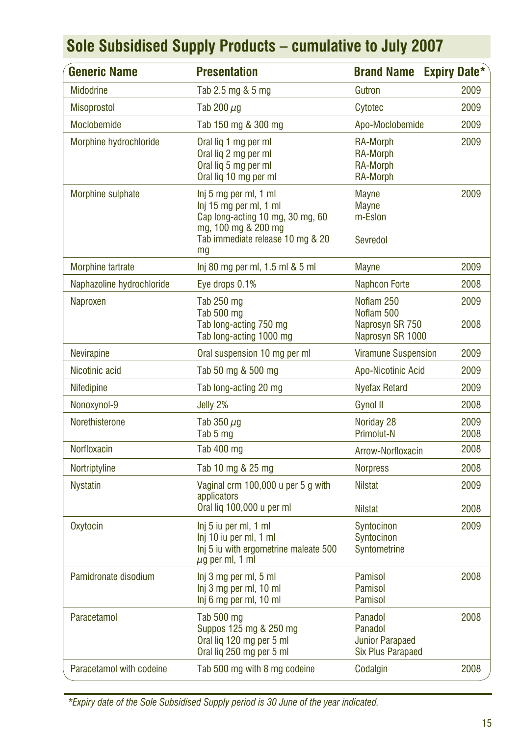## Sole Subsidised Supply Products – cumulative to July 2007

| Generic Name | Presentation | Brand Name | Expiry Date* |
|---|---|---|---|
| Midodrine | Tab 2.5 mg & 5 mg | Gutron | 2009 |
| Misoprostol | Tab 200 $\mu$g | Cytotec | 2009 |
| Moclobemide | Tab 150 mg & 300 mg | Apo-Moclobemide | 2009 |
| Morphine hydrochloride | Oral liq 1 mg per ml<br>Oral liq 2 mg per ml<br>Oral liq 5 mg per ml<br>Oral liq 10 mg per ml | RA-Morph<br>RA-Morph<br>RA-Morph<br>RA-Morph | 2009 |
| Morphine sulphate | Inj 5 mg per ml, 1 ml<br>Inj 15 mg per ml, 1 ml<br>Cap long-acting 10 mg, 30 mg, 60 mg, 100 mg & 200 mg<br>Tab immediate release 10 mg & 20 mg | Mayne<br>Mayne<br>m-Eslon<br>Sevredol | 2009 |
| Morphine tartrate | Inj 80 mg per ml, 1.5 ml & 5 ml | Mayne | 2009 |
| Naphazoline hydrochloride | Eye drops 0.1% | Naphcon Forte | 2008 |
| Naproxen | Tab 250 mg<br>Tab 500 mg<br>Tab long-acting 750 mg<br>Tab long-acting 1000 mg | Noflam 250<br>Noflam 500<br>Naprosyn SR 750<br>Naprosyn SR 1000 | 2009<br><br>2008 |
| Nevirapine | Oral suspension 10 mg per ml | Viramune Suspension | 2009 |
| Nicotinic acid | Tab 50 mg & 500 mg | Apo-Nicotinic Acid | 2009 |
| Nifedipine | Tab long-acting 20 mg | Nyefax Retard | 2009 |
| Nonoxynol-9 | Jelly 2% | Gynol II | 2008 |
| Norethisterone | Tab 350 $\mu$g<br>Tab 5 mg | Noriday 28<br>Primolut-N | 2009<br>2008 |
| Norfloxacin | Tab 400 mg | Arrow-Norfloxacin | 2008 |
| Nortriptyline | Tab 10 mg & 25 mg | Norpress | 2008 |
| Nystatin | Vaginal crm 100,000 u per 5 g with applicators<br>Oral liq 100,000 u per ml | Nilstat<br>Nilstat | 2009<br>2008 |
| Oxytocin | Inj 5 iu per ml, 1 ml<br>Inj 10 iu per ml, 1 ml<br>Inj 5 iu with ergometrine maleate 500 $\mu$g per ml, 1 ml | Syntocinon<br>Syntocinon<br>Syntometrine | 2009 |
| Pamidronate disodium | Inj 3 mg per ml, 5 ml<br>Inj 3 mg per ml, 10 ml<br>Inj 6 mg per ml, 10 ml | Pamisol<br>Pamisol<br>Pamisol | 2008 |
| Paracetamol | Tab 500 mg<br>Suppos 125 mg & 250 mg<br>Oral liq 120 mg per 5 ml<br>Oral liq 250 mg per 5 ml | Panadol<br>Panadol<br>Junior Parapaed<br>Six Plus Parapaed | 2008 |
| Paracetamol with codeine | Tab 500 mg with 8 mg codeine | Codalgin | 2008 |

*Expiry date of the Sole Subsidised Supply period is 30 June of the year indicated.*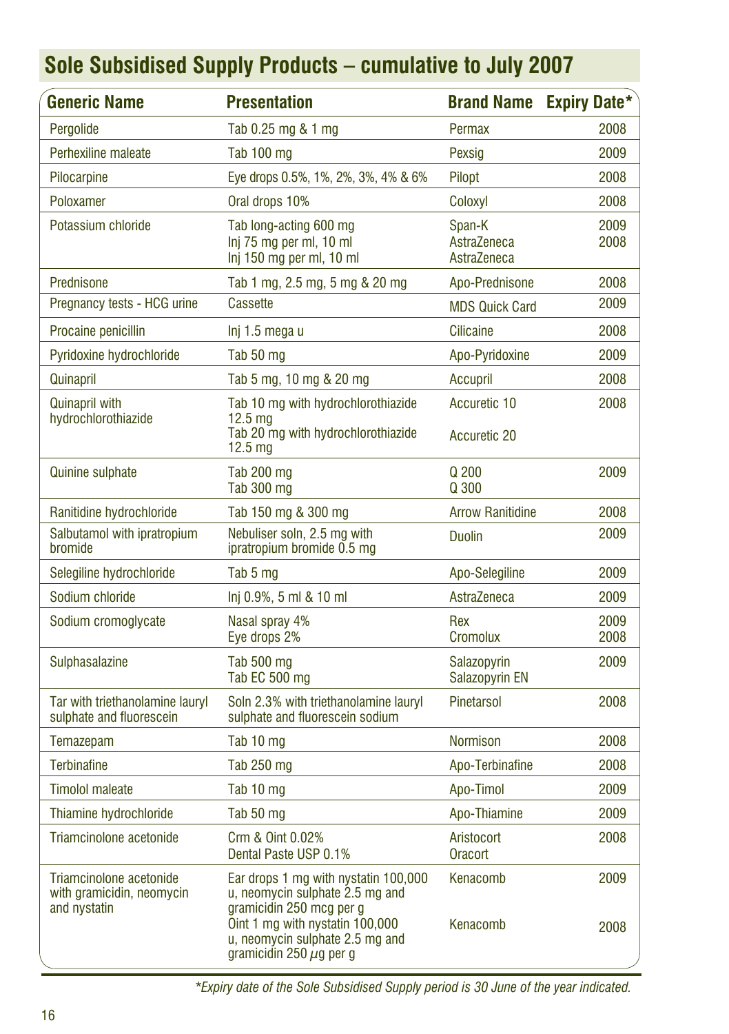## Sole Subsidised Supply Products – cumulative to July 2007

| Generic Name | Presentation | Brand Name | Expiry Date* |
|---|---|---|---|
| Pergolide | Tab 0.25 mg & 1 mg | Permax | 2008 |
| Perhexiline maleate | Tab 100 mg | Pexsig | 2009 |
| Pilocarpine | Eye drops 0.5%, 1%, 2%, 3%, 4% & 6% | Pilopt | 2008 |
| Poloxamer | Oral drops 10% | Coloxyl | 2008 |
| Potassium chloride | Tab long-acting 600 mg<br>Inj 75 mg per ml, 10 ml<br>Inj 150 mg per ml, 10 ml | Span-K<br>AstraZeneca<br>AstraZeneca | 2009<br>2008 |
| Prednisone | Tab 1 mg, 2.5 mg, 5 mg & 20 mg | Apo-Prednisone | 2008 |
| Pregnancy tests - HCG urine | Cassette | MDS Quick Card | 2009 |
| Procaine penicillin | Inj 1.5 mega u | Cilicaine | 2008 |
| Pyridoxine hydrochloride | Tab 50 mg | Apo-Pyridoxine | 2009 |
| Quinapril | Tab 5 mg, 10 mg & 20 mg | Accupril | 2008 |
| Quinapril with hydrochlorothiazide | Tab 10 mg with hydrochlorothiazide 12.5 mg<br>Tab 20 mg with hydrochlorothiazide 12.5 mg | Accuretic 10<br>Accuretic 20 | 2008 |
| Quinine sulphate | Tab 200 mg<br>Tab 300 mg | Q 200<br>Q 300 | 2009 |
| Ranitidine hydrochloride | Tab 150 mg & 300 mg | Arrow Ranitidine | 2008 |
| Salbutamol with ipratropium bromide | Nebuliser soln, 2.5 mg with ipratropium bromide 0.5 mg | Duolin | 2009 |
| Selegiline hydrochloride | Tab 5 mg | Apo-Selegiline | 2009 |
| Sodium chloride | Inj 0.9%, 5 ml & 10 ml | AstraZeneca | 2009 |
| Sodium cromoglycate | Nasal spray 4%<br>Eye drops 2% | Rex<br>Cromolux | 2009<br>2008 |
| Sulphasalazine | Tab 500 mg<br>Tab EC 500 mg | Salazopyrin<br>Salazopyrin EN | 2009 |
| Tar with triethanolamine lauryl sulphate and fluorescein | Soln 2.3% with triethanolamine lauryl sulphate and fluorescein sodium | Pinetarsol | 2008 |
| Temazepam | Tab 10 mg | Normison | 2008 |
| Terbinafine | Tab 250 mg | Apo-Terbinafine | 2008 |
| Timolol maleate | Tab 10 mg | Apo-Timol | 2009 |
| Thiamine hydrochloride | Tab 50 mg | Apo-Thiamine | 2009 |
| Triamcinolone acetonide | Crm & Oint 0.02%<br>Dental Paste USP 0.1% | Aristocort<br>Oracort | 2008 |
| Triamcinolone acetonide with gramicidin, neomycin and nystatin | Ear drops 1 mg with nystatin 100,000 u, neomycin sulphate 2.5 mg and gramicidin 250 mcg per g<br>Oint 1 mg with nystatin 100,000 u, neomycin sulphate 2.5 mg and gramicidin 250 $\mu$g per g | Kenacomb<br>Kenacomb | 2009<br>2008 |

*\*Expiry date of the Sole Subsidised Supply period is 30 June of the year indicated.*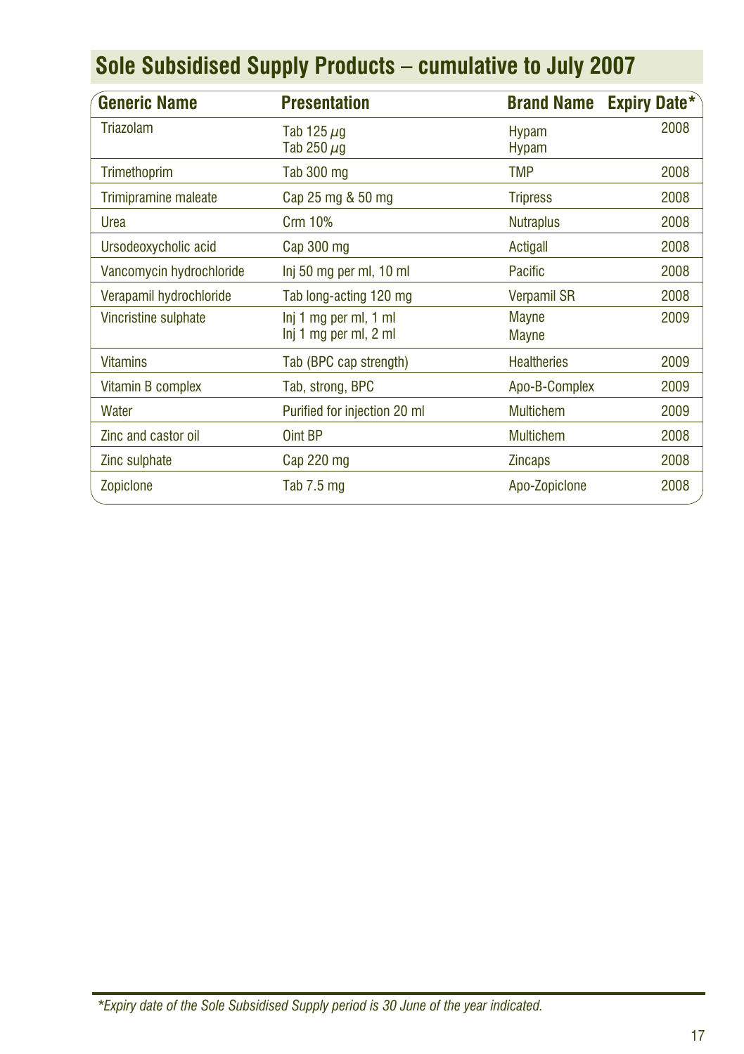## Sole Subsidised Supply Products – cumulative to July 2007

| Generic Name | Presentation | Brand Name | Expiry Date* |
|---|---|---|---|
| Triazolam | Tab 125 µg<br>Tab 250 µg | Hypam<br>Hypam | 2008 |
| Trimethoprim | Tab 300 mg | TMP | 2008 |
| Trimipramine maleate | Cap 25 mg & 50 mg | Tripress | 2008 |
| Urea | Crm 10% | Nutraplus | 2008 |
| Ursodeoxycholic acid | Cap 300 mg | Actigall | 2008 |
| Vancomycin hydrochloride | Inj 50 mg per ml, 10 ml | Pacific | 2008 |
| Verapamil hydrochloride | Tab long-acting 120 mg | Verpamil SR | 2008 |
| Vincristine sulphate | Inj 1 mg per ml, 1 ml<br>Inj 1 mg per ml, 2 ml | Mayne<br>Mayne | 2009 |
| Vitamins | Tab (BPC cap strength) | Healtheries | 2009 |
| Vitamin B complex | Tab, strong, BPC | Apo-B-Complex | 2009 |
| Water | Purified for injection 20 ml | Multichem | 2009 |
| Zinc and castor oil | Oint BP | Multichem | 2008 |
| Zinc sulphate | Cap 220 mg | Zincaps | 2008 |
| Zopiclone | Tab 7.5 mg | Apo-Zopiclone | 2008 |

*\*Expiry date of the Sole Subsidised Supply period is 30 June of the year indicated.*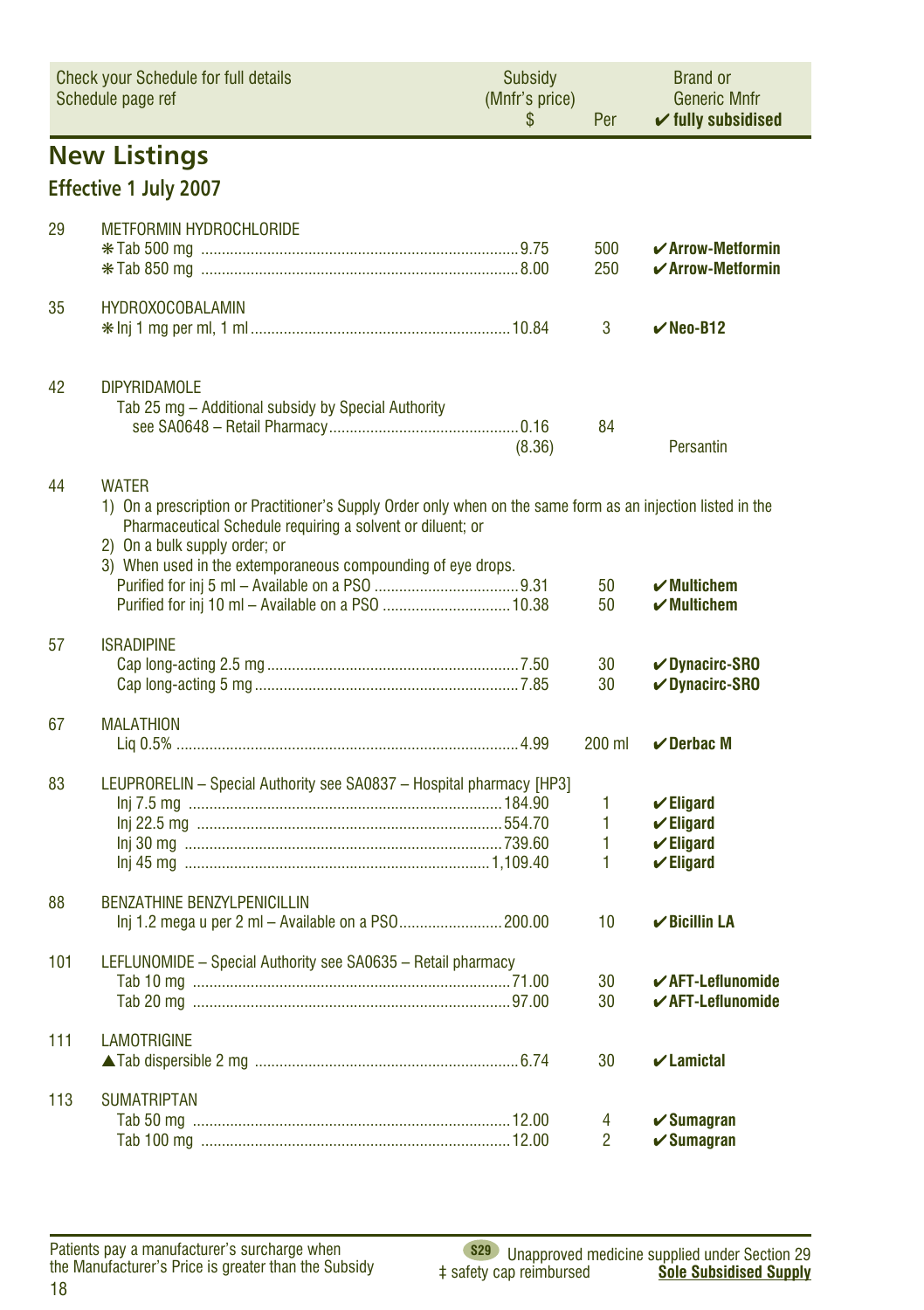| Check your Schedule for full details Schedule page ref | | Subsidy (Mnfr's price) $ | Per | Brand or Generic Mnfr ✔ fully subsidised |
|---|---|---|---|---|

## New Listings

### Effective 1 July 2007

| | | | | |
|---|---|---|---|---|
| 29 | METFORMIN HYDROCHLORIDE | | | |
| | ✻ Tab 500 mg | 9.75 | 500 | ✔ **Arrow-Metformin** |
| | ✻ Tab 850 mg | 8.00 | 250 | ✔ **Arrow-Metformin** |
| 35 | HYDROXOCOBALAMIN | | | |
| | ✻ Inj 1 mg per ml, 1 ml | 10.84 | 3 | ✔ **Neo-B12** |
| 42 | DIPYRIDAMOLE | | | |
| | Tab 25 mg – Additional subsidy by Special Authority see SA0648 – Retail Pharmacy | 0.16 (8.36) | 84 | Persantin |
| 44 | WATER<br>1) On a prescription or Practitioner's Supply Order only when on the same form as an injection listed in the Pharmaceutical Schedule requiring a solvent or diluent; or<br>2) On a bulk supply order; or<br>3) When used in the extemporaneous compounding of eye drops. | | | |
| | Purified for inj 5 ml – Available on a PSO | 9.31 | 50 | ✔ **Multichem** |
| | Purified for inj 10 ml – Available on a PSO | 10.38 | 50 | ✔ **Multichem** |
| 57 | ISRADIPINE | | | |
| | Cap long-acting 2.5 mg | 7.50 | 30 | ✔ **Dynacirc-SRO** |
| | Cap long-acting 5 mg | 7.85 | 30 | ✔ **Dynacirc-SRO** |
| 67 | MALATHION | | | |
| | Liq 0.5% | 4.99 | 200 ml | ✔ **Derbac M** |
| 83 | LEUPRORELIN – Special Authority see SA0837 – Hospital pharmacy [HP3] | | | |
| | Inj 7.5 mg | 184.90 | 1 | ✔ **Eligard** |
| | Inj 22.5 mg | 554.70 | 1 | ✔ **Eligard** |
| | Inj 30 mg | 739.60 | 1 | ✔ **Eligard** |
| | Inj 45 mg | 1,109.40 | 1 | ✔ **Eligard** |
| 88 | BENZATHINE BENZYLPENICILLIN | | | |
| | Inj 1.2 mega u per 2 ml – Available on a PSO | 200.00 | 10 | ✔ **Bicillin LA** |
| 101 | LEFLUNOMIDE – Special Authority see SA0635 – Retail pharmacy | | | |
| | Tab 10 mg | 71.00 | 30 | ✔ **AFT-Leflunomide** |
| | Tab 20 mg | 97.00 | 30 | ✔ **AFT-Leflunomide** |
| 111 | LAMOTRIGINE | | | |
| | ▲ Tab dispersible 2 mg | 6.74 | 30 | ✔ **Lamictal** |
| 113 | SUMATRIPTAN | | | |
| | Tab 50 mg | 12.00 | 4 | ✔ **Sumagran** |
| | Tab 100 mg | 12.00 | 2 | ✔ **Sumagran** |

Patients pay a manufacturer's surcharge when the Manufacturer's Price is greater than the Subsidy

S29 Unapproved medicine supplied under Section 29

‡ safety cap reimbursed

**Sole Subsidised Supply**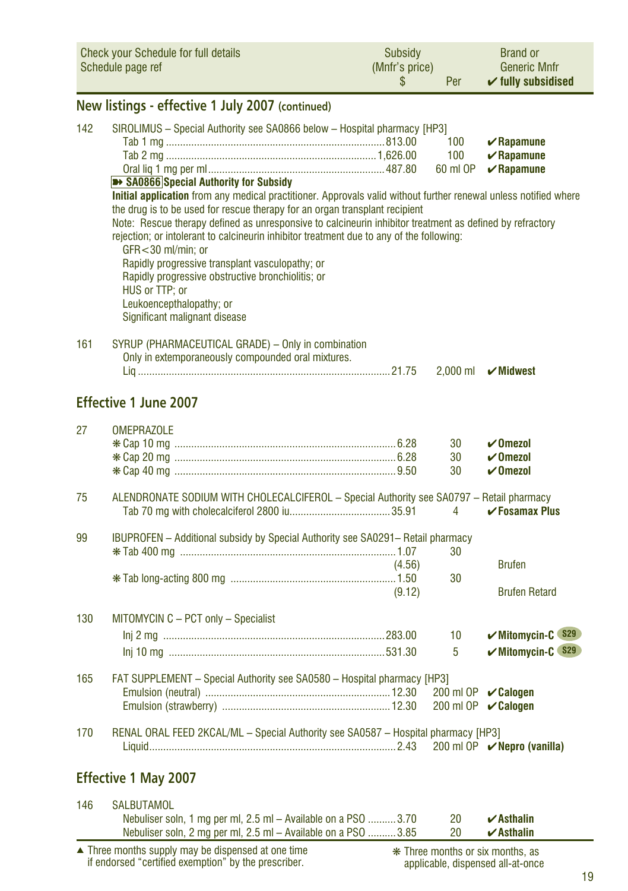| Check your Schedule for full details Schedule page ref | Subsidy (Mnfr's price) $ | Per | Brand or Generic Mnfr ✔ fully subsidised |
|---|---|---|---|

## New listings - effective 1 July 2007 (continued)

142 SIROLIMUS – Special Authority see SA0866 below – Hospital pharmacy [HP3]

| | | | |
|---|---|---|---|
| Tab 1 mg | 813.00 | 100 | ✔ **Rapamune** |
| Tab 2 mg | 1,626.00 | 100 | ✔ **Rapamune** |
| Oral liq 1 mg per ml | 487.80 | 60 ml OP | ✔ **Rapamune** |

**➠ SA0866 Special Authority for Subsidy**

**Initial application** from any medical practitioner. Approvals valid without further renewal unless notified where the drug is to be used for rescue therapy for an organ transplant recipient

Note: Rescue therapy defined as unresponsive to calcineurin inhibitor treatment as defined by refractory rejection; or intolerant to calcineurin inhibitor treatment due to any of the following:

- GFR<30 ml/min; or
- Rapidly progressive transplant vasculopathy; or
- Rapidly progressive obstructive bronchiolitis; or
- HUS or TTP; or
- Leukoencepthalopathy; or
- Significant malignant disease

161 SYRUP (PHARMACEUTICAL GRADE) – Only in combination

Only in extemporaneously compounded oral mixtures.

| | | | |
|---|---|---|---|
| Liq | 21.75 | 2,000 ml | ✔ **Midwest** |

## Effective 1 June 2007

27 OMEPRAZOLE

| | | | |
|---|---|---|---|
| ❋ Cap 10 mg | 6.28 | 30 | ✔ **Omezol** |
| ❋ Cap 20 mg | 6.28 | 30 | ✔ **Omezol** |
| ❋ Cap 40 mg | 9.50 | 30 | ✔ **Omezol** |

75 ALENDRONATE SODIUM WITH CHOLECALCIFEROL – Special Authority see SA0797 – Retail pharmacy

| | | | |
|---|---|---|---|
| Tab 70 mg with cholecalciferol 2800 iu | 35.91 | 4 | ✔ **Fosamax Plus** |

99 IBUPROFEN – Additional subsidy by Special Authority see SA0291– Retail pharmacy

| | | | |
|---|---|---|---|
| ❋ Tab 400 mg | 1.07 | 30 | |
| | (4.56) | | Brufen |
| ❋ Tab long-acting 800 mg | 1.50 | 30 | |
| | (9.12) | | Brufen Retard |

130 MITOMYCIN C – PCT only – Specialist

| | | | |
|---|---|---|---|
| Inj 2 mg | 283.00 | 10 | ✔ **Mitomycin-C** S29 |
| Inj 10 mg | 531.30 | 5 | ✔ **Mitomycin-C** S29 |

165 FAT SUPPLEMENT – Special Authority see SA0580 – Hospital pharmacy [HP3]

| | | | |
|---|---|---|---|
| Emulsion (neutral) | 12.30 | 200 ml OP | ✔ **Calogen** |
| Emulsion (strawberry) | 12.30 | 200 ml OP | ✔ **Calogen** |

170 RENAL ORAL FEED 2KCAL/ML – Special Authority see SA0587 – Hospital pharmacy [HP3]

| | | | |
|---|---|---|---|
| Liquid | 2.43 | 200 ml OP | ✔ **Nepro (vanilla)** |

## Effective 1 May 2007

146 SALBUTAMOL

| | | | |
|---|---|---|---|
| Nebuliser soln, 1 mg per ml, 2.5 ml – Available on a PSO | 3.70 | 20 | ✔ **Asthalin** |
| Nebuliser soln, 2 mg per ml, 2.5 ml – Available on a PSO | 3.85 | 20 | ✔ **Asthalin** |

▲ Three months supply may be dispensed at one time if endorsed "certified exemption" by the prescriber.

❋ Three months or six months, as applicable, dispensed all-at-once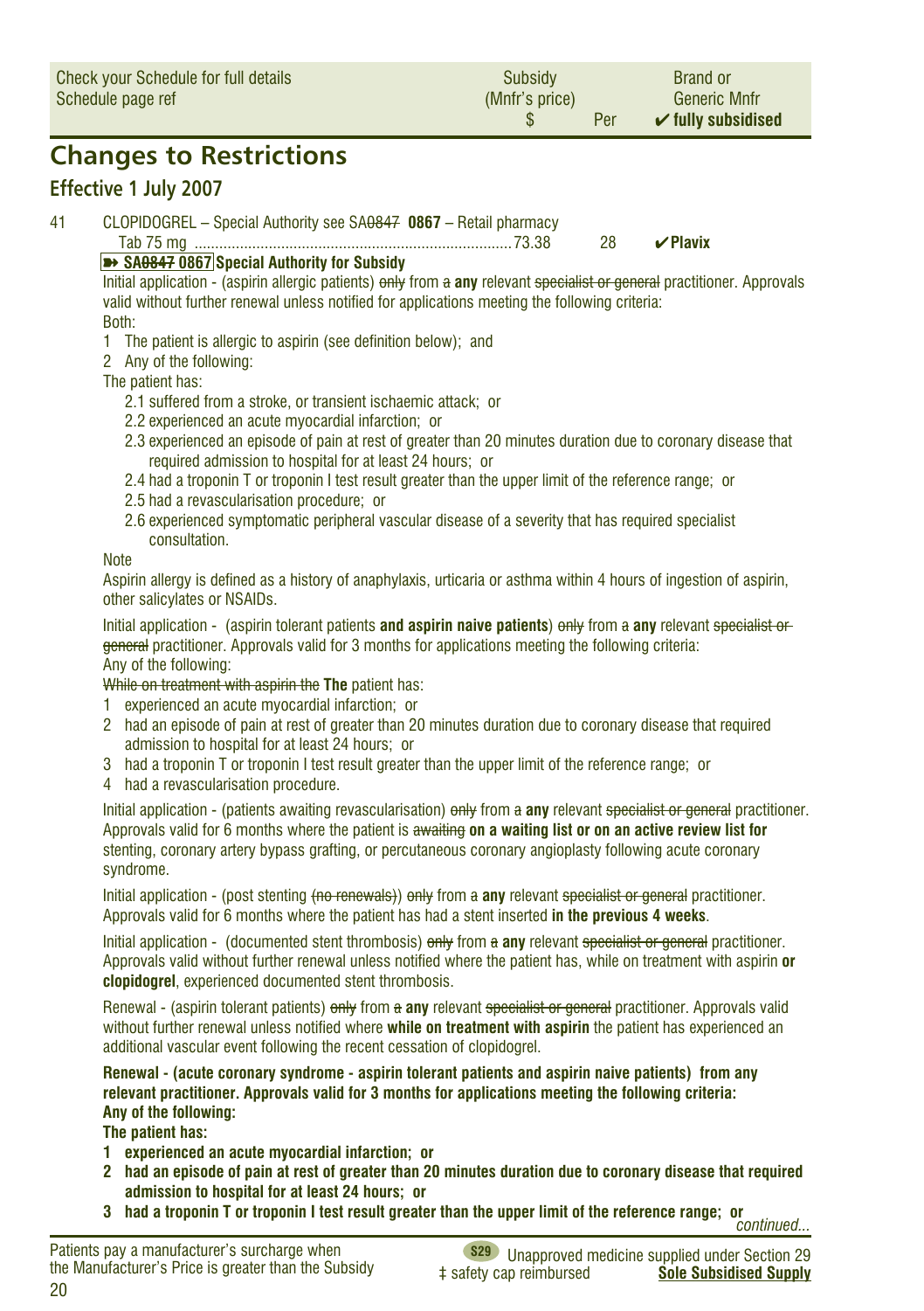| Check your Schedule for full details Schedule page ref | Subsidy (Mnfr's price) $ | Per | Brand or Generic Mnfr ✔ fully subsidised |
|---|---|---|---|

# Changes to Restrictions

## Effective 1 July 2007

41 CLOPIDOGREL – Special Authority see SA~~0847~~ **0867** – Retail pharmacy

| | | | |
|---|---|---|---|
| Tab 75 mg | 73.38 | 28 | ✔**Plavix** |

➽ **SA~~0847~~ 0867 Special Authority for Subsidy**

Initial application - (aspirin allergic patients) ~~only~~ from ~~a~~ **any** relevant ~~specialist or general~~ practitioner. Approvals valid without further renewal unless notified for applications meeting the following criteria:

Both:

1 The patient is allergic to aspirin (see definition below); and
2 Any of the following:

The patient has:

- 2.1 suffered from a stroke, or transient ischaemic attack; or
- 2.2 experienced an acute myocardial infarction; or
- 2.3 experienced an episode of pain at rest of greater than 20 minutes duration due to coronary disease that required admission to hospital for at least 24 hours; or
- 2.4 had a troponin T or troponin I test result greater than the upper limit of the reference range; or
- 2.5 had a revascularisation procedure; or
- 2.6 experienced symptomatic peripheral vascular disease of a severity that has required specialist consultation.

Note

Aspirin allergy is defined as a history of anaphylaxis, urticaria or asthma within 4 hours of ingestion of aspirin, other salicylates or NSAIDs.

Initial application - (aspirin tolerant patients **and aspirin naive patients**) ~~only~~ from a **any** relevant ~~specialist or general~~ practitioner. Approvals valid for 3 months for applications meeting the following criteria:

Any of the following:

~~While on treatment with aspirin the~~ **The** patient has:

1 experienced an acute myocardial infarction; or
2 had an episode of pain at rest of greater than 20 minutes duration due to coronary disease that required admission to hospital for at least 24 hours; or
3 had a troponin T or troponin I test result greater than the upper limit of the reference range; or
4 had a revascularisation procedure.

Initial application - (patients awaiting revascularisation) ~~only~~ from ~~a~~ **any** relevant ~~specialist or general~~ practitioner. Approvals valid for 6 months where the patient is ~~awaiting~~ **on a waiting list or on an active review list for** stenting, coronary artery bypass grafting, or percutaneous coronary angioplasty following acute coronary syndrome.

Initial application - (post stenting ~~(no renewals)~~) ~~only~~ from ~~a~~ **any** relevant ~~specialist or general~~ practitioner. Approvals valid for 6 months where the patient has had a stent inserted **in the previous 4 weeks**.

Initial application - (documented stent thrombosis) ~~only~~ from ~~a~~ **any** relevant ~~specialist or general~~ practitioner. Approvals valid without further renewal unless notified where the patient has, while on treatment with aspirin **or clopidogrel**, experienced documented stent thrombosis.

Renewal - (aspirin tolerant patients) ~~only~~ from ~~a~~ **any** relevant ~~specialist or general~~ practitioner. Approvals valid without further renewal unless notified where **while on treatment with aspirin** the patient has experienced an additional vascular event following the recent cessation of clopidogrel.

**Renewal - (acute coronary syndrome - aspirin tolerant patients and aspirin naive patients) from any relevant practitioner. Approvals valid for 3 months for applications meeting the following criteria:**
**Any of the following:**
**The patient has:**

**1 experienced an acute myocardial infarction; or**
**2 had an episode of pain at rest of greater than 20 minutes duration due to coronary disease that required admission to hospital for at least 24 hours; or**
**3 had a troponin T or troponin I test result greater than the upper limit of the reference range; or**

*continued...*

Patients pay a manufacturer's surcharge when the Manufacturer's Price is greater than the Subsidy

S29 Unapproved medicine supplied under Section 29
‡ safety cap reimbursed
Sole Subsidised Supply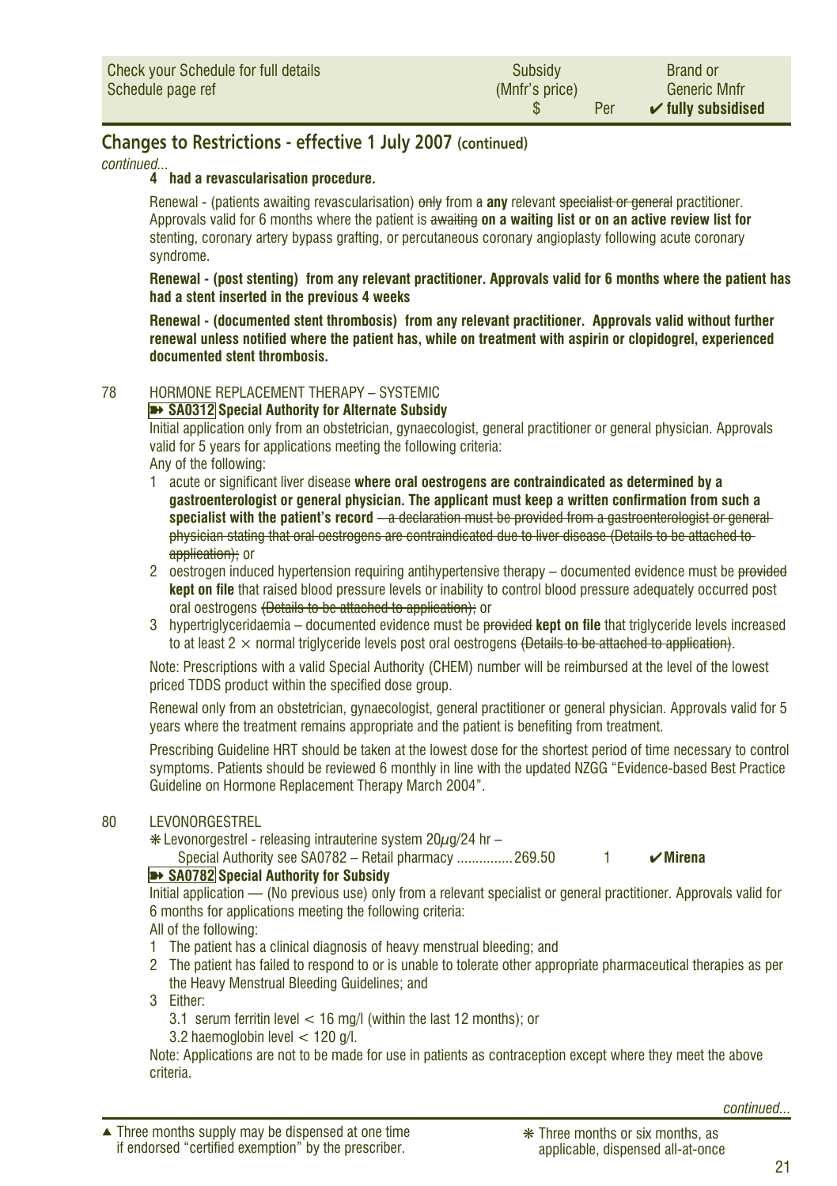## Changes to Restrictions - effective 1 July 2007 (continued)

*continued...*

**4 had a revascularisation procedure.**

Renewal - (patients awaiting revascularisation) ~~only~~ from ~~a~~ **any** relevant ~~specialist or general~~ practitioner. Approvals valid for 6 months where the patient is ~~awaiting~~ **on a waiting list or on an active review list for** stenting, coronary artery bypass grafting, or percutaneous coronary angioplasty following acute coronary syndrome.

**Renewal - (post stenting) from any relevant practitioner. Approvals valid for 6 months where the patient has had a stent inserted in the previous 4 weeks**

**Renewal - (documented stent thrombosis) from any relevant practitioner. Approvals valid without further renewal unless notified where the patient has, while on treatment with aspirin or clopidogrel, experienced documented stent thrombosis.**

78 HORMONE REPLACEMENT THERAPY – SYSTEMIC

**➽ SA0312 Special Authority for Alternate Subsidy**

Initial application only from an obstetrician, gynaecologist, general practitioner or general physician. Approvals valid for 5 years for applications meeting the following criteria:

Any of the following:

1. acute or significant liver disease **where oral oestrogens are contraindicated as determined by a gastroenterologist or general physician. The applicant must keep a written confirmation from such a specialist with the patient's record** ~~– a declaration must be provided from a gastroenterologist or general physician stating that oral oestrogens are contraindicated due to liver disease (Details to be attached to application);~~ or
2. oestrogen induced hypertension requiring antihypertensive therapy – documented evidence must be ~~provided~~ **kept on file** that raised blood pressure levels or inability to control blood pressure adequately occurred post oral oestrogens ~~(Details to be attached to application);~~ or
3. hypertriglyceridaemia – documented evidence must be ~~provided~~ **kept on file** that triglyceride levels increased to at least 2 × normal triglyceride levels post oral oestrogens ~~(Details to be attached to application)~~.

Note: Prescriptions with a valid Special Authority (CHEM) number will be reimbursed at the level of the lowest priced TDDS product within the specified dose group.

Renewal only from an obstetrician, gynaecologist, general practitioner or general physician. Approvals valid for 5 years where the treatment remains appropriate and the patient is benefiting from treatment.

Prescribing Guideline HRT should be taken at the lowest dose for the shortest period of time necessary to control symptoms. Patients should be reviewed 6 monthly in line with the updated NZGG "Evidence-based Best Practice Guideline on Hormone Replacement Therapy March 2004".

80 LEVONORGESTREL

| | Subsidy (Mnfr's price) $ | Per | Brand or Generic Mnfr ✔ fully subsidised |
|---|---|---|---|
| ❋ Levonorgestrel - releasing intrauterine system 20µg/24 hr – Special Authority see SA0782 – Retail pharmacy | 269.50 | 1 | ✔Mirena |

**➽ SA0782 Special Authority for Subsidy**

Initial application — (No previous use) only from a relevant specialist or general practitioner. Approvals valid for 6 months for applications meeting the following criteria:

All of the following:

1. The patient has a clinical diagnosis of heavy menstrual bleeding; and
2. The patient has failed to respond to or is unable to tolerate other appropriate pharmaceutical therapies as per the Heavy Menstrual Bleeding Guidelines; and
3. Either:
   - 3.1 serum ferritin level < 16 mg/l (within the last 12 months); or
   - 3.2 haemoglobin level < 120 g/l.

Note: Applications are not to be made for use in patients as contraception except where they meet the above criteria.

*continued...*

▲ Three months supply may be dispensed at one time if endorsed "certified exemption" by the prescriber.

❋ Three months or six months, as applicable, dispensed all-at-once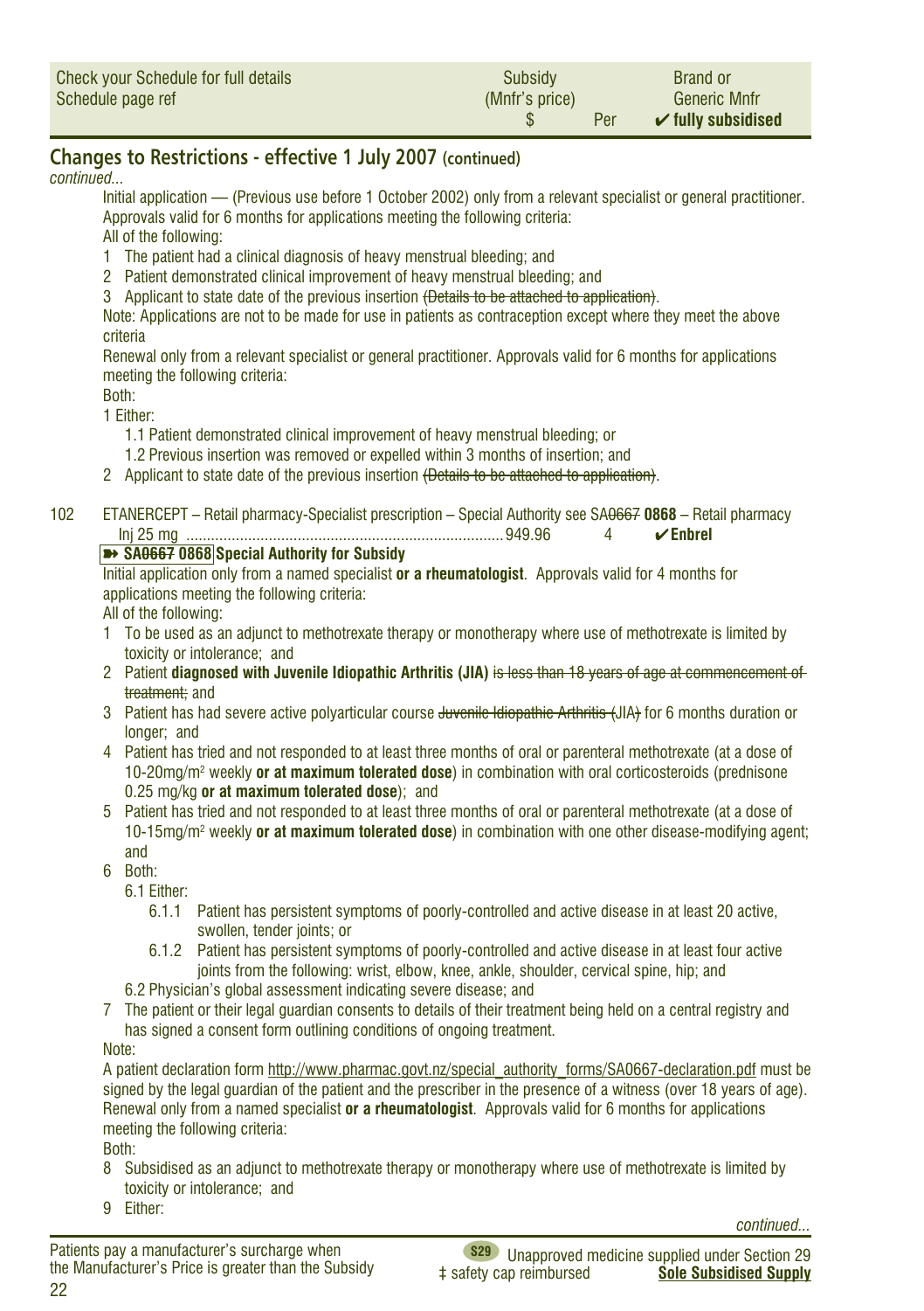| Check your Schedule for full details Schedule page ref | Subsidy (Mnfr's price) $ | Per | Brand or Generic Mnfr ✔ fully subsidised |
|---|---|---|---|

## Changes to Restrictions - effective 1 July 2007 (continued)

*continued...*

Initial application — (Previous use before 1 October 2002) only from a relevant specialist or general practitioner. Approvals valid for 6 months for applications meeting the following criteria:

All of the following:

1. The patient had a clinical diagnosis of heavy menstrual bleeding; and
2. Patient demonstrated clinical improvement of heavy menstrual bleeding; and
3. Applicant to state date of the previous insertion ~~(Details to be attached to application)~~.

Note: Applications are not to be made for use in patients as contraception except where they meet the above criteria

Renewal only from a relevant specialist or general practitioner. Approvals valid for 6 months for applications meeting the following criteria:

Both:

1. Either:
   - 1.1 Patient demonstrated clinical improvement of heavy menstrual bleeding; or
   - 1.2 Previous insertion was removed or expelled within 3 months of insertion; and
2. Applicant to state date of the previous insertion ~~(Details to be attached to application)~~.

102 ETANERCEPT – Retail pharmacy-Specialist prescription – Special Authority see SA~~0667~~ **0868** – Retail pharmacy

| | Subsidy | Per | Brand |
|---|---|---|---|
| Inj 25 mg | 949.96 | 4 | ✔Enbrel |

**➽ SA~~0667~~ 0868 Special Authority for Subsidy**

Initial application only from a named specialist **or a rheumatologist**. Approvals valid for 4 months for applications meeting the following criteria:

All of the following:

1. To be used as an adjunct to methotrexate therapy or monotherapy where use of methotrexate is limited by toxicity or intolerance; and
2. Patient **diagnosed with Juvenile Idiopathic Arthritis (JIA)** ~~is less than 18 years of age at commencement of treatment;~~ and
3. Patient has had severe active polyarticular course ~~Juvenile Idiopathic Arthritis (~~JIA~~)~~ for 6 months duration or longer; and
4. Patient has tried and not responded to at least three months of oral or parenteral methotrexate (at a dose of 10-20mg/m[2] weekly **or at maximum tolerated dose**) in combination with oral corticosteroids (prednisone 0.25 mg/kg **or at maximum tolerated dose**); and
5. Patient has tried and not responded to at least three months of oral or parenteral methotrexate (at a dose of 10-15mg/m[2] weekly **or at maximum tolerated dose**) in combination with one other disease-modifying agent; and
6. Both:
   - 6.1 Either:
     - 6.1.1 Patient has persistent symptoms of poorly-controlled and active disease in at least 20 active, swollen, tender joints; or
     - 6.1.2 Patient has persistent symptoms of poorly-controlled and active disease in at least four active joints from the following: wrist, elbow, knee, ankle, shoulder, cervical spine, hip; and
   - 6.2 Physician's global assessment indicating severe disease; and
7. The patient or their legal guardian consents to details of their treatment being held on a central registry and has signed a consent form outlining conditions of ongoing treatment.

Note:

A patient declaration form http://www.pharmac.govt.nz/special_authority_forms/SA0667-declaration.pdf must be signed by the legal guardian of the patient and the prescriber in the presence of a witness (over 18 years of age).

Renewal only from a named specialist **or a rheumatologist**. Approvals valid for 6 months for applications meeting the following criteria:

Both:

8. Subsidised as an adjunct to methotrexate therapy or monotherapy where use of methotrexate is limited by toxicity or intolerance; and
9. Either:

*continued...*

Patients pay a manufacturer's surcharge when the Manufacturer's Price is greater than the Subsidy

S29 Unapproved medicine supplied under Section 29

‡ safety cap reimbursed

**Sole Subsidised Supply**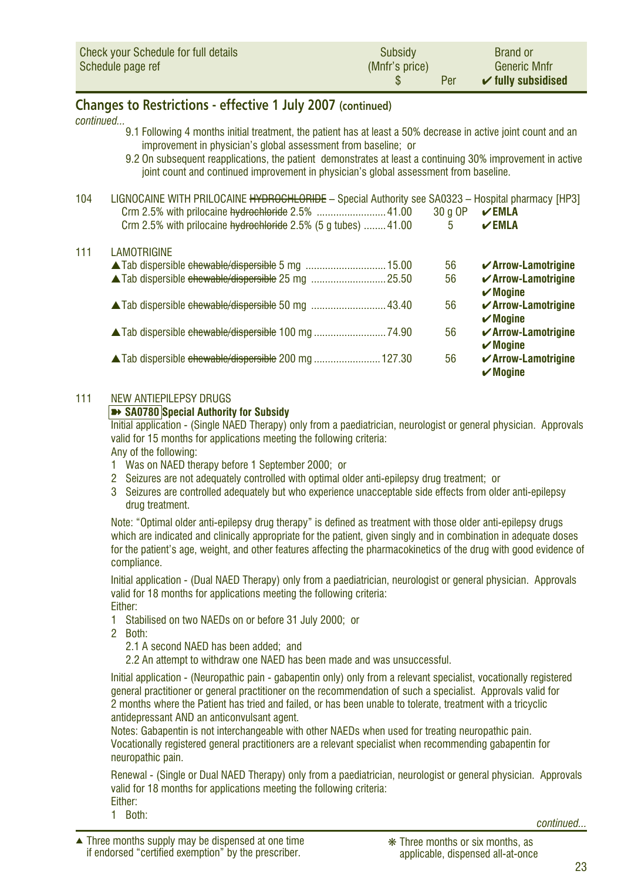| Check your Schedule for full details<br>Schedule page ref | Subsidy<br>(Mnfr's price)<br>$ | Per | Brand or<br>Generic Mnfr<br>✔ fully subsidised |
|---|---|---|---|

## Changes to Restrictions - effective 1 July 2007 (continued)

*continued...*

9.1 Following 4 months initial treatment, the patient has at least a 50% decrease in active joint count and an improvement in physician's global assessment from baseline; or

9.2 On subsequent reapplications, the patient demonstrates at least a continuing 30% improvement in active joint count and continued improvement in physician's global assessment from baseline.

| Page | Item | Subsidy ($) | Per | Brand |
|---|---|---|---|---|
| 104 | LIGNOCAINE WITH PRILOCAINE ~~HYDROCHLORIDE~~ – Special Authority see SA0323 – Hospital pharmacy [HP3] | | | |
| | Crm 2.5% with prilocaine ~~hydrochloride~~ 2.5% | 41.00 | 30 g OP | ✔EMLA |
| | Crm 2.5% with prilocaine ~~hydrochloride~~ 2.5% (5 g tubes) | 41.00 | 5 | ✔EMLA |
| 111 | LAMOTRIGINE | | | |
| | ▲Tab dispersible ~~chewable/dispersible~~ 5 mg | 15.00 | 56 | ✔Arrow-Lamotrigine |
| | ▲Tab dispersible ~~chewable/dispersible~~ 25 mg | 25.50 | 56 | ✔Arrow-Lamotrigine<br>✔Mogine |
| | ▲Tab dispersible ~~chewable/dispersible~~ 50 mg | 43.40 | 56 | ✔Arrow-Lamotrigine<br>✔Mogine |
| | ▲Tab dispersible ~~chewable/dispersible~~ 100 mg | 74.90 | 56 | ✔Arrow-Lamotrigine<br>✔Mogine |
| | ▲Tab dispersible ~~chewable/dispersible~~ 200 mg | 127.30 | 56 | ✔Arrow-Lamotrigine<br>✔Mogine |

111 NEW ANTIEPILEPSY DRUGS

**➽ SA0780 Special Authority for Subsidy**

Initial application - (Single NAED Therapy) only from a paediatrician, neurologist or general physician. Approvals valid for 15 months for applications meeting the following criteria:

Any of the following:

1. Was on NAED therapy before 1 September 2000; or
2. Seizures are not adequately controlled with optimal older anti-epilepsy drug treatment; or
3. Seizures are controlled adequately but who experience unacceptable side effects from older anti-epilepsy drug treatment.

Note: "Optimal older anti-epilepsy drug therapy" is defined as treatment with those older anti-epilepsy drugs which are indicated and clinically appropriate for the patient, given singly and in combination in adequate doses for the patient's age, weight, and other features affecting the pharmacokinetics of the drug with good evidence of compliance.

Initial application - (Dual NAED Therapy) only from a paediatrician, neurologist or general physician. Approvals valid for 18 months for applications meeting the following criteria:

Either:

1. Stabilised on two NAEDs on or before 31 July 2000; or
2. Both:
   - 2.1 A second NAED has been added; and
   - 2.2 An attempt to withdraw one NAED has been made and was unsuccessful.

Initial application - (Neuropathic pain - gabapentin only) only from a relevant specialist, vocationally registered general practitioner or general practitioner on the recommendation of such a specialist. Approvals valid for 2 months where the Patient has tried and failed, or has been unable to tolerate, treatment with a tricyclic antidepressant AND an anticonvulsant agent.

Notes: Gabapentin is not interchangeable with other NAEDs when used for treating neuropathic pain. Vocationally registered general practitioners are a relevant specialist when recommending gabapentin for neuropathic pain.

Renewal - (Single or Dual NAED Therapy) only from a paediatrician, neurologist or general physician. Approvals valid for 18 months for applications meeting the following criteria:

Either:

1. Both:

*continued...*

▲ Three months supply may be dispensed at one time if endorsed "certified exemption" by the prescriber.

❋ Three months or six months, as applicable, dispensed all-at-once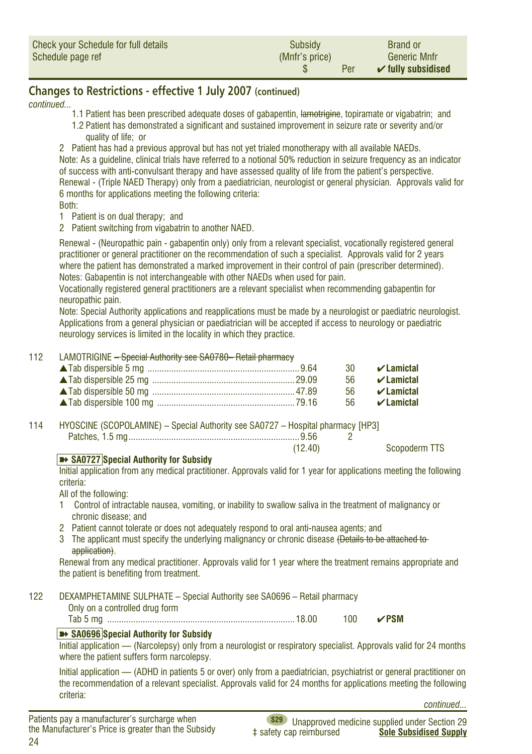| Check your Schedule for full details<br>Schedule page ref | Subsidy<br>(Mnfr's price)<br>$ | Per | Brand or<br>Generic Mnfr<br>✔ fully subsidised |
|---|---|---|---|

## Changes to Restrictions - effective 1 July 2007 (continued)

*continued...*

1.1 Patient has been prescribed adequate doses of gabapentin, ~~lamotrigine~~, topiramate or vigabatrin; and

1.2 Patient has demonstrated a significant and sustained improvement in seizure rate or severity and/or quality of life; or

2 Patient has had a previous approval but has not yet trialed monotherapy with all available NAEDs.

Note: As a guideline, clinical trials have referred to a notional 50% reduction in seizure frequency as an indicator of success with anti-convulsant therapy and have assessed quality of life from the patient's perspective.

Renewal - (Triple NAED Therapy) only from a paediatrician, neurologist or general physician. Approvals valid for 6 months for applications meeting the following criteria:

Both:

1 Patient is on dual therapy; and

2 Patient switching from vigabatrin to another NAED.

Renewal - (Neuropathic pain - gabapentin only) only from a relevant specialist, vocationally registered general practitioner or general practitioner on the recommendation of such a specialist. Approvals valid for 2 years where the patient has demonstrated a marked improvement in their control of pain (prescriber determined).

Notes: Gabapentin is not interchangeable with other NAEDs when used for pain.

Vocationally registered general practitioners are a relevant specialist when recommending gabapentin for neuropathic pain.

Note: Special Authority applications and reapplications must be made by a neurologist or paediatric neurologist. Applications from a general physician or paediatrician will be accepted if access to neurology or paediatric neurology services is limited in the locality in which they practice.

112 LAMOTRIGINE ~~– Special Authority see SA0780– Retail pharmacy~~

| | Subsidy | Per | Brand |
|---|---|---|---|
| ▲Tab dispersible 5 mg | 9.64 | 30 | ✔**Lamictal** |
| ▲Tab dispersible 25 mg | 29.09 | 56 | ✔**Lamictal** |
| ▲Tab dispersible 50 mg | 47.89 | 56 | ✔**Lamictal** |
| ▲Tab dispersible 100 mg | 79.16 | 56 | ✔**Lamictal** |

114 HYOSCINE (SCOPOLAMINE) – Special Authority see SA0727 – Hospital pharmacy [HP3]

| | Subsidy | Per | Brand |
|---|---|---|---|
| Patches, 1.5 mg | 9.56<br>(12.40) | 2 | Scopoderm TTS |

**➽ SA0727 Special Authority for Subsidy**

Initial application from any medical practitioner. Approvals valid for 1 year for applications meeting the following criteria:

All of the following:

1 Control of intractable nausea, vomiting, or inability to swallow saliva in the treatment of malignancy or chronic disease; and

2 Patient cannot tolerate or does not adequately respond to oral anti-nausea agents; and

3 The applicant must specify the underlying malignancy or chronic disease ~~(Details to be attached to application)~~.

Renewal from any medical practitioner. Approvals valid for 1 year where the treatment remains appropriate and the patient is benefiting from treatment.

122 DEXAMPHETAMINE SULPHATE – Special Authority see SA0696 – Retail pharmacy

Only on a controlled drug form

| | Subsidy | Per | Brand |
|---|---|---|---|
| Tab 5 mg | 18.00 | 100 | ✔**PSM** |

**➽ SA0696 Special Authority for Subsidy**

Initial application — (Narcolepsy) only from a neurologist or respiratory specialist. Approvals valid for 24 months where the patient suffers form narcolepsy.

Initial application — (ADHD in patients 5 or over) only from a paediatrician, psychiatrist or general practitioner on the recommendation of a relevant specialist. Approvals valid for 24 months for applications meeting the following criteria:

*continued...*

Patients pay a manufacturer's surcharge when the Manufacturer's Price is greater than the Subsidy

S29 Unapproved medicine supplied under Section 29

‡ safety cap reimbursed

**Sole Subsidised Supply**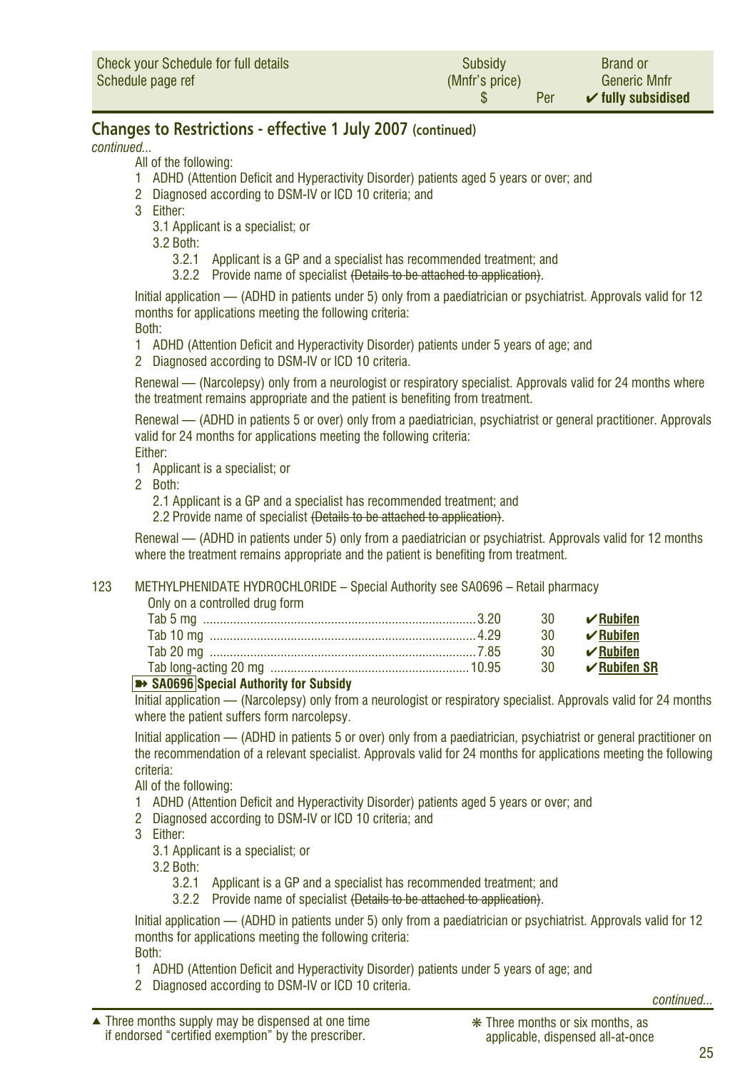| Check your Schedule for full details<br>Schedule page ref | Subsidy<br>(Mnfr's price)<br>$ | Per | Brand or<br>Generic Mnfr<br>✔ fully subsidised |
|---|---|---|---|

## Changes to Restrictions - effective 1 July 2007 (continued)

*continued...*

All of the following:

1. ADHD (Attention Deficit and Hyperactivity Disorder) patients aged 5 years or over; and
2. Diagnosed according to DSM-IV or ICD 10 criteria; and
3. Either:
   - 3.1 Applicant is a specialist; or
   - 3.2 Both:
     - 3.2.1 Applicant is a GP and a specialist has recommended treatment; and
     - 3.2.2 Provide name of specialist ~~(Details to be attached to application)~~.

Initial application — (ADHD in patients under 5) only from a paediatrician or psychiatrist. Approvals valid for 12 months for applications meeting the following criteria:
Both:

1. ADHD (Attention Deficit and Hyperactivity Disorder) patients under 5 years of age; and
2. Diagnosed according to DSM-IV or ICD 10 criteria.

Renewal — (Narcolepsy) only from a neurologist or respiratory specialist. Approvals valid for 24 months where the treatment remains appropriate and the patient is benefiting from treatment.

Renewal — (ADHD in patients 5 or over) only from a paediatrician, psychiatrist or general practitioner. Approvals valid for 24 months for applications meeting the following criteria:
Either:

1. Applicant is a specialist; or
2. Both:
   - 2.1 Applicant is a GP and a specialist has recommended treatment; and
   - 2.2 Provide name of specialist ~~(Details to be attached to application)~~.

Renewal — (ADHD in patients under 5) only from a paediatrician or psychiatrist. Approvals valid for 12 months where the treatment remains appropriate and the patient is benefiting from treatment.

123 METHYLPHENIDATE HYDROCHLORIDE – Special Authority see SA0696 – Retail pharmacy
Only on a controlled drug form

| | Subsidy $ | Per | Brand |
|---|---|---|---|
| Tab 5 mg | 3.20 | 30 | ✔ **Rubifen** |
| Tab 10 mg | 4.29 | 30 | ✔ **Rubifen** |
| Tab 20 mg | 7.85 | 30 | ✔ **Rubifen** |
| Tab long-acting 20 mg | 10.95 | 30 | ✔ **Rubifen SR** |

**➠ SA0696 Special Authority for Subsidy**

Initial application — (Narcolepsy) only from a neurologist or respiratory specialist. Approvals valid for 24 months where the patient suffers form narcolepsy.

Initial application — (ADHD in patients 5 or over) only from a paediatrician, psychiatrist or general practitioner on the recommendation of a relevant specialist. Approvals valid for 24 months for applications meeting the following criteria:
All of the following:

1. ADHD (Attention Deficit and Hyperactivity Disorder) patients aged 5 years or over; and
2. Diagnosed according to DSM-IV or ICD 10 criteria; and
3. Either:
   - 3.1 Applicant is a specialist; or
   - 3.2 Both:
     - 3.2.1 Applicant is a GP and a specialist has recommended treatment; and
     - 3.2.2 Provide name of specialist ~~(Details to be attached to application)~~.

Initial application — (ADHD in patients under 5) only from a paediatrician or psychiatrist. Approvals valid for 12 months for applications meeting the following criteria:
Both:

1. ADHD (Attention Deficit and Hyperactivity Disorder) patients under 5 years of age; and
2. Diagnosed according to DSM-IV or ICD 10 criteria.

*continued...*

▲ Three months supply may be dispensed at one time if endorsed "certified exemption" by the prescriber.

❋ Three months or six months, as applicable, dispensed all-at-once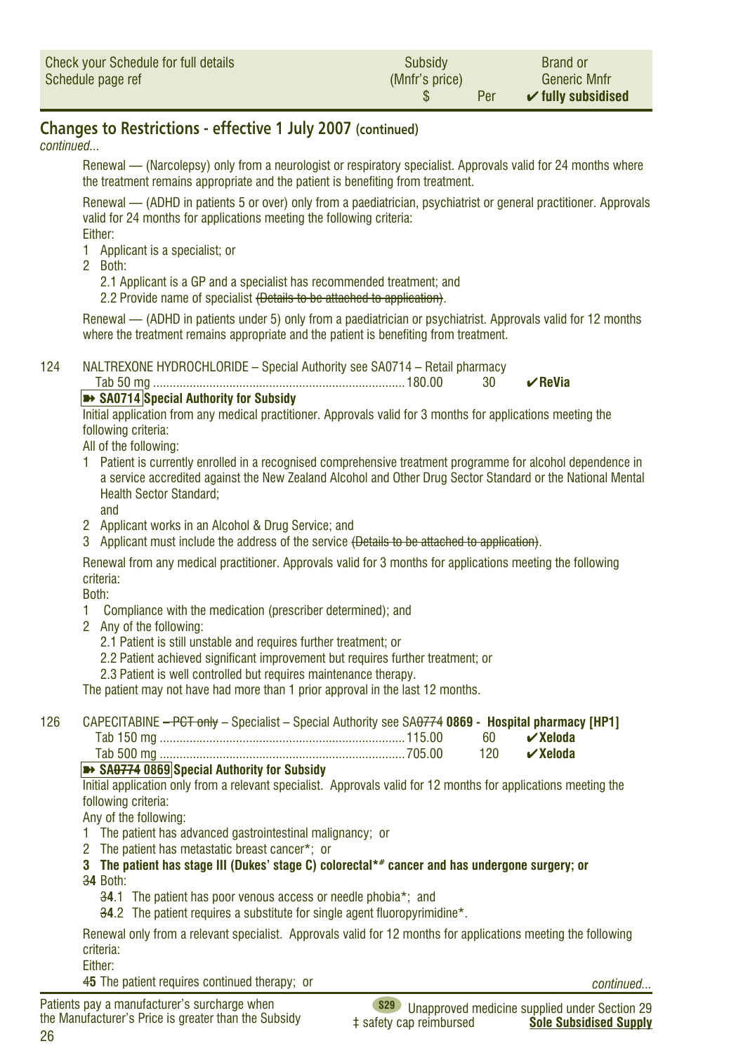| Check your Schedule for full details Schedule page ref | Subsidy (Mnfr's price) $ | Per | Brand or Generic Mnfr ✔ fully subsidised |
|---|---|---|---|

## Changes to Restrictions - effective 1 July 2007 (continued)

*continued...*

Renewal — (Narcolepsy) only from a neurologist or respiratory specialist. Approvals valid for 24 months where the treatment remains appropriate and the patient is benefiting from treatment.

Renewal — (ADHD in patients 5 or over) only from a paediatrician, psychiatrist or general practitioner. Approvals valid for 24 months for applications meeting the following criteria:
Either:
1 Applicant is a specialist; or
2 Both:
   2.1 Applicant is a GP and a specialist has recommended treatment; and
   2.2 Provide name of specialist ~~(Details to be attached to application)~~.

Renewal — (ADHD in patients under 5) only from a paediatrician or psychiatrist. Approvals valid for 12 months where the treatment remains appropriate and the patient is benefiting from treatment.

124 NALTREXONE HYDROCHLORIDE – Special Authority see SA0714 – Retail pharmacy

| | | | |
|---|---|---|---|
| Tab 50 mg | 180.00 | 30 | ✔ReVia |

**➽ SA0714 Special Authority for Subsidy**

Initial application from any medical practitioner. Approvals valid for 3 months for applications meeting the following criteria:
All of the following:
1 Patient is currently enrolled in a recognised comprehensive treatment programme for alcohol dependence in a service accredited against the New Zealand Alcohol and Other Drug Sector Standard or the National Mental Health Sector Standard;
   and
2 Applicant works in an Alcohol & Drug Service; and
3 Applicant must include the address of the service ~~(Details to be attached to application)~~.

Renewal from any medical practitioner. Approvals valid for 3 months for applications meeting the following criteria:
Both:
1 Compliance with the medication (prescriber determined); and
2 Any of the following:
   2.1 Patient is still unstable and requires further treatment; or
   2.2 Patient achieved significant improvement but requires further treatment; or
   2.3 Patient is well controlled but requires maintenance therapy.

The patient may not have had more than 1 prior approval in the last 12 months.

126 CAPECITABINE ~~– PCT only~~ – Specialist – Special Authority see SA~~0774~~ **0869 - Hospital pharmacy [HP1]**

| | | | |
|---|---|---|---|
| Tab 150 mg | 115.00 | 60 | ✔Xeloda |
| Tab 500 mg | 705.00 | 120 | ✔Xeloda |

**➽ SA~~0774~~ 0869 Special Authority for Subsidy**

Initial application only from a relevant specialist. Approvals valid for 12 months for applications meeting the following criteria:
Any of the following:
1 The patient has advanced gastrointestinal malignancy; or
2 The patient has metastatic breast cancer*; or
**3 The patient has stage III (Dukes' stage C) colorectal\*# cancer and has undergone surgery; or**
~~3~~**4** Both:
   ~~3~~**4**.1 The patient has poor venous access or needle phobia*; and
   ~~3~~**4**.2 The patient requires a substitute for single agent fluoropyrimidine*.

Renewal only from a relevant specialist. Approvals valid for 12 months for applications meeting the following criteria:
Either:
~~4~~**5** The patient requires continued therapy; or

*continued...*

Patients pay a manufacturer's surcharge when the Manufacturer's Price is greater than the Subsidy

S29 Unapproved medicine supplied under Section 29
‡ safety cap reimbursed
**Sole Subsidised Supply**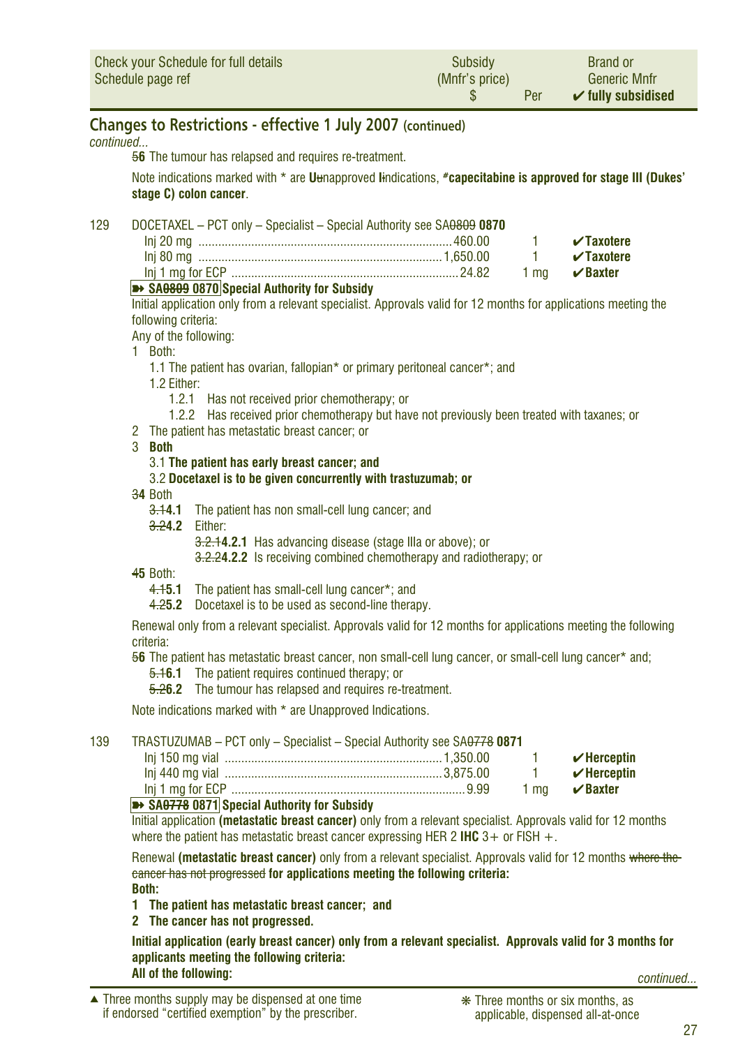| Check your Schedule for full details<br>Schedule page ref | Subsidy<br>(Mnfr's price)<br>$ | Per | Brand or<br>Generic Mnfr<br>✔ fully subsidised |
|---|---|---|---|

## Changes to Restrictions - effective 1 July 2007 (continued)

*continued...*

~~5~~**6** The tumour has relapsed and requires re-treatment.

Note indications marked with * are **U**~~u~~napproved **I**~~i~~ndications, ***#capecitabine is approved for stage III (Dukes' stage C) colon cancer**.

129 DOCETAXEL – PCT only – Specialist – Special Authority see SA~~0809~~ **0870**

| | | | |
|---|---|---|---|
| Inj 20 mg | 460.00 | 1 | ✔Taxotere |
| Inj 80 mg | 1,650.00 | 1 | ✔Taxotere |
| Inj 1 mg for ECP | 24.82 | 1 mg | ✔Baxter |

**➽ SA~~0809~~ 0870 Special Authority for Subsidy**

Initial application only from a relevant specialist. Approvals valid for 12 months for applications meeting the following criteria:

Any of the following:

1 Both:
   - 1.1 The patient has ovarian, fallopian* or primary peritoneal cancer*; and
   - 1.2 Either:
     - 1.2.1 Has not received prior chemotherapy; or
     - 1.2.2 Has received prior chemotherapy but have not previously been treated with taxanes; or

2 The patient has metastatic breast cancer; or

3 **Both**
   - 3.1 **The patient has early breast cancer; and**
   - 3.2 **Docetaxel is to be given concurrently with trastuzumab; or**

~~3~~**4** Both
   - ~~3.1~~**4.1** The patient has non small-cell lung cancer; and
   - ~~3.2~~**4.2** Either:
     - ~~3.2.1~~**4.2.1** Has advancing disease (stage IIIa or above); or
     - ~~3.2.2~~**4.2.2** Is receiving combined chemotherapy and radiotherapy; or

~~4~~**5** Both:
   - ~~4.1~~**5.1** The patient has small-cell lung cancer*; and
   - ~~4.2~~**5.2** Docetaxel is to be used as second-line therapy.

Renewal only from a relevant specialist. Approvals valid for 12 months for applications meeting the following criteria:

~~5~~**6** The patient has metastatic breast cancer, non small-cell lung cancer, or small-cell lung cancer* and;
   - ~~5.1~~**6.1** The patient requires continued therapy; or
   - ~~5.2~~**6.2** The tumour has relapsed and requires re-treatment.

Note indications marked with * are Unapproved Indications.

139 TRASTUZUMAB – PCT only – Specialist – Special Authority see SA~~0778~~ **0871**

| | | | |
|---|---|---|---|
| Inj 150 mg vial | 1,350.00 | 1 | ✔Herceptin |
| Inj 440 mg vial | 3,875.00 | 1 | ✔Herceptin |
| Inj 1 mg for ECP | 9.99 | 1 mg | ✔Baxter |

**➽ SA~~0778~~ 0871 Special Authority for Subsidy**

Initial application **(metastatic breast cancer)** only from a relevant specialist. Approvals valid for 12 months where the patient has metastatic breast cancer expressing HER 2 **IHC** 3+ or FISH +.

Renewal **(metastatic breast cancer)** only from a relevant specialist. Approvals valid for 12 months ~~where the cancer has not progressed~~ **for applications meeting the following criteria:**

**Both:**

**1 The patient has metastatic breast cancer; and**

**2 The cancer has not progressed.**

**Initial application (early breast cancer) only from a relevant specialist. Approvals valid for 3 months for applicants meeting the following criteria:**

**All of the following:**

*continued...*

▲ Three months supply may be dispensed at one time if endorsed "certified exemption" by the prescriber.

❋ Three months or six months, as applicable, dispensed all-at-once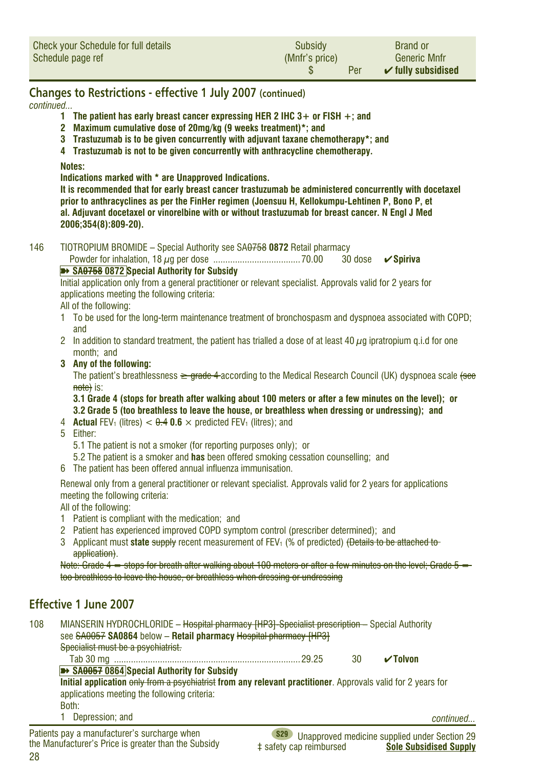| Check your Schedule for full details Schedule page ref | Subsidy (Mnfr's price) $ | Per | Brand or Generic Mnfr ✔ fully subsidised |
|---|---|---|---|

## Changes to Restrictions - effective 1 July 2007 (continued)

*continued...*

1. **The patient has early breast cancer expressing HER 2 IHC 3+ or FISH +; and**
2. **Maximum cumulative dose of 20mg/kg (9 weeks treatment)*; and**
3. **Trastuzumab is to be given concurrently with adjuvant taxane chemotherapy*; and**
4. **Trastuzumab is not to be given concurrently with anthracycline chemotherapy.**

**Notes:**

**Indications marked with * are Unapproved Indications.**

**It is recommended that for early breast cancer trastuzumab be administered concurrently with docetaxel prior to anthracyclines as per the FinHer regimen (Joensuu H, Kellokumpu-Lehtinen P, Bono P, et al. Adjuvant docetaxel or vinorelbine with or without trastuzumab for breast cancer. N Engl J Med 2006;354(8):809-20).**

146 TIOTROPIUM BROMIDE – Special Authority see SA~~0758~~ **0872** Retail pharmacy

| | | | |
|---|---|---|---|
| Powder for inhalation, 18 µg per dose | 70.00 | 30 dose | ✔**Spiriva** |

**➽ SA~~0758~~ 0872 Special Authority for Subsidy**

Initial application only from a general practitioner or relevant specialist. Approvals valid for 2 years for applications meeting the following criteria:

All of the following:

1. To be used for the long-term maintenance treatment of bronchospasm and dyspnoea associated with COPD; and
2. In addition to standard treatment, the patient has trialled a dose of at least 40 µg ipratropium q.i.d for one month; and
3. **Any of the following:**

   The patient's breathlessness ~~≥ grade 4~~ according to the Medical Research Council (UK) dyspnoea scale ~~(see note)~~ is:

   **3.1 Grade 4 (stops for breath after walking about 100 meters or after a few minutes on the level); or**

   **3.2 Grade 5 (too breathless to leave the house, or breathless when dressing or undressing); and**
4. **Actual** $FEV_1$ (litres) < ~~0.4~~ **0.6** × predicted $FEV_1$ (litres); and
5. Either:

   5.1 The patient is not a smoker (for reporting purposes only); or

   5.2 The patient is a smoker and **has** been offered smoking cessation counselling; and
6. The patient has been offered annual influenza immunisation.

Renewal only from a general practitioner or relevant specialist. Approvals valid for 2 years for applications meeting the following criteria:

All of the following:

1. Patient is compliant with the medication; and
2. Patient has experienced improved COPD symptom control (prescriber determined); and
3. Applicant must **state** ~~supply~~ recent measurement of $FEV_1$ (% of predicted) ~~(Details to be attached to application)~~.

~~Note: Grade 4 = stops for breath after walking about 100 meters or after a few minutes on the level; Grade 5 = too breathless to leave the house, or breathless when dressing or undressing~~

## Effective 1 June 2007

108 MIANSERIN HYDROCHLORIDE – ~~Hospital pharmacy [HP3]-Specialist prescription~~ – Special Authority see ~~SA0057~~ **SA0864** below – **Retail pharmacy** ~~Hospital pharmacy [HP3]~~

~~Specialist must be a psychiatrist.~~

| | | | |
|---|---|---|---|
| Tab 30 mg | 29.25 | 30 | ✔**Tolvon** |

**➽ SA~~0057~~ 0864 Special Authority for Subsidy**

**Initial application** ~~only from a psychiatrist~~ **from any relevant practitioner**. Approvals valid for 2 years for applications meeting the following criteria:

Both:

1. Depression; and

*continued...*

Patients pay a manufacturer's surcharge when the Manufacturer's Price is greater than the Subsidy

S29 Unapproved medicine supplied under Section 29

‡ safety cap reimbursed

Sole Subsidised Supply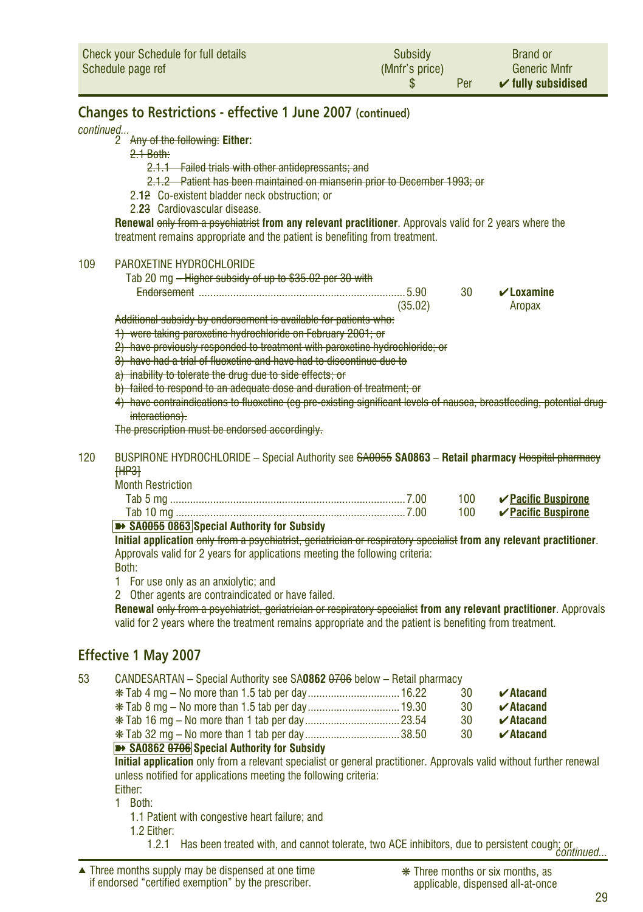| Check your Schedule for full details Schedule page ref | Subsidy (Mnfr's price) $ | Per | Brand or Generic Mnfr ✔ fully subsidised |
|---|---|---|---|

## Changes to Restrictions - effective 1 June 2007 (continued)

*continued...*

2 ~~Any of the following:~~ **Either:**

~~2.1 Both:~~

~~2.1.1 Failed trials with other antidepressants; and~~

~~2.1.2 Patient has been maintained on mianserin prior to December 1993; or~~

2.**1**~~2~~ Co-existent bladder neck obstruction; or

2.**2**~~3~~ Cardiovascular disease.

**Renewal** ~~only from a psychiatrist~~ **from any relevant practitioner**. Approvals valid for 2 years where the treatment remains appropriate and the patient is benefiting from treatment.

109 PAROXETINE HYDROCHLORIDE

| | Subsidy | Per | Brand |
|---|---|---|---|
| Tab 20 mg ~~– Higher subsidy of up to $35.02 per 30 with Endorsement~~ | 5.90 (35.02) | 30 | ✔**Loxamine** Aropax |

~~Additional subsidy by endorsement is available for patients who:~~

~~1) were taking paroxetine hydrochloride on February 2001; or~~

~~2) have previously responded to treatment with paroxetine hydrochloride; or~~

~~3) have had a trial of fluoxetine and have had to discontinue due to~~

~~a) inability to tolerate the drug due to side effects; or~~

~~b) failed to respond to an adequate dose and duration of treatment; or~~

~~4) have contraindications to fluoxetine (eg pre-existing significant levels of nausea, breastfeeding, potential drug interactions).~~

~~The prescription must be endorsed accordingly.~~

120 BUSPIRONE HYDROCHLORIDE – Special Authority see ~~SA0055~~ **SA0863** – **Retail pharmacy** ~~Hospital pharmacy [HP3]~~

Month Restriction

| | Subsidy | Per | Brand |
|---|---|---|---|
| Tab 5 mg | 7.00 | 100 | ✔<u>Pacific Buspirone</u> |
| Tab 10 mg | 7.00 | 100 | ✔<u>Pacific Buspirone</u> |

**➽ SA~~0055~~ 0863 Special Authority for Subsidy**

**Initial application** ~~only from a psychiatrist, geriatrician or respiratory specialist~~ **from any relevant practitioner**. Approvals valid for 2 years for applications meeting the following criteria:

Both:

1 For use only as an anxiolytic; and

2 Other agents are contraindicated or have failed.

**Renewal** ~~only from a psychiatrist, geriatrician or respiratory specialist~~ **from any relevant practitioner**. Approvals valid for 2 years where the treatment remains appropriate and the patient is benefiting from treatment.

## Effective 1 May 2007

53 CANDESARTAN – Special Authority see SA**0862** ~~0706~~ below – Retail pharmacy

| | Subsidy | Per | Brand |
|---|---|---|---|
| ❋ Tab 4 mg – No more than 1.5 tab per day | 16.22 | 30 | ✔**Atacand** |
| ❋ Tab 8 mg – No more than 1.5 tab per day | 19.30 | 30 | ✔**Atacand** |
| ❋ Tab 16 mg – No more than 1 tab per day | 23.54 | 30 | ✔**Atacand** |
| ❋ Tab 32 mg – No more than 1 tab per day | 38.50 | 30 | ✔**Atacand** |

**➽ SA0862 ~~0706~~ Special Authority for Subsidy**

**Initial application** only from a relevant specialist or general practitioner. Approvals valid without further renewal unless notified for applications meeting the following criteria:

Either:

1 Both:

1.1 Patient with congestive heart failure; and

1.2 Either:

1.2.1 Has been treated with, and cannot tolerate, two ACE inhibitors, due to persistent cough; or

*continued...*

▲ Three months supply may be dispensed at one time if endorsed "certified exemption" by the prescriber.

❋ Three months or six months, as applicable, dispensed all-at-once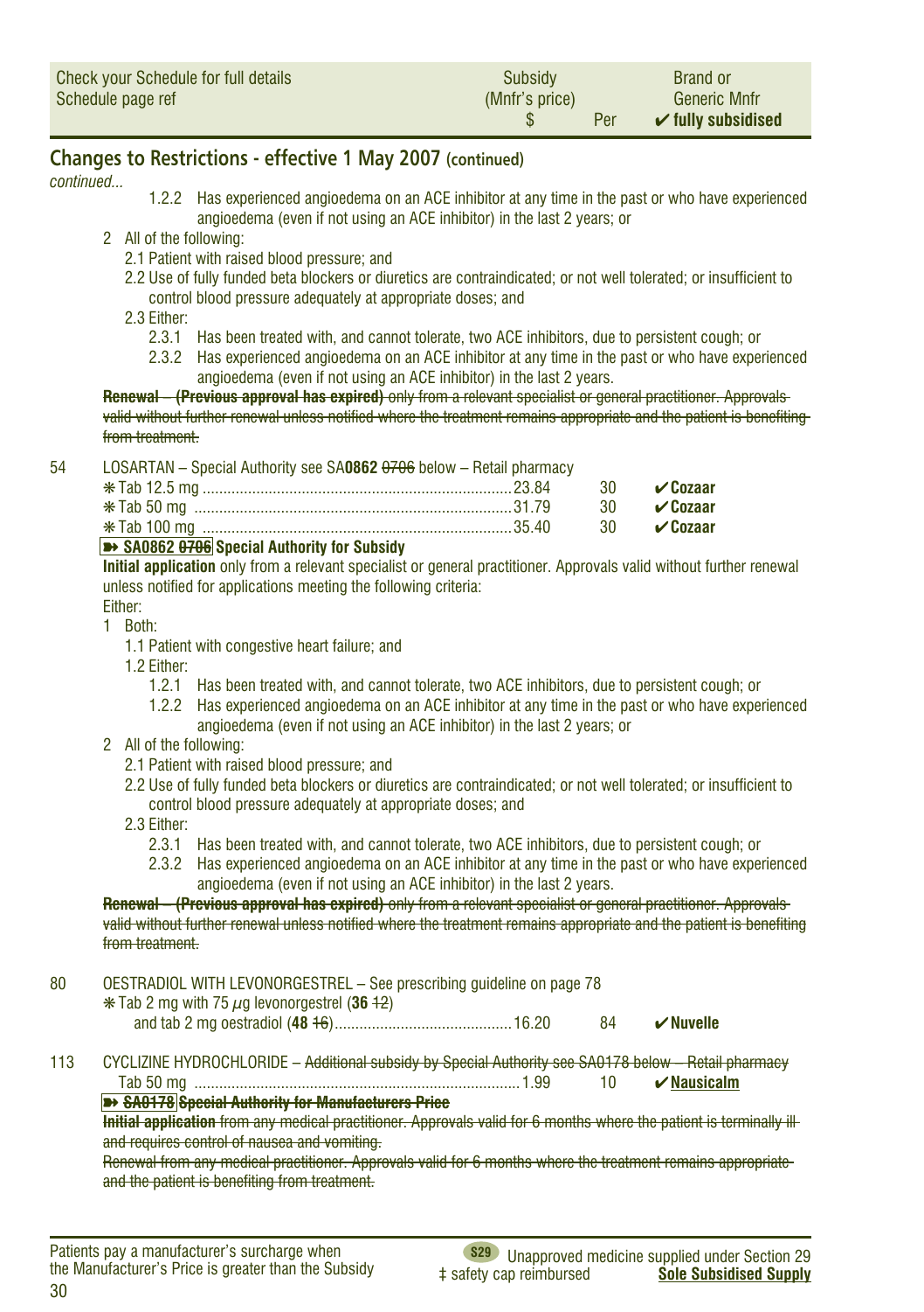| Check your Schedule for full details Schedule page ref | Subsidy (Mnfr's price) $ | Per | Brand or Generic Mnfr ✔ fully subsidised |
|---|---|---|---|

## Changes to Restrictions - effective 1 May 2007 (continued)

*continued...*

1.2.2 Has experienced angioedema on an ACE inhibitor at any time in the past or who have experienced angioedema (even if not using an ACE inhibitor) in the last 2 years; or

2 All of the following:

2.1 Patient with raised blood pressure; and

2.2 Use of fully funded beta blockers or diuretics are contraindicated; or not well tolerated; or insufficient to control blood pressure adequately at appropriate doses; and

2.3 Either:

2.3.1 Has been treated with, and cannot tolerate, two ACE inhibitors, due to persistent cough; or

2.3.2 Has experienced angioedema on an ACE inhibitor at any time in the past or who have experienced angioedema (even if not using an ACE inhibitor) in the last 2 years.

~~**Renewal – (Previous approval has expired)** only from a relevant specialist or general practitioner. Approvals valid without further renewal unless notified where the treatment remains appropriate and the patient is benefiting from treatment.~~

54 LOSARTAN – Special Authority see SA**0862** ~~0706~~ below – Retail pharmacy

| | | | |
|---|---|---|---|
| ✻ Tab 12.5 mg | 23.84 | 30 | ✔ **Cozaar** |
| ✻ Tab 50 mg | 31.79 | 30 | ✔ **Cozaar** |
| ✻ Tab 100 mg | 35.40 | 30 | ✔ **Cozaar** |

**➽ SA0862 ~~0706~~ Special Authority for Subsidy**

**Initial application** only from a relevant specialist or general practitioner. Approvals valid without further renewal unless notified for applications meeting the following criteria:

Either:

1 Both:

1.1 Patient with congestive heart failure; and

1.2 Either:

1.2.1 Has been treated with, and cannot tolerate, two ACE inhibitors, due to persistent cough; or

1.2.2 Has experienced angioedema on an ACE inhibitor at any time in the past or who have experienced angioedema (even if not using an ACE inhibitor) in the last 2 years; or

2 All of the following:

2.1 Patient with raised blood pressure; and

2.2 Use of fully funded beta blockers or diuretics are contraindicated; or not well tolerated; or insufficient to control blood pressure adequately at appropriate doses; and

2.3 Either:

2.3.1 Has been treated with, and cannot tolerate, two ACE inhibitors, due to persistent cough; or

2.3.2 Has experienced angioedema on an ACE inhibitor at any time in the past or who have experienced angioedema (even if not using an ACE inhibitor) in the last 2 years.

~~**Renewal – (Previous approval has expired)** only from a relevant specialist or general practitioner. Approvals valid without further renewal unless notified where the treatment remains appropriate and the patient is benefiting from treatment.~~

80 OESTRADIOL WITH LEVONORGESTREL – See prescribing guideline on page 78

| | | | |
|---|---|---|---|
| ✻ Tab 2 mg with 75 μg levonorgestrel (**36** ~~12~~) and tab 2 mg oestradiol (**48** ~~16~~) | 16.20 | 84 | ✔ **Nuvelle** |

113 CYCLIZINE HYDROCHLORIDE – ~~Additional subsidy by Special Authority see SA0178 below – Retail pharmacy~~

| | | | |
|---|---|---|---|
| Tab 50 mg | 1.99 | 10 | ✔ **Nausicalm** |

~~**➽ SA0178 Special Authority for Manufacturers Price**~~

~~**Initial application** from any medical practitioner. Approvals valid for 6 months where the patient is terminally ill and requires control of nausea and vomiting.~~

~~Renewal from any medical practitioner. Approvals valid for 6 months where the treatment remains appropriate and the patient is benefiting from treatment.~~

Patients pay a manufacturer's surcharge when the Manufacturer's Price is greater than the Subsidy

S29 Unapproved medicine supplied under Section 29 ‡ safety cap reimbursed **Sole Subsidised Supply**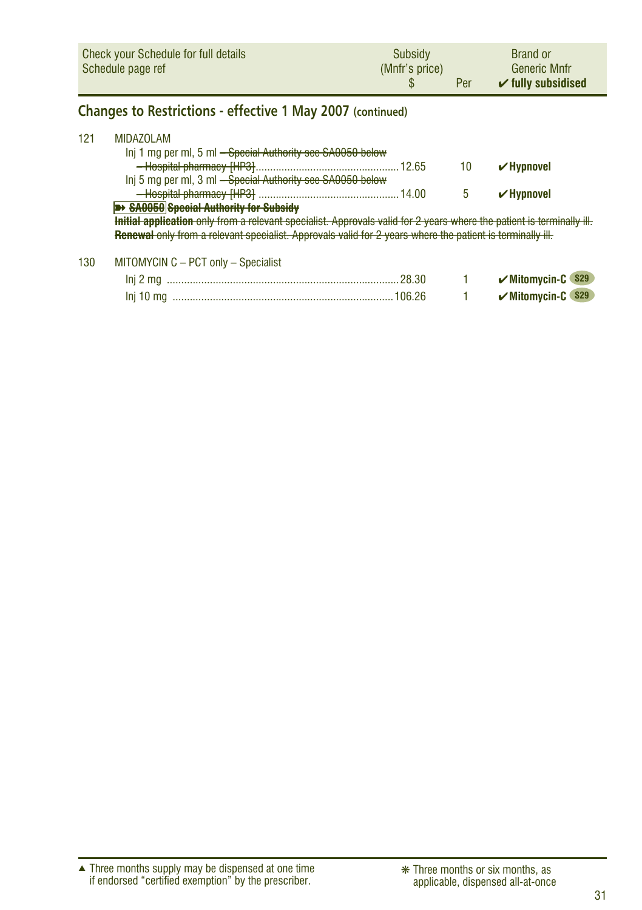| Check your Schedule for full details Schedule page ref | Subsidy (Mnfr's price) $ | Per | Brand or Generic Mnfr ✔ fully subsidised |
|---|---|---|---|

## Changes to Restrictions - effective 1 May 2007 (continued)

| | | | | |
|---|---|---|---|---|
| 121 | MIDAZOLAM | | | |
| | Inj 1 mg per ml, 5 ml ~~– Special Authority see SA0050 below – Hospital pharmacy [HP3]~~ | 12.65 | 10 | ✔ **Hypnovel** |
| | Inj 5 mg per ml, 3 ml ~~– Special Authority see SA0050 below – Hospital pharmacy [HP3]~~ | 14.00 | 5 | ✔ **Hypnovel** |

~~**➽ SA0050 Special Authority for Subsidy**~~

~~**Initial application** only from a relevant specialist. Approvals valid for 2 years where the patient is terminally ill.~~

~~**Renewal** only from a relevant specialist. Approvals valid for 2 years where the patient is terminally ill.~~

| | | | | |
|---|---|---|---|---|
| 130 | MITOMYCIN C – PCT only – Specialist | | | |
| | Inj 2 mg | 28.30 | 1 | ✔ **Mitomycin-C** S29 |
| | Inj 10 mg | 106.26 | 1 | ✔ **Mitomycin-C** S29 |

▲ Three months supply may be dispensed at one time if endorsed "certified exemption" by the prescriber.

❋ Three months or six months, as applicable, dispensed all-at-once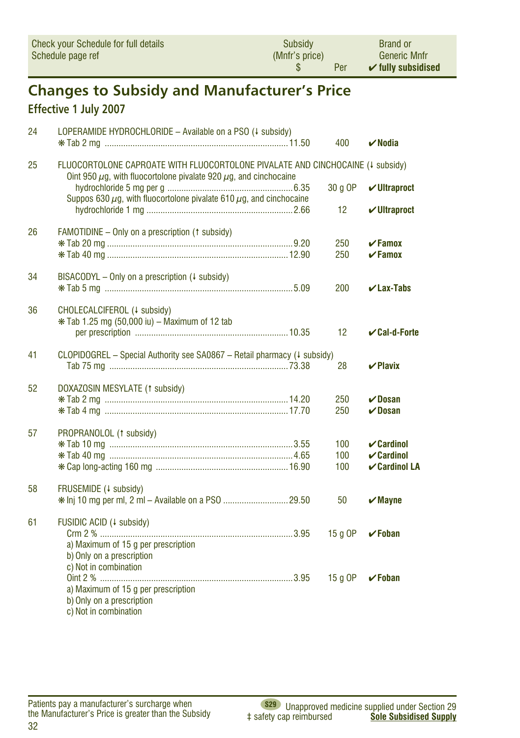| Check your Schedule for full details Schedule page ref | | Subsidy (Mnfr's price) $ | Per | Brand or Generic Mnfr ✔ fully subsidised |
|---|---|---|---|---|

## Changes to Subsidy and Manufacturer's Price

### Effective 1 July 2007

| Page | Item | Subsidy $ | Per | Brand |
|---|---|---|---|---|
| 24 | LOPERAMIDE HYDROCHLORIDE – Available on a PSO (↓ subsidy) | | | |
| | ❋ Tab 2 mg | 11.50 | 400 | ✔ **Nodia** |
| 25 | FLUOCORTOLONE CAPROATE WITH FLUOCORTOLONE PIVALATE AND CINCHOCAINE (↓ subsidy) | | | |
| | Oint 950 µg, with fluocortolone pivalate 920 µg, and cinchocaine hydrochloride 5 mg per g | 6.35 | 30 g OP | ✔ **Ultraproct** |
| | Suppos 630 µg, with fluocortolone pivalate 610 µg, and cinchocaine hydrochloride 1 mg | 2.66 | 12 | ✔ **Ultraproct** |
| 26 | FAMOTIDINE – Only on a prescription (↑ subsidy) | | | |
| | ❋ Tab 20 mg | 9.20 | 250 | ✔ **Famox** |
| | ❋ Tab 40 mg | 12.90 | 250 | ✔ **Famox** |
| 34 | BISACODYL – Only on a prescription (↓ subsidy) | | | |
| | ❋ Tab 5 mg | 5.09 | 200 | ✔ **Lax-Tabs** |
| 36 | CHOLECALCIFEROL (↓ subsidy) | | | |
| | ❋ Tab 1.25 mg (50,000 iu) – Maximum of 12 tab per prescription | 10.35 | 12 | ✔ **Cal-d-Forte** |
| 41 | CLOPIDOGREL – Special Authority see SA0867 – Retail pharmacy (↓ subsidy) | | | |
| | Tab 75 mg | 73.38 | 28 | ✔ **Plavix** |
| 52 | DOXAZOSIN MESYLATE (↑ subsidy) | | | |
| | ❋ Tab 2 mg | 14.20 | 250 | ✔ **Dosan** |
| | ❋ Tab 4 mg | 17.70 | 250 | ✔ **Dosan** |
| 57 | PROPRANOLOL (↑ subsidy) | | | |
| | ❋ Tab 10 mg | 3.55 | 100 | ✔ **Cardinol** |
| | ❋ Tab 40 mg | 4.65 | 100 | ✔ **Cardinol** |
| | ❋ Cap long-acting 160 mg | 16.90 | 100 | ✔ **Cardinol LA** |
| 58 | FRUSEMIDE (↓ subsidy) | | | |
| | ❋ Inj 10 mg per ml, 2 ml – Available on a PSO | 29.50 | 50 | ✔ **Mayne** |
| 61 | FUSIDIC ACID (↓ subsidy) | | | |
| | Crm 2 % a) Maximum of 15 g per prescription b) Only on a prescription c) Not in combination | 3.95 | 15 g OP | ✔ **Foban** |
| | Oint 2 % a) Maximum of 15 g per prescription b) Only on a prescription c) Not in combination | 3.95 | 15 g OP | ✔ **Foban** |

Patients pay a manufacturer's surcharge when the Manufacturer's Price is greater than the Subsidy

S29 Unapproved medicine supplied under Section 29
‡ safety cap reimbursed
**Sole Subsidised Supply**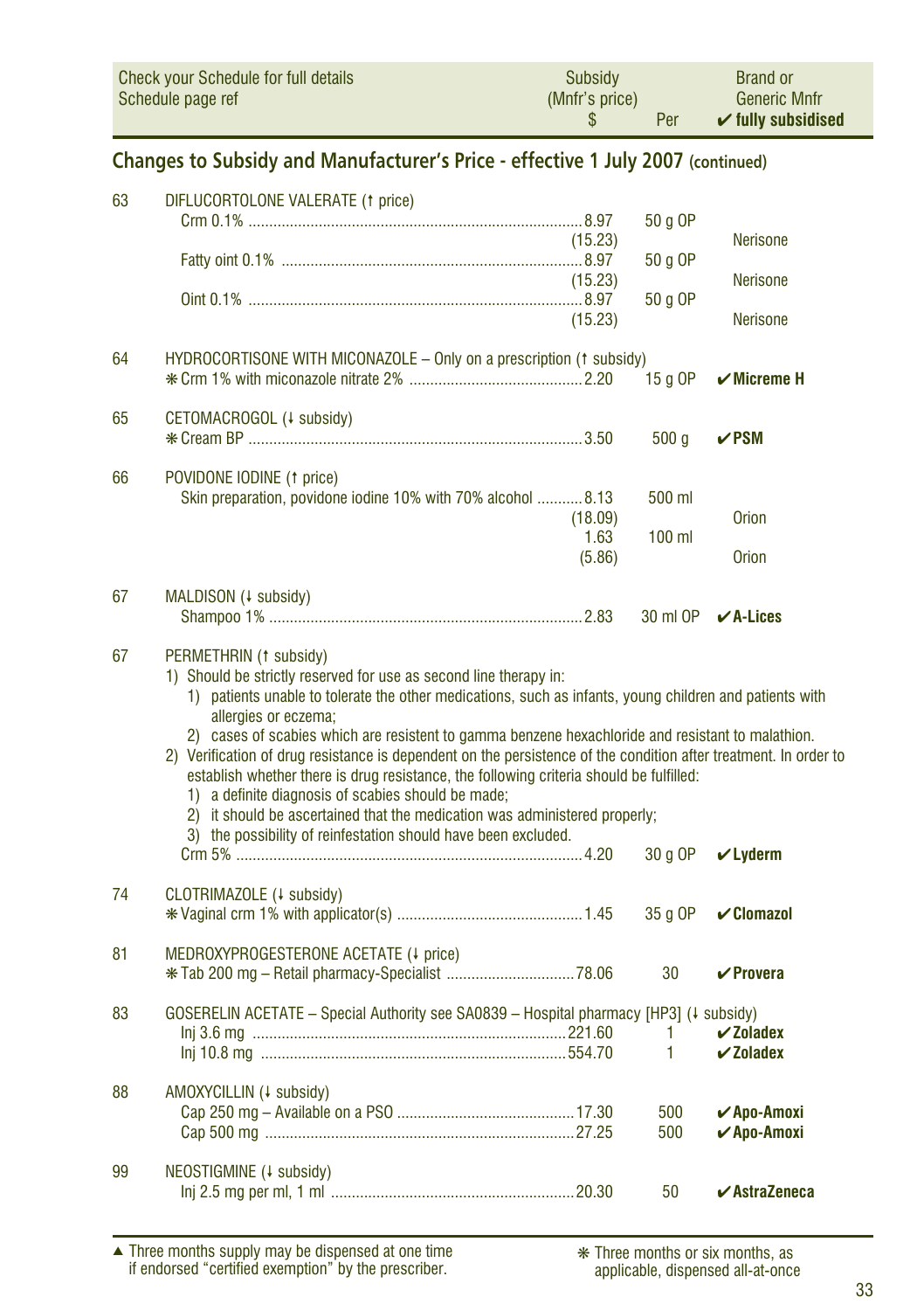| Check your Schedule for full details Schedule page ref | | Subsidy (Mnfr's price) $ | Per | Brand or Generic Mnfr ✔ fully subsidised |
|---|---|---|---|---|

## Changes to Subsidy and Manufacturer's Price - effective 1 July 2007 (continued)

| Page | Item | Subsidy (Mnfr's price) $ | Per | Brand or Generic Mnfr |
|---|---|---|---|---|
| 63 | DIFLUCORTOLONE VALERATE (↑ price) | | | |
| | Crm 0.1% | 8.97 (15.23) | 50 g OP | Nerisone |
| | Fatty oint 0.1% | 8.97 (15.23) | 50 g OP | Nerisone |
| | Oint 0.1% | 8.97 (15.23) | 50 g OP | Nerisone |
| 64 | HYDROCORTISONE WITH MICONAZOLE – Only on a prescription (↑ subsidy) | | | |
| | ❋ Crm 1% with miconazole nitrate 2% | 2.20 | 15 g OP | ✔ Micreme H |
| 65 | CETOMACROGOL (↓ subsidy) | | | |
| | ❋ Cream BP | 3.50 | 500 g | ✔ PSM |
| 66 | POVIDONE IODINE (↑ price) | | | |
| | Skin preparation, povidone iodine 10% with 70% alcohol | 8.13 (18.09) | 500 ml | Orion |
| | | 1.63 (5.86) | 100 ml | Orion |
| 67 | MALDISON (↓ subsidy) | | | |
| | Shampoo 1% | 2.83 | 30 ml OP | ✔ A-Lices |

67 PERMETHRIN (↑ subsidy)

1) Should be strictly reserved for use as second line therapy in:
   1) patients unable to tolerate the other medications, such as infants, young children and patients with allergies or eczema;
   2) cases of scabies which are resistent to gamma benzene hexachloride and resistant to malathion.
2) Verification of drug resistance is dependent on the persistence of the condition after treatment. In order to establish whether there is drug resistance, the following criteria should be fulfilled:
   1) a definite diagnosis of scabies should be made;
   2) it should be ascertained that the medication was administered properly;
   3) the possibility of reinfestation should have been excluded.

| Page | Item | Subsidy (Mnfr's price) $ | Per | Brand or Generic Mnfr |
|---|---|---|---|---|
| | Crm 5% | 4.20 | 30 g OP | ✔ Lyderm |
| 74 | CLOTRIMAZOLE (↓ subsidy) | | | |
| | ❋ Vaginal crm 1% with applicator(s) | 1.45 | 35 g OP | ✔ Clomazol |
| 81 | MEDROXYPROGESTERONE ACETATE (↓ price) | | | |
| | ❋ Tab 200 mg – Retail pharmacy-Specialist | 78.06 | 30 | ✔ Provera |
| 83 | GOSERELIN ACETATE – Special Authority see SA0839 – Hospital pharmacy [HP3] (↓ subsidy) | | | |
| | Inj 3.6 mg | 221.60 | 1 | ✔ Zoladex |
| | Inj 10.8 mg | 554.70 | 1 | ✔ Zoladex |
| 88 | AMOXYCILLIN (↓ subsidy) | | | |
| | Cap 250 mg – Available on a PSO | 17.30 | 500 | ✔ Apo-Amoxi |
| | Cap 500 mg | 27.25 | 500 | ✔ Apo-Amoxi |
| 99 | NEOSTIGMINE (↓ subsidy) | | | |
| | Inj 2.5 mg per ml, 1 ml | 20.30 | 50 | ✔ AstraZeneca |

▲ Three months supply may be dispensed at one time if endorsed "certified exemption" by the prescriber.

❋ Three months or six months, as applicable, dispensed all-at-once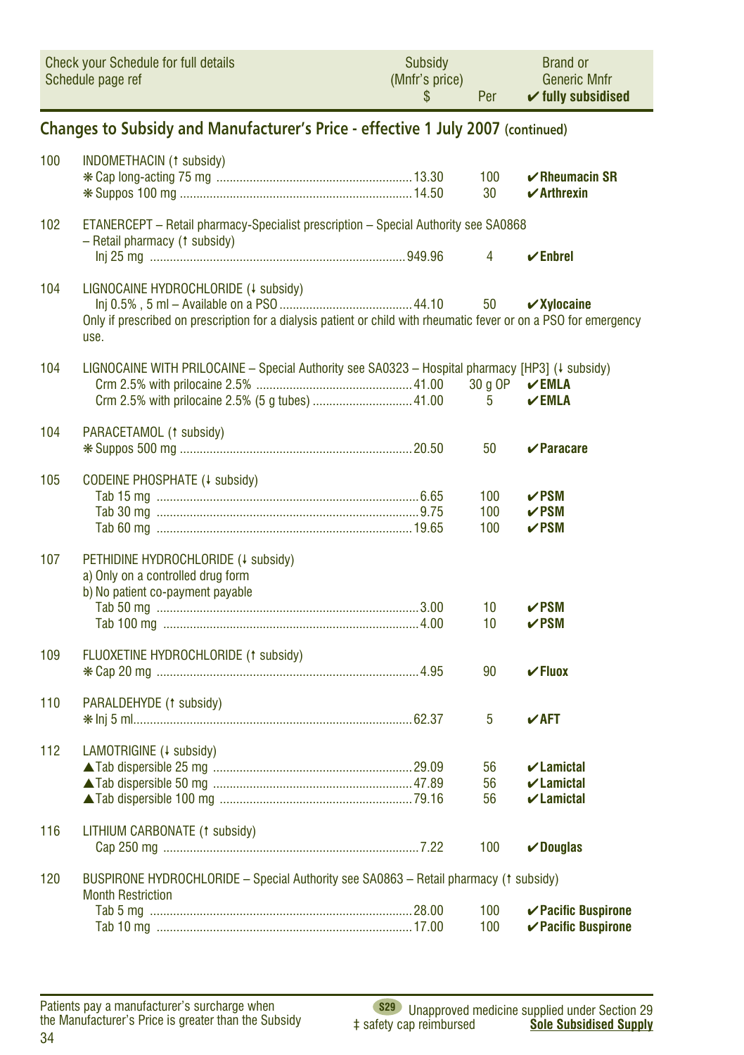| Check your Schedule for full details<br>Schedule page ref | | Subsidy<br>(Mnfr's price)<br>$ | Per | Brand or<br>Generic Mnfr<br>✔ fully subsidised |
|---|---|---|---|---|

## Changes to Subsidy and Manufacturer's Price - effective 1 July 2007 (continued)

| Page | Item | Subsidy $ | Per | Brand |
|---|---|---|---|---|
| 100 | INDOMETHACIN (↑ subsidy) | | | |
| | ❋ Cap long-acting 75 mg | 13.30 | 100 | ✔ **Rheumacin SR** |
| | ❋ Suppos 100 mg | 14.50 | 30 | ✔ **Arthrexin** |
| 102 | ETANERCEPT – Retail pharmacy-Specialist prescription – Special Authority see SA0868 – Retail pharmacy (↑ subsidy) | | | |
| | Inj 25 mg | 949.96 | 4 | ✔ **Enbrel** |
| 104 | LIGNOCAINE HYDROCHLORIDE (↓ subsidy) | | | |
| | Inj 0.5% , 5 ml – Available on a PSO | 44.10 | 50 | ✔ **Xylocaine** |
| | Only if prescribed on prescription for a dialysis patient or child with rheumatic fever or on a PSO for emergency use. | | | |
| 104 | LIGNOCAINE WITH PRILOCAINE – Special Authority see SA0323 – Hospital pharmacy [HP3] (↓ subsidy) | | | |
| | Crm 2.5% with prilocaine 2.5% | 41.00 | 30 g OP | ✔ **EMLA** |
| | Crm 2.5% with prilocaine 2.5% (5 g tubes) | 41.00 | 5 | ✔ **EMLA** |
| 104 | PARACETAMOL (↑ subsidy) | | | |
| | ❋ Suppos 500 mg | 20.50 | 50 | ✔ **Paracare** |
| 105 | CODEINE PHOSPHATE (↓ subsidy) | | | |
| | Tab 15 mg | 6.65 | 100 | ✔ **PSM** |
| | Tab 30 mg | 9.75 | 100 | ✔ **PSM** |
| | Tab 60 mg | 19.65 | 100 | ✔ **PSM** |
| 107 | PETHIDINE HYDROCHLORIDE (↓ subsidy)<br>a) Only on a controlled drug form<br>b) No patient co-payment payable | | | |
| | Tab 50 mg | 3.00 | 10 | ✔ **PSM** |
| | Tab 100 mg | 4.00 | 10 | ✔ **PSM** |
| 109 | FLUOXETINE HYDROCHLORIDE (↑ subsidy) | | | |
| | ❋ Cap 20 mg | 4.95 | 90 | ✔ **Fluox** |
| 110 | PARALDEHYDE (↑ subsidy) | | | |
| | ❋ Inj 5 ml | 62.37 | 5 | ✔ **AFT** |
| 112 | LAMOTRIGINE (↓ subsidy) | | | |
| | ▲ Tab dispersible 25 mg | 29.09 | 56 | ✔ **Lamictal** |
| | ▲ Tab dispersible 50 mg | 47.89 | 56 | ✔ **Lamictal** |
| | ▲ Tab dispersible 100 mg | 79.16 | 56 | ✔ **Lamictal** |
| 116 | LITHIUM CARBONATE (↑ subsidy) | | | |
| | Cap 250 mg | 7.22 | 100 | ✔ **Douglas** |
| 120 | BUSPIRONE HYDROCHLORIDE – Special Authority see SA0863 – Retail pharmacy (↑ subsidy)<br>Month Restriction | | | |
| | Tab 5 mg | 28.00 | 100 | ✔ **Pacific Buspirone** |
| | Tab 10 mg | 17.00 | 100 | ✔ **Pacific Buspirone** |

Patients pay a manufacturer's surcharge when the Manufacturer's Price is greater than the Subsidy

S29 Unapproved medicine supplied under Section 29

‡ safety cap reimbursed

**Sole Subsidised Supply**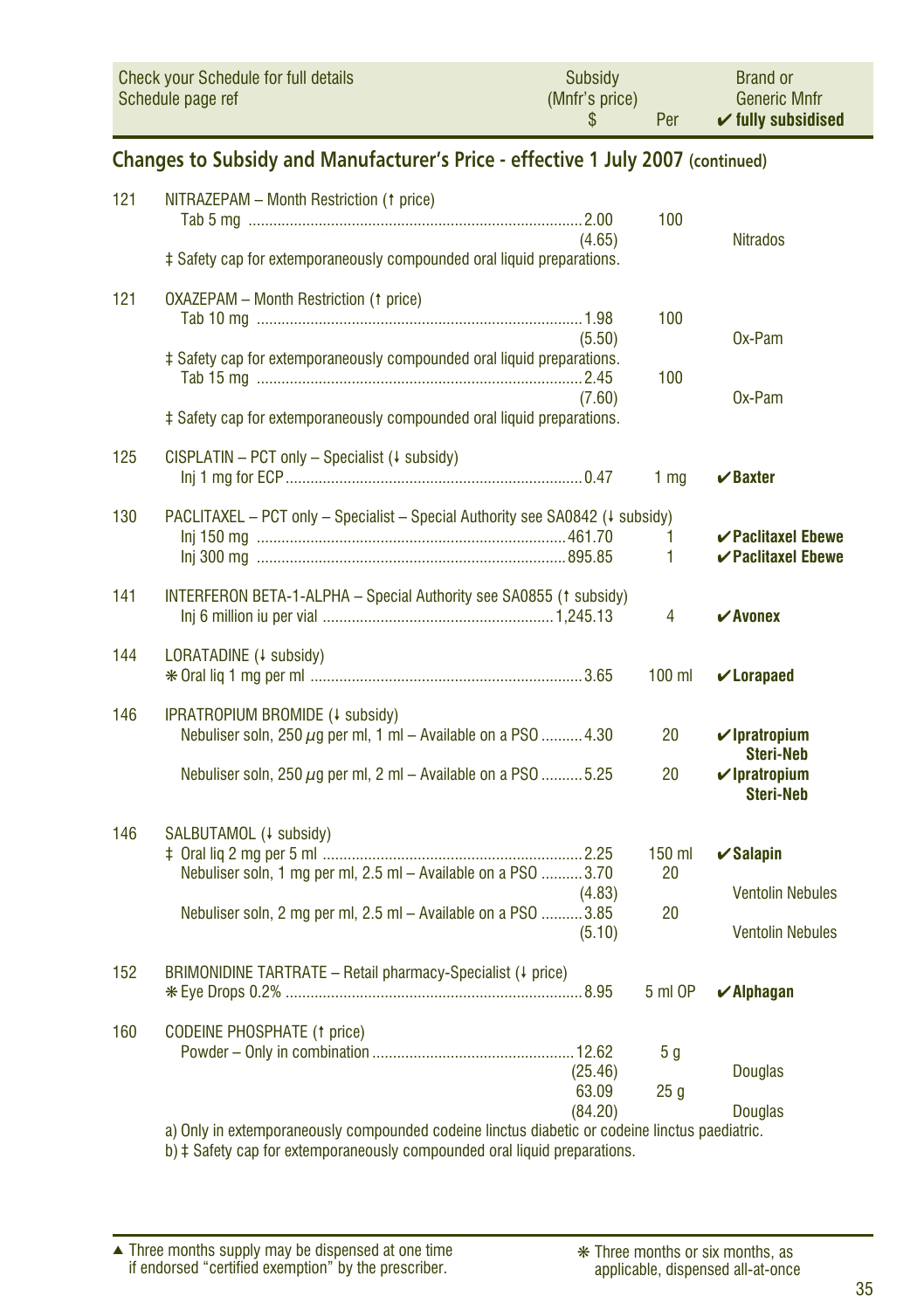| Check your Schedule for full details Schedule page ref | | Subsidy (Mnfr's price) $ | Per | Brand or Generic Mnfr ✔ fully subsidised |
|---|---|---|---|---|

## Changes to Subsidy and Manufacturer's Price - effective 1 July 2007 (continued)

| Page | Item | Subsidy (Mnfr's price) $ | Per | Brand or Generic Mnfr |
|---|---|---|---|---|
| 121 | NITRAZEPAM – Month Restriction (↑ price) | | | |
| | Tab 5 mg | 2.00 (4.65) | 100 | Nitrados |
| | ‡ Safety cap for extemporaneously compounded oral liquid preparations. | | | |
| 121 | OXAZEPAM – Month Restriction (↑ price) | | | |
| | Tab 10 mg | 1.98 (5.50) | 100 | Ox-Pam |
| | ‡ Safety cap for extemporaneously compounded oral liquid preparations. | | | |
| | Tab 15 mg | 2.45 (7.60) | 100 | Ox-Pam |
| | ‡ Safety cap for extemporaneously compounded oral liquid preparations. | | | |
| 125 | CISPLATIN – PCT only – Specialist (↓ subsidy) | | | |
| | Inj 1 mg for ECP | 0.47 | 1 mg | ✔ **Baxter** |
| 130 | PACLITAXEL – PCT only – Specialist – Special Authority see SA0842 (↓ subsidy) | | | |
| | Inj 150 mg | 461.70 | 1 | ✔ **Paclitaxel Ebewe** |
| | Inj 300 mg | 895.85 | 1 | ✔ **Paclitaxel Ebewe** |
| 141 | INTERFERON BETA-1-ALPHA – Special Authority see SA0855 (↑ subsidy) | | | |
| | Inj 6 million iu per vial | 1,245.13 | 4 | ✔ **Avonex** |
| 144 | LORATADINE (↓ subsidy) | | | |
| | ❋ Oral liq 1 mg per ml | 3.65 | 100 ml | ✔ **Lorapaed** |
| 146 | IPRATROPIUM BROMIDE (↓ subsidy) | | | |
| | Nebuliser soln, 250 $\mu$g per ml, 1 ml – Available on a PSO | 4.30 | 20 | ✔ **Ipratropium Steri-Neb** |
| | Nebuliser soln, 250 $\mu$g per ml, 2 ml – Available on a PSO | 5.25 | 20 | ✔ **Ipratropium Steri-Neb** |
| 146 | SALBUTAMOL (↓ subsidy) | | | |
| | ‡ Oral liq 2 mg per 5 ml | 2.25 | 150 ml | ✔ **Salapin** |
| | Nebuliser soln, 1 mg per ml, 2.5 ml – Available on a PSO | 3.70 (4.83) | 20 | Ventolin Nebules |
| | Nebuliser soln, 2 mg per ml, 2.5 ml – Available on a PSO | 3.85 (5.10) | 20 | Ventolin Nebules |
| 152 | BRIMONIDINE TARTRATE – Retail pharmacy-Specialist (↓ price) | | | |
| | ❋ Eye Drops 0.2% | 8.95 | 5 ml OP | ✔ **Alphagan** |
| 160 | CODEINE PHOSPHATE (↑ price) | | | |
| | Powder – Only in combination | 12.62 (25.46) | 5 g | Douglas |
| | | 63.09 (84.20) | 25 g | Douglas |
| | a) Only in extemporaneously compounded codeine linctus diabetic or codeine linctus paediatric. | | | |
| | b) ‡ Safety cap for extemporaneously compounded oral liquid preparations. | | | |

▲ Three months supply may be dispensed at one time if endorsed "certified exemption" by the prescriber.

❋ Three months or six months, as applicable, dispensed all-at-once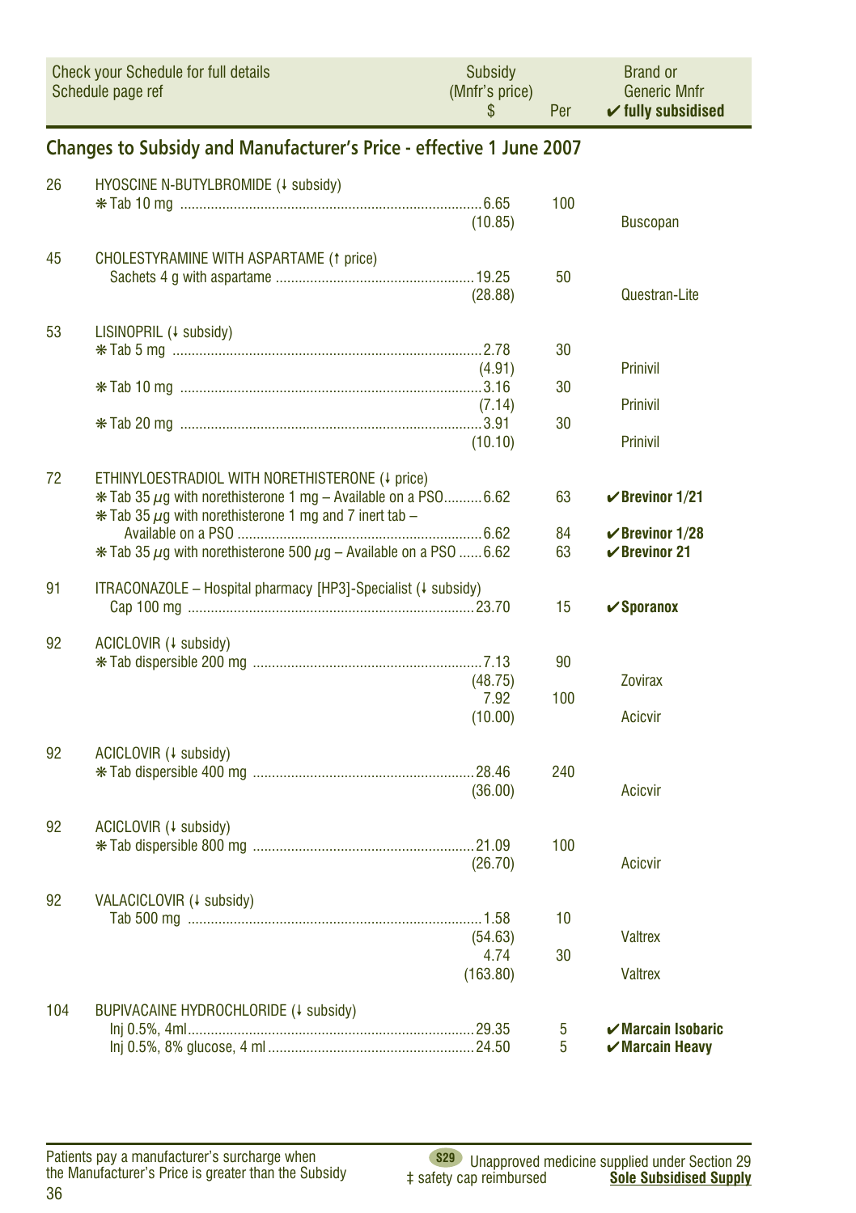| Check your Schedule for full details<br>Schedule page ref | | Subsidy<br>(Mnfr's price)<br>$ | Per | Brand or<br>Generic Mnfr<br>✔ **fully subsidised** |
|---|---|---|---|---|

## Changes to Subsidy and Manufacturer's Price - effective 1 June 2007

| Page | Item | Subsidy (Mnfr's price) $ | Per | Brand or Generic Mnfr |
|---|---|---|---|---|
| 26 | HYOSCINE N-BUTYLBROMIDE (↓ subsidy) | | | |
| | ✻ Tab 10 mg | 6.65<br>(10.85) | 100 | Buscopan |
| 45 | CHOLESTYRAMINE WITH ASPARTAME (↑ price) | | | |
| | Sachets 4 g with aspartame | 19.25<br>(28.88) | 50 | Questran-Lite |
| 53 | LISINOPRIL (↓ subsidy) | | | |
| | ✻ Tab 5 mg | 2.78<br>(4.91) | 30 | Prinivil |
| | ✻ Tab 10 mg | 3.16<br>(7.14) | 30 | Prinivil |
| | ✻ Tab 20 mg | 3.91<br>(10.10) | 30 | Prinivil |
| 72 | ETHINYLOESTRADIOL WITH NORETHISTERONE (↓ price) | | | |
| | ✻ Tab 35 $\mu$g with norethisterone 1 mg – Available on a PSO | 6.62 | 63 | ✔ **Brevinor 1/21** |
| | ✻ Tab 35 $\mu$g with norethisterone 1 mg and 7 inert tab – Available on a PSO | 6.62 | 84 | ✔ **Brevinor 1/28** |
| | ✻ Tab 35 $\mu$g with norethisterone 500 $\mu$g – Available on a PSO | 6.62 | 63 | ✔ **Brevinor 21** |
| 91 | ITRACONAZOLE – Hospital pharmacy [HP3]-Specialist (↓ subsidy) | | | |
| | Cap 100 mg | 23.70 | 15 | ✔ **Sporanox** |
| 92 | ACICLOVIR (↓ subsidy) | | | |
| | ✻ Tab dispersible 200 mg | 7.13<br>(48.75) | 90 | Zovirax |
| | | 7.92<br>(10.00) | 100 | Acicvir |
| 92 | ACICLOVIR (↓ subsidy) | | | |
| | ✻ Tab dispersible 400 mg | 28.46<br>(36.00) | 240 | Acicvir |
| 92 | ACICLOVIR (↓ subsidy) | | | |
| | ✻ Tab dispersible 800 mg | 21.09<br>(26.70) | 100 | Acicvir |
| 92 | VALACICLOVIR (↓ subsidy) | | | |
| | Tab 500 mg | 1.58<br>(54.63) | 10 | Valtrex |
| | | 4.74<br>(163.80) | 30 | Valtrex |
| 104 | BUPIVACAINE HYDROCHLORIDE (↓ subsidy) | | | |
| | Inj 0.5%, 4ml | 29.35 | 5 | ✔ **Marcain Isobaric** |
| | Inj 0.5%, 8% glucose, 4 ml | 24.50 | 5 | ✔ **Marcain Heavy** |

Patients pay a manufacturer's surcharge when the Manufacturer's Price is greater than the Subsidy

S29 Unapproved medicine supplied under Section 29

‡ safety cap reimbursed

**Sole Subsidised Supply**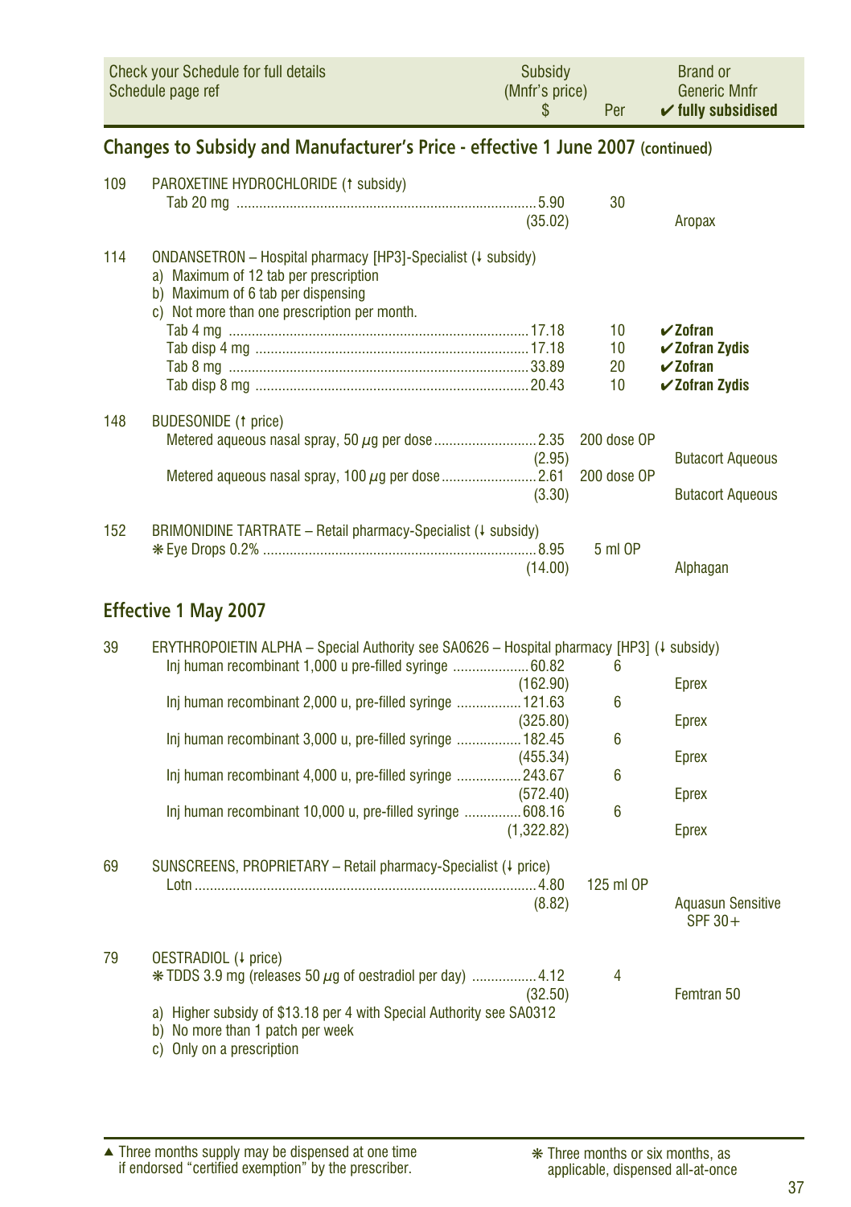| Check your Schedule for full details Schedule page ref | | Subsidy (Mnfr's price) $ | Per | Brand or Generic Mnfr ✔ fully subsidised |
|---|---|---|---|---|

## Changes to Subsidy and Manufacturer's Price - effective 1 June 2007 (continued)

| | | | | |
|---|---|---|---|---|
| 109 | PAROXETINE HYDROCHLORIDE (↑ subsidy) | | | |
| | Tab 20 mg | 5.90 (35.02) | 30 | Aropax |
| 114 | ONDANSETRON – Hospital pharmacy [HP3]-Specialist (↓ subsidy) a) Maximum of 12 tab per prescription b) Maximum of 6 tab per dispensing c) Not more than one prescription per month. | | | |
| | Tab 4 mg | 17.18 | 10 | ✔ **Zofran** |
| | Tab disp 4 mg | 17.18 | 10 | ✔ **Zofran Zydis** |
| | Tab 8 mg | 33.89 | 20 | ✔ **Zofran** |
| | Tab disp 8 mg | 20.43 | 10 | ✔ **Zofran Zydis** |
| 148 | BUDESONIDE (↑ price) | | | |
| | Metered aqueous nasal spray, 50 $\mu$g per dose | 2.35 (2.95) | 200 dose OP | Butacort Aqueous |
| | Metered aqueous nasal spray, 100 $\mu$g per dose | 2.61 (3.30) | 200 dose OP | Butacort Aqueous |
| 152 | BRIMONIDINE TARTRATE – Retail pharmacy-Specialist (↓ subsidy) | | | |
| | ❋ Eye Drops 0.2% | 8.95 (14.00) | 5 ml OP | Alphagan |

## Effective 1 May 2007

| | | | | |
|---|---|---|---|---|
| 39 | ERYTHROPOIETIN ALPHA – Special Authority see SA0626 – Hospital pharmacy [HP3] (↓ subsidy) | | | |
| | Inj human recombinant 1,000 u pre-filled syringe | 60.82 (162.90) | 6 | Eprex |
| | Inj human recombinant 2,000 u, pre-filled syringe | 121.63 (325.80) | 6 | Eprex |
| | Inj human recombinant 3,000 u, pre-filled syringe | 182.45 (455.34) | 6 | Eprex |
| | Inj human recombinant 4,000 u, pre-filled syringe | 243.67 (572.40) | 6 | Eprex |
| | Inj human recombinant 10,000 u, pre-filled syringe | 608.16 (1,322.82) | 6 | Eprex |
| 69 | SUNSCREENS, PROPRIETARY – Retail pharmacy-Specialist (↓ price) | | | |
| | Lotn | 4.80 (8.82) | 125 ml OP | Aquasun Sensitive SPF 30+ |
| 79 | OESTRADIOL (↓ price) | | | |
| | ❋ TDDS 3.9 mg (releases 50 $\mu$g of oestradiol per day) | 4.12 (32.50) | 4 | Femtran 50 |
| | a) Higher subsidy of $13.18 per 4 with Special Authority see SA0312 b) No more than 1 patch per week c) Only on a prescription | | | |

▲ Three months supply may be dispensed at one time if endorsed "certified exemption" by the prescriber.

❋ Three months or six months, as applicable, dispensed all-at-once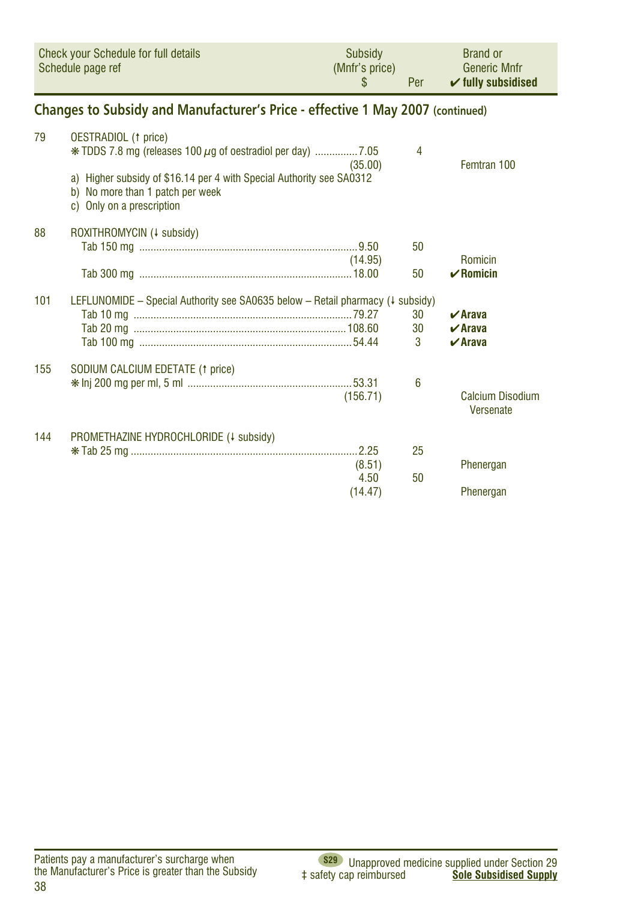| Check your Schedule for full details Schedule page ref | | Subsidy (Mnfr's price) $ | Per | Brand or Generic Mnfr ✔ fully subsidised |
|---|---|---|---|---|

## Changes to Subsidy and Manufacturer's Price - effective 1 May 2007 (continued)

| | | | | |
|---|---|---|---|---|
| 79 | OESTRADIOL (↑ price) | | | |
| | ❋ TDDS 7.8 mg (releases 100 $\mu$g of oestradiol per day) | 7.05 (35.00) | 4 | Femtran 100 |
| | a) Higher subsidy of $16.14 per 4 with Special Authority see SA0312 b) No more than 1 patch per week c) Only on a prescription | | | |
| 88 | ROXITHROMYCIN (↓ subsidy) | | | |
| | Tab 150 mg | 9.50 (14.95) | 50 | Romicin |
| | Tab 300 mg | 18.00 | 50 | ✔ **Romicin** |
| 101 | LEFLUNOMIDE – Special Authority see SA0635 below – Retail pharmacy (↓ subsidy) | | | |
| | Tab 10 mg | 79.27 | 30 | ✔ **Arava** |
| | Tab 20 mg | 108.60 | 30 | ✔ **Arava** |
| | Tab 100 mg | 54.44 | 3 | ✔ **Arava** |
| 155 | SODIUM CALCIUM EDETATE (↑ price) | | | |
| | ❋ Inj 200 mg per ml, 5 ml | 53.31 (156.71) | 6 | Calcium Disodium Versenate |
| 144 | PROMETHAZINE HYDROCHLORIDE (↓ subsidy) | | | |
| | ❋ Tab 25 mg | 2.25 (8.51) | 25 | Phenergan |
| | | 4.50 (14.47) | 50 | Phenergan |

Patients pay a manufacturer's surcharge when the Manufacturer's Price is greater than the Subsidy

S29 Unapproved medicine supplied under Section 29

‡ safety cap reimbursed

**Sole Subsidised Supply**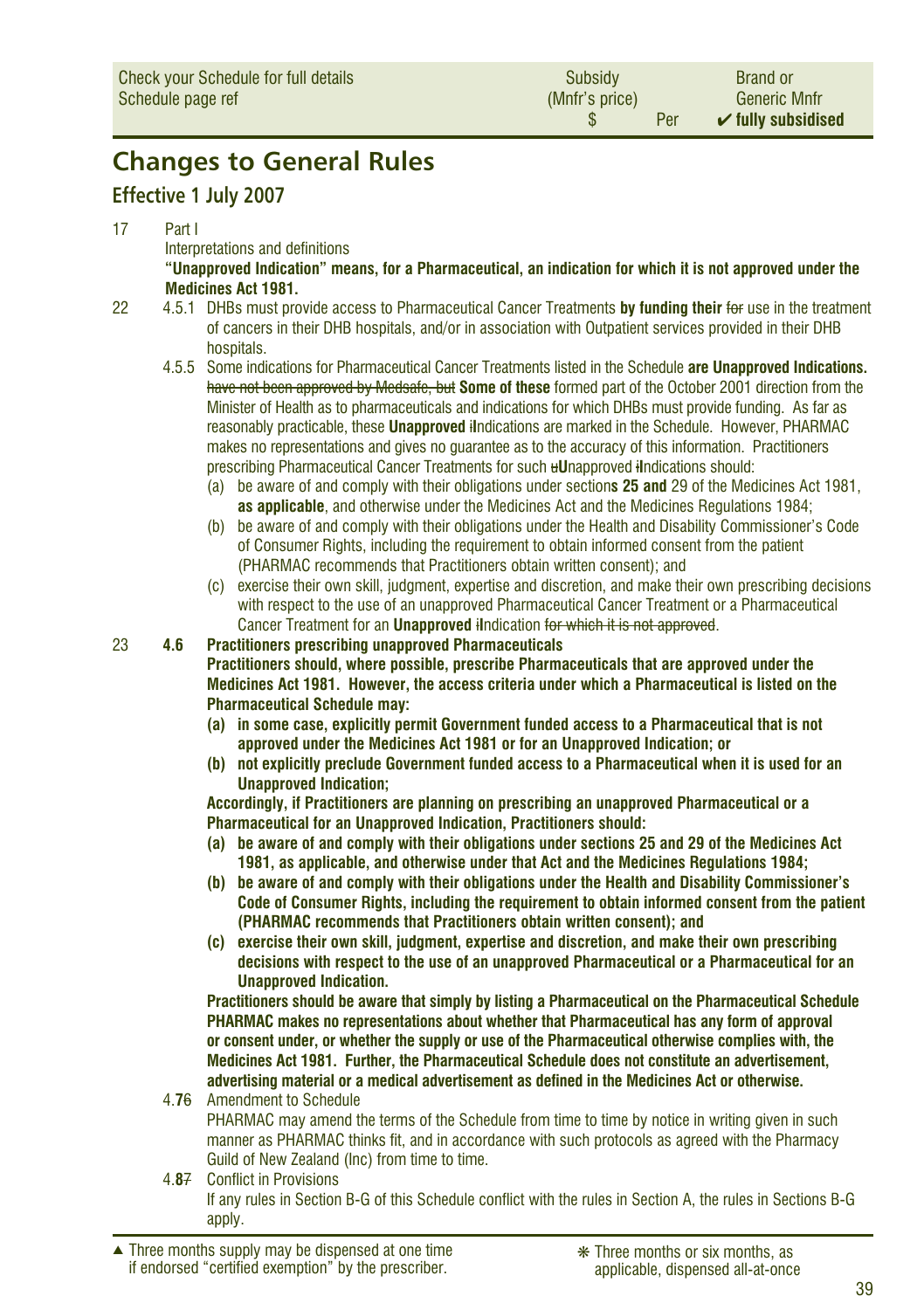## Changes to General Rules

### Effective 1 July 2007

17 Part I

Interpretations and definitions

**"Unapproved Indication" means, for a Pharmaceutical, an indication for which it is not approved under the Medicines Act 1981.**

22 4.5.1 DHBs must provide access to Pharmaceutical Cancer Treatments **by funding their** ~~for~~ use in the treatment of cancers in their DHB hospitals, and/or in association with Outpatient services provided in their DHB hospitals.

4.5.5 Some indications for Pharmaceutical Cancer Treatments listed in the Schedule **are Unapproved Indications.** ~~have not been approved by Medsafe, but~~ **Some of these** formed part of the October 2001 direction from the Minister of Health as to pharmaceuticals and indications for which DHBs must provide funding. As far as reasonably practicable, these **Unapproved** ~~i~~**I**ndications are marked in the Schedule. However, PHARMAC makes no representations and gives no guarantee as to the accuracy of this information. Practitioners prescribing Pharmaceutical Cancer Treatments for such ~~u~~**U**napproved ~~i~~**I**ndications should:

(a) be aware of and comply with their obligations under section**s 25 and** 29 of the Medicines Act 1981, **as applicable**, and otherwise under the Medicines Act and the Medicines Regulations 1984;

(b) be aware of and comply with their obligations under the Health and Disability Commissioner's Code of Consumer Rights, including the requirement to obtain informed consent from the patient (PHARMAC recommends that Practitioners obtain written consent); and

(c) exercise their own skill, judgment, expertise and discretion, and make their own prescribing decisions with respect to the use of an unapproved Pharmaceutical Cancer Treatment or a Pharmaceutical Cancer Treatment for an **Unapproved** ~~i~~**I**ndication ~~for which it is not approved~~.

23 **4.6 Practitioners prescribing unapproved Pharmaceuticals**

**Practitioners should, where possible, prescribe Pharmaceuticals that are approved under the Medicines Act 1981. However, the access criteria under which a Pharmaceutical is listed on the Pharmaceutical Schedule may:**

**(a) in some case, explicitly permit Government funded access to a Pharmaceutical that is not approved under the Medicines Act 1981 or for an Unapproved Indication; or**

**(b) not explicitly preclude Government funded access to a Pharmaceutical when it is used for an Unapproved Indication;**

**Accordingly, if Practitioners are planning on prescribing an unapproved Pharmaceutical or a Pharmaceutical for an Unapproved Indication, Practitioners should:**

**(a) be aware of and comply with their obligations under sections 25 and 29 of the Medicines Act 1981, as applicable, and otherwise under that Act and the Medicines Regulations 1984;**

**(b) be aware of and comply with their obligations under the Health and Disability Commissioner's Code of Consumer Rights, including the requirement to obtain informed consent from the patient (PHARMAC recommends that Practitioners obtain written consent); and**

**(c) exercise their own skill, judgment, expertise and discretion, and make their own prescribing decisions with respect to the use of an unapproved Pharmaceutical or a Pharmaceutical for an Unapproved Indication.**

**Practitioners should be aware that simply by listing a Pharmaceutical on the Pharmaceutical Schedule PHARMAC makes no representations about whether that Pharmaceutical has any form of approval or consent under, or whether the supply or use of the Pharmaceutical otherwise complies with, the Medicines Act 1981. Further, the Pharmaceutical Schedule does not constitute an advertisement, advertising material or a medical advertisement as defined in the Medicines Act or otherwise.**

4.**7**~~6~~ Amendment to Schedule

PHARMAC may amend the terms of the Schedule from time to time by notice in writing given in such manner as PHARMAC thinks fit, and in accordance with such protocols as agreed with the Pharmacy Guild of New Zealand (Inc) from time to time.

4.**8**~~7~~ Conflict in Provisions

If any rules in Section B-G of this Schedule conflict with the rules in Section A, the rules in Sections B-G apply.

▲ Three months supply may be dispensed at one time if endorsed "certified exemption" by the prescriber.

❋ Three months or six months, as applicable, dispensed all-at-once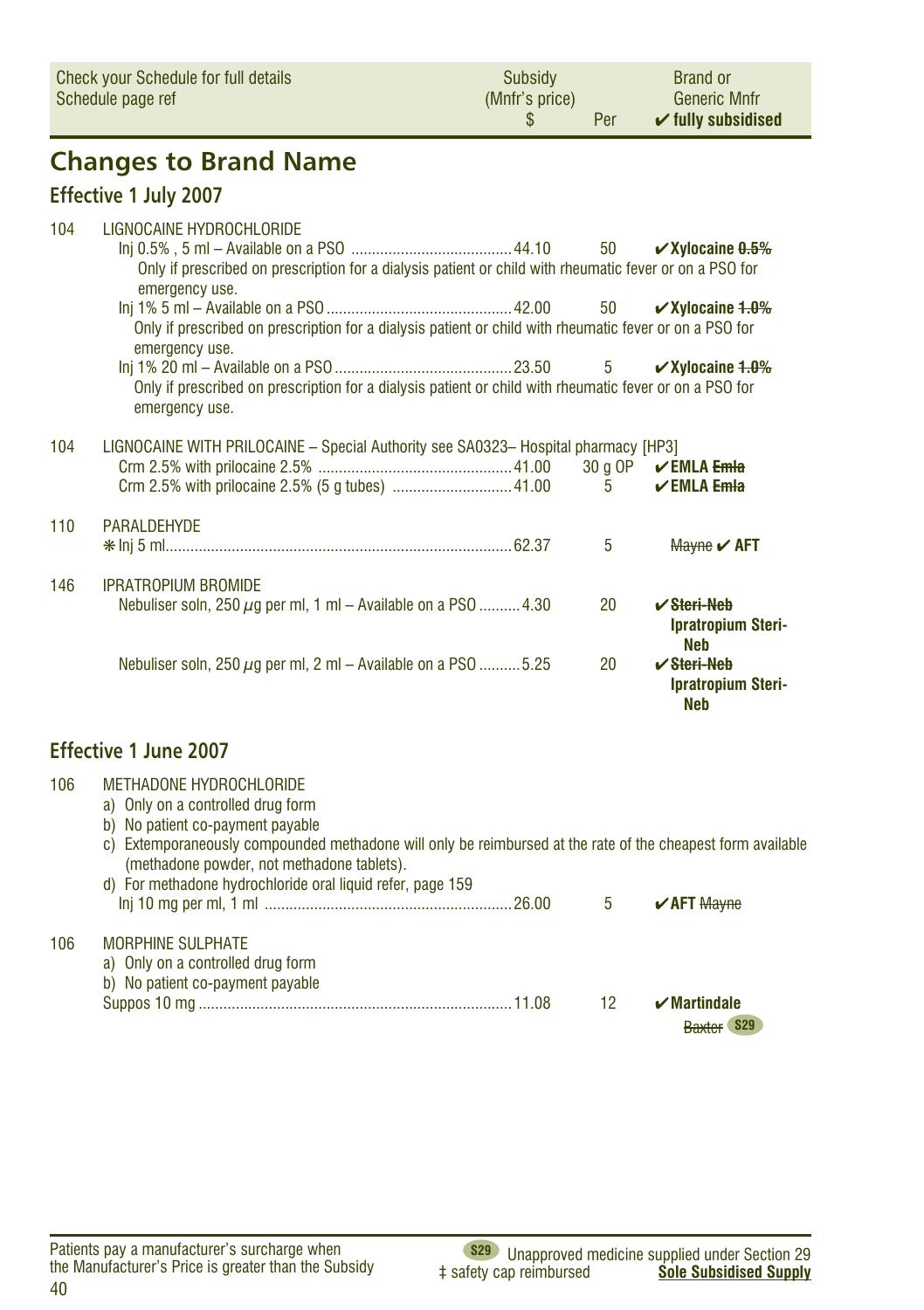| Check your Schedule for full details Schedule page ref | Subsidy (Mnfr's price) $ | Per | Brand or Generic Mnfr ✔ fully subsidised |
|---|---|---|---|

# Changes to Brand Name

## Effective 1 July 2007

104 LIGNOCAINE HYDROCHLORIDE

| | Subsidy $ | Per | Brand |
|---|---|---|---|
| Inj 0.5% , 5 ml – Available on a PSO | 44.10 | 50 | ✔ **Xylocaine** ~~**0.5%**~~ |
| Only if prescribed on prescription for a dialysis patient or child with rheumatic fever or on a PSO for emergency use. | | | |
| Inj 1% 5 ml – Available on a PSO | 42.00 | 50 | ✔ **Xylocaine** ~~**1.0%**~~ |
| Only if prescribed on prescription for a dialysis patient or child with rheumatic fever or on a PSO for emergency use. | | | |
| Inj 1% 20 ml – Available on a PSO | 23.50 | 5 | ✔ **Xylocaine** ~~**1.0%**~~ |
| Only if prescribed on prescription for a dialysis patient or child with rheumatic fever or on a PSO for emergency use. | | | |

104 LIGNOCAINE WITH PRILOCAINE – Special Authority see SA0323– Hospital pharmacy [HP3]

| | Subsidy $ | Per | Brand |
|---|---|---|---|
| Crm 2.5% with prilocaine 2.5% | 41.00 | 30 g OP | ✔ **EMLA** ~~**Emla**~~ |
| Crm 2.5% with prilocaine 2.5% (5 g tubes) | 41.00 | 5 | ✔ **EMLA** ~~**Emla**~~ |

110 PARALDEHYDE

| | Subsidy $ | Per | Brand |
|---|---|---|---|
| ❋ Inj 5 ml | 62.37 | 5 | ~~Mayne~~ ✔ **AFT** |

146 IPRATROPIUM BROMIDE

| | Subsidy $ | Per | Brand |
|---|---|---|---|
| Nebuliser soln, 250 $\mu$g per ml, 1 ml – Available on a PSO | 4.30 | 20 | ✔ ~~**Steri-Neb**~~ **Ipratropium Steri-Neb** |
| Nebuliser soln, 250 $\mu$g per ml, 2 ml – Available on a PSO | 5.25 | 20 | ✔ ~~**Steri-Neb**~~ **Ipratropium Steri-Neb** |

## Effective 1 June 2007

106 METHADONE HYDROCHLORIDE

a) Only on a controlled drug form
b) No patient co-payment payable
c) Extemporaneously compounded methadone will only be reimbursed at the rate of the cheapest form available (methadone powder, not methadone tablets).
d) For methadone hydrochloride oral liquid refer, page 159

| | Subsidy $ | Per | Brand |
|---|---|---|---|
| Inj 10 mg per ml, 1 ml | 26.00 | 5 | ✔ **AFT** ~~Mayne~~ |

106 MORPHINE SULPHATE

a) Only on a controlled drug form
b) No patient co-payment payable

| | Subsidy $ | Per | Brand |
|---|---|---|---|
| Suppos 10 mg | 11.08 | 12 | ✔ **Martindale** ~~Baxter~~ S29 |

Patients pay a manufacturer's surcharge when the Manufacturer's Price is greater than the Subsidy

S29 Unapproved medicine supplied under Section 29
‡ safety cap reimbursed **Sole Subsidised Supply**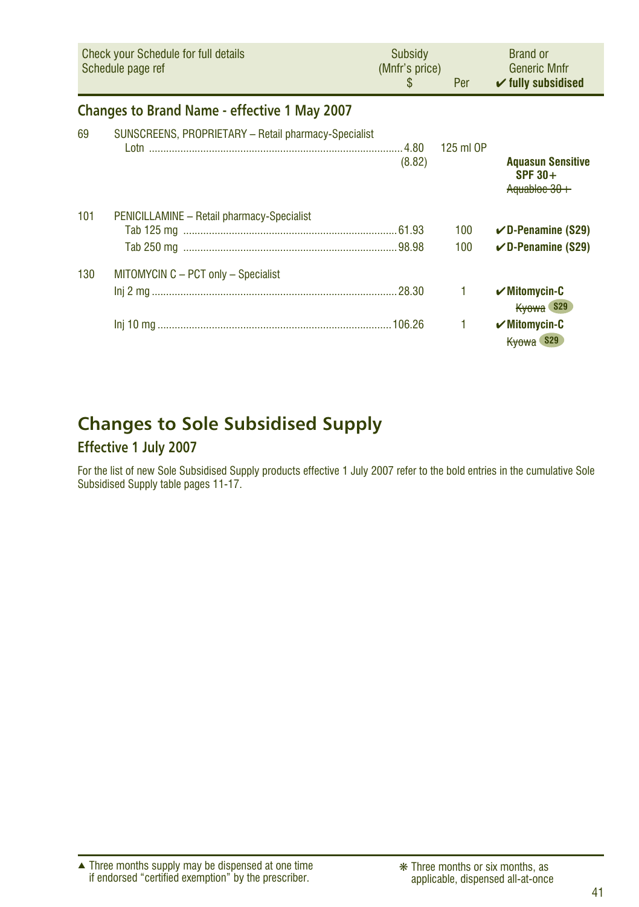| Check your Schedule for full details Schedule page ref | | Subsidy (Mnfr's price) $ | Per | Brand or Generic Mnfr ✔ fully subsidised |
|---|---|---|---|---|

## Changes to Brand Name - effective 1 May 2007

| | | | | |
|---|---|---|---|---|
| 69 | SUNSCREENS, PROPRIETARY – Retail pharmacy-Specialist | | | |
| | Lotn | 4.80 (8.82) | 125 ml OP | **Aquasun Sensitive SPF 30+** ~~Aquabloc 30+~~ |
| 101 | PENICILLAMINE – Retail pharmacy-Specialist | | | |
| | Tab 125 mg | 61.93 | 100 | ✔**D-Penamine (S29)** |
| | Tab 250 mg | 98.98 | 100 | ✔**D-Penamine (S29)** |
| 130 | MITOMYCIN C – PCT only – Specialist | | | |
| | Inj 2 mg | 28.30 | 1 | ✔**Mitomycin-C** ~~Kyowa~~ S29 |
| | Inj 10 mg | 106.26 | 1 | ✔**Mitomycin-C** ~~Kyowa~~ S29 |

# Changes to Sole Subsidised Supply

## Effective 1 July 2007

For the list of new Sole Subsidised Supply products effective 1 July 2007 refer to the bold entries in the cumulative Sole Subsidised Supply table pages 11-17.

▲ Three months supply may be dispensed at one time if endorsed "certified exemption" by the prescriber.

❋ Three months or six months, as applicable, dispensed all-at-once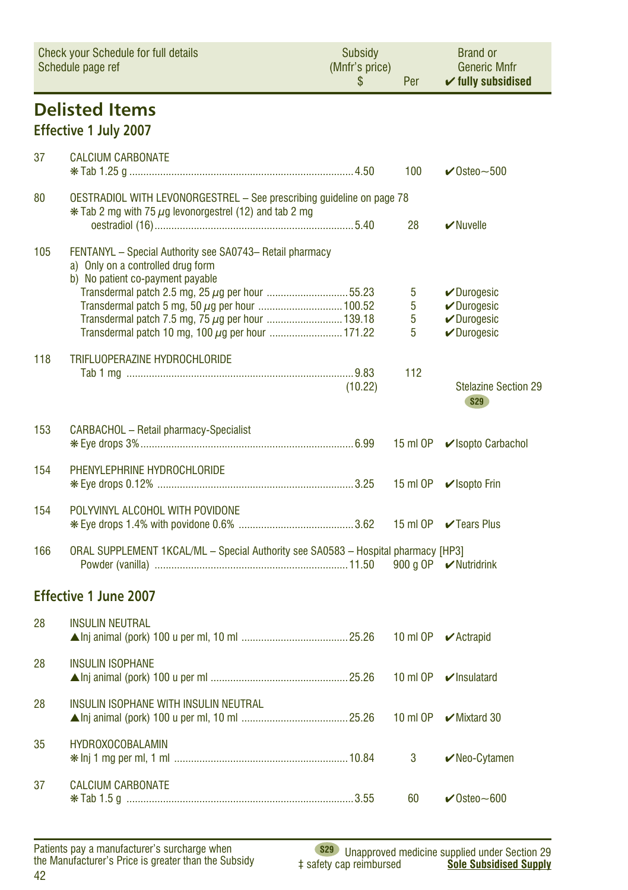| Check your Schedule for full details Schedule page ref | | Subsidy (Mnfr's price) $ | Per | Brand or Generic Mnfr ✔ fully subsidised |
|---|---|---|---|---|

## Delisted Items

### Effective 1 July 2007

| | | | | |
|---|---|---|---|---|
| 37 | CALCIUM CARBONATE | | | |
| | ❋ Tab 1.25 g | 4.50 | 100 | ✔Osteo~500 |
| 80 | OESTRADIOL WITH LEVONORGESTREL – See prescribing guideline on page 78 | | | |
| | ❋ Tab 2 mg with 75 μg levonorgestrel (12) and tab 2 mg oestradiol (16) | 5.40 | 28 | ✔Nuvelle |
| 105 | FENTANYL – Special Authority see SA0743– Retail pharmacy a) Only on a controlled drug form b) No patient co-payment payable | | | |
| | Transdermal patch 2.5 mg, 25 μg per hour | 55.23 | 5 | ✔Durogesic |
| | Transdermal patch 5 mg, 50 μg per hour | 100.52 | 5 | ✔Durogesic |
| | Transdermal patch 7.5 mg, 75 μg per hour | 139.18 | 5 | ✔Durogesic |
| | Transdermal patch 10 mg, 100 μg per hour | 171.22 | 5 | ✔Durogesic |
| 118 | TRIFLUOPERAZINE HYDROCHLORIDE | | | |
| | Tab 1 mg | 9.83 (10.22) | 112 | Stelazine Section 29 S29 |
| 153 | CARBACHOL – Retail pharmacy-Specialist | | | |
| | ❋ Eye drops 3% | 6.99 | 15 ml OP | ✔Isopto Carbachol |
| 154 | PHENYLEPHRINE HYDROCHLORIDE | | | |
| | ❋ Eye drops 0.12% | 3.25 | 15 ml OP | ✔Isopto Frin |
| 154 | POLYVINYL ALCOHOL WITH POVIDONE | | | |
| | ❋ Eye drops 1.4% with povidone 0.6% | 3.62 | 15 ml OP | ✔Tears Plus |
| 166 | ORAL SUPPLEMENT 1KCAL/ML – Special Authority see SA0583 – Hospital pharmacy [HP3] | | | |
| | Powder (vanilla) | 11.50 | 900 g OP | ✔Nutridrink |

### Effective 1 June 2007

| | | | | |
|---|---|---|---|---|
| 28 | INSULIN NEUTRAL | | | |
| | ▲Inj animal (pork) 100 u per ml, 10 ml | 25.26 | 10 ml OP | ✔Actrapid |
| 28 | INSULIN ISOPHANE | | | |
| | ▲Inj animal (pork) 100 u per ml | 25.26 | 10 ml OP | ✔Insulatard |
| 28 | INSULIN ISOPHANE WITH INSULIN NEUTRAL | | | |
| | ▲Inj animal (pork) 100 u per ml, 10 ml | 25.26 | 10 ml OP | ✔Mixtard 30 |
| 35 | HYDROXOCOBALAMIN | | | |
| | ❋ Inj 1 mg per ml, 1 ml | 10.84 | 3 | ✔Neo-Cytamen |
| 37 | CALCIUM CARBONATE | | | |
| | ❋ Tab 1.5 g | 3.55 | 60 | ✔Osteo~600 |

Patients pay a manufacturer's surcharge when the Manufacturer's Price is greater than the Subsidy

S29 Unapproved medicine supplied under Section 29

‡ safety cap reimbursed

**Sole Subsidised Supply**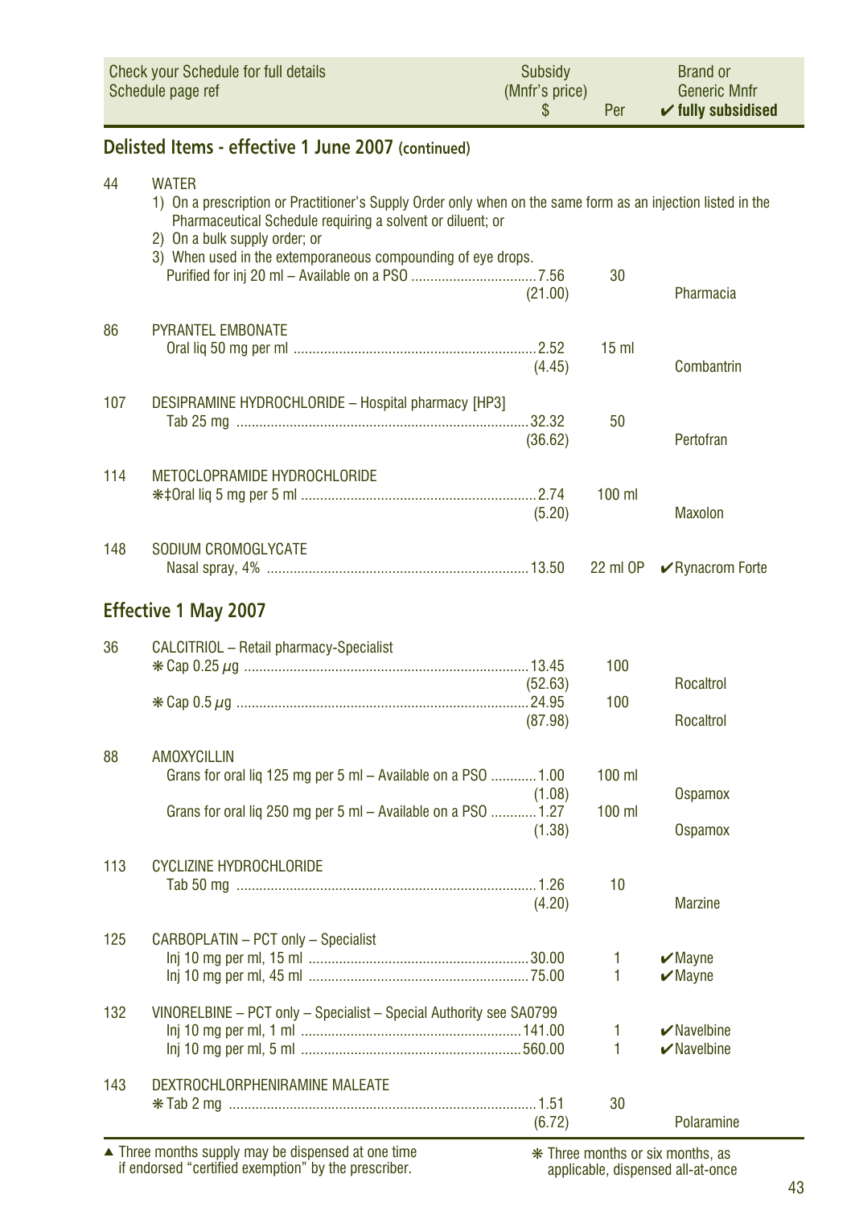| Check your Schedule for full details Schedule page ref | | Subsidy (Mnfr's price) $ | Per | Brand or Generic Mnfr ✔ fully subsidised |
|---|---|---|---|---|

## Delisted Items - effective 1 June 2007 (continued)

| | | | | |
|---|---|---|---|---|
| 44 | WATER | | | |
| | 1) On a prescription or Practitioner's Supply Order only when on the same form as an injection listed in the Pharmaceutical Schedule requiring a solvent or diluent; or 2) On a bulk supply order; or 3) When used in the extemporaneous compounding of eye drops. | | | |
| | Purified for inj 20 ml – Available on a PSO | 7.56 (21.00) | 30 | Pharmacia |
| 86 | PYRANTEL EMBONATE | | | |
| | Oral liq 50 mg per ml | 2.52 (4.45) | 15 ml | Combantrin |
| 107 | DESIPRAMINE HYDROCHLORIDE – Hospital pharmacy [HP3] | | | |
| | Tab 25 mg | 32.32 (36.62) | 50 | Pertofran |
| 114 | METOCLOPRAMIDE HYDROCHLORIDE | | | |
| | ❋‡Oral liq 5 mg per 5 ml | 2.74 (5.20) | 100 ml | Maxolon |
| 148 | SODIUM CROMOGLYCATE | | | |
| | Nasal spray, 4% | 13.50 | 22 ml OP | ✔Rynacrom Forte |

## Effective 1 May 2007

| | | | | |
|---|---|---|---|---|
| 36 | CALCITRIOL – Retail pharmacy-Specialist | | | |
| | ❋ Cap 0.25 µg | 13.45 (52.63) | 100 | Rocaltrol |
| | ❋ Cap 0.5 µg | 24.95 (87.98) | 100 | Rocaltrol |
| 88 | AMOXYCILLIN | | | |
| | Grans for oral liq 125 mg per 5 ml – Available on a PSO | 1.00 (1.08) | 100 ml | Ospamox |
| | Grans for oral liq 250 mg per 5 ml – Available on a PSO | 1.27 (1.38) | 100 ml | Ospamox |
| 113 | CYCLIZINE HYDROCHLORIDE | | | |
| | Tab 50 mg | 1.26 (4.20) | 10 | Marzine |
| 125 | CARBOPLATIN – PCT only – Specialist | | | |
| | Inj 10 mg per ml, 15 ml | 30.00 | 1 | ✔Mayne |
| | Inj 10 mg per ml, 45 ml | 75.00 | 1 | ✔Mayne |
| 132 | VINORELBINE – PCT only – Specialist – Special Authority see SA0799 | | | |
| | Inj 10 mg per ml, 1 ml | 141.00 | 1 | ✔Navelbine |
| | Inj 10 mg per ml, 5 ml | 560.00 | 1 | ✔Navelbine |
| 143 | DEXTROCHLORPHENIRAMINE MALEATE | | | |
| | ❋ Tab 2 mg | 1.51 (6.72) | 30 | Polaramine |

▲ Three months supply may be dispensed at one time if endorsed "certified exemption" by the prescriber.

❋ Three months or six months, as applicable, dispensed all-at-once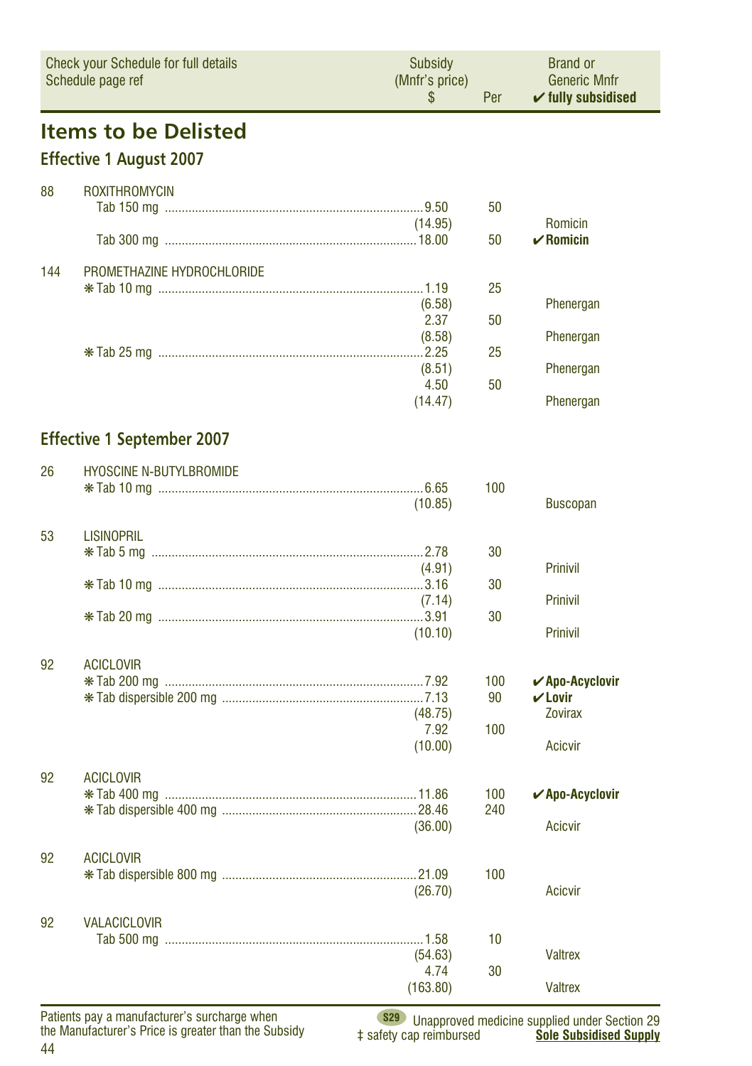| Check your Schedule for full details Schedule page ref | | Subsidy (Mnfr's price) $ | Per | Brand or Generic Mnfr ✔ fully subsidised |
|---|---|---|---|---|

# Items to be Delisted

## Effective 1 August 2007

| | | | | |
|---|---|---|---|---|
| 88 | ROXITHROMYCIN | | | |
| | Tab 150 mg | 9.50 (14.95) | 50 | Romicin |
| | Tab 300 mg | 18.00 | 50 | ✔**Romicin** |
| 144 | PROMETHAZINE HYDROCHLORIDE | | | |
| | ❋Tab 10 mg | 1.19 (6.58) | 25 | Phenergan |
| | | 2.37 (8.58) | 50 | Phenergan |
| | ❋Tab 25 mg | 2.25 (8.51) | 25 | Phenergan |
| | | 4.50 (14.47) | 50 | Phenergan |

## Effective 1 September 2007

| | | | | |
|---|---|---|---|---|
| 26 | HYOSCINE N-BUTYLBROMIDE | | | |
| | ❋Tab 10 mg | 6.65 (10.85) | 100 | Buscopan |
| 53 | LISINOPRIL | | | |
| | ❋Tab 5 mg | 2.78 (4.91) | 30 | Prinivil |
| | ❋Tab 10 mg | 3.16 (7.14) | 30 | Prinivil |
| | ❋Tab 20 mg | 3.91 (10.10) | 30 | Prinivil |
| 92 | ACICLOVIR | | | |
| | ❋Tab 200 mg | 7.92 | 100 | ✔**Apo-Acyclovir** |
| | ❋Tab dispersible 200 mg | 7.13 | 90 | ✔**Lovir** |
| | | (48.75) | | Zovirax |
| | | 7.92 (10.00) | 100 | Acicvir |
| 92 | ACICLOVIR | | | |
| | ❋Tab 400 mg | 11.86 | 100 | ✔**Apo-Acyclovir** |
| | ❋Tab dispersible 400 mg | 28.46 (36.00) | 240 | Acicvir |
| 92 | ACICLOVIR | | | |
| | ❋Tab dispersible 800 mg | 21.09 (26.70) | 100 | Acicvir |
| 92 | VALACICLOVIR | | | |
| | Tab 500 mg | 1.58 (54.63) | 10 | Valtrex |
| | | 4.74 (163.80) | 30 | Valtrex |

Patients pay a manufacturer's surcharge when the Manufacturer's Price is greater than the Subsidy

S29 Unapproved medicine supplied under Section 29

‡ safety cap reimbursed

**Sole Subsidised Supply**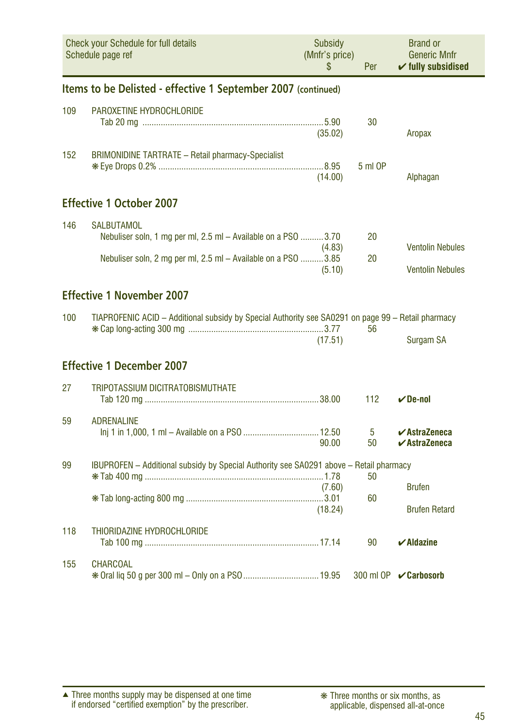| Check your Schedule for full details Schedule page ref | | Subsidy (Mnfr's price) $ | Per | Brand or Generic Mnfr ✔ fully subsidised |
|---|---|---|---|---|

## Items to be Delisted - effective 1 September 2007 (continued)

| | | | | |
|---|---|---|---|---|
| 109 | PAROXETINE HYDROCHLORIDE | | | |
| | Tab 20 mg | 5.90 (35.02) | 30 | Aropax |
| 152 | BRIMONIDINE TARTRATE – Retail pharmacy-Specialist | | | |
| | ❋ Eye Drops 0.2% | 8.95 (14.00) | 5 ml OP | Alphagan |

## Effective 1 October 2007

| | | | | |
|---|---|---|---|---|
| 146 | SALBUTAMOL | | | |
| | Nebuliser soln, 1 mg per ml, 2.5 ml – Available on a PSO | 3.70 (4.83) | 20 | Ventolin Nebules |
| | Nebuliser soln, 2 mg per ml, 2.5 ml – Available on a PSO | 3.85 (5.10) | 20 | Ventolin Nebules |

## Effective 1 November 2007

| | | | | |
|---|---|---|---|---|
| 100 | TIAPROFENIC ACID – Additional subsidy by Special Authority see SA0291 on page 99 – Retail pharmacy | | | |
| | ❋ Cap long-acting 300 mg | 3.77 (17.51) | 56 | Surgam SA |

## Effective 1 December 2007

| | | | | |
|---|---|---|---|---|
| 27 | TRIPOTASSIUM DICITRATOBISMUTHATE | | | |
| | Tab 120 mg | 38.00 | 112 | ✔ **De-nol** |
| 59 | ADRENALINE | | | |
| | Inj 1 in 1,000, 1 ml – Available on a PSO | 12.50 | 5 | ✔ **AstraZeneca** |
| | | 90.00 | 50 | ✔ **AstraZeneca** |
| 99 | IBUPROFEN – Additional subsidy by Special Authority see SA0291 above – Retail pharmacy | | | |
| | ❋ Tab 400 mg | 1.78 (7.60) | 50 | Brufen |
| | ❋ Tab long-acting 800 mg | 3.01 (18.24) | 60 | Brufen Retard |
| 118 | THIORIDAZINE HYDROCHLORIDE | | | |
| | Tab 100 mg | 17.14 | 90 | ✔ **Aldazine** |
| 155 | CHARCOAL | | | |
| | ❋ Oral liq 50 g per 300 ml – Only on a PSO | 19.95 | 300 ml OP | ✔ **Carbosorb** |

▲ Three months supply may be dispensed at one time if endorsed "certified exemption" by the prescriber.

❋ Three months or six months, as applicable, dispensed all-at-once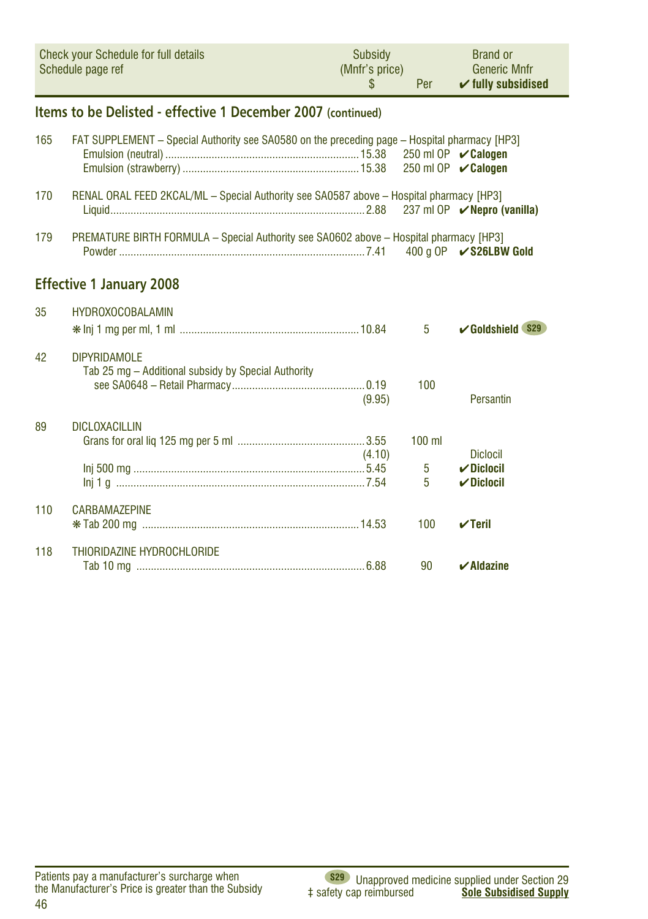| Check your Schedule for full details<br>Schedule page ref | Subsidy<br>(Mnfr's price)<br>$ | Per | Brand or<br>Generic Mnfr<br>✔ fully subsidised |
|---|---|---|---|

## Items to be Delisted - effective 1 December 2007 (continued)

| | | | | |
|---|---|---|---|---|
| 165 | FAT SUPPLEMENT – Special Authority see SA0580 on the preceding page – Hospital pharmacy [HP3] | | | |
| | Emulsion (neutral) | 15.38 | 250 ml OP | ✔**Calogen** |
| | Emulsion (strawberry) | 15.38 | 250 ml OP | ✔**Calogen** |
| 170 | RENAL ORAL FEED 2KCAL/ML – Special Authority see SA0587 above – Hospital pharmacy [HP3] | | | |
| | Liquid | 2.88 | 237 ml OP | ✔**Nepro (vanilla)** |
| 179 | PREMATURE BIRTH FORMULA – Special Authority see SA0602 above – Hospital pharmacy [HP3] | | | |
| | Powder | 7.41 | 400 g OP | ✔**S26LBW Gold** |

## Effective 1 January 2008

| | | | | |
|---|---|---|---|---|
| 35 | HYDROXOCOBALAMIN | | | |
| | ❋ Inj 1 mg per ml, 1 ml | 10.84 | 5 | ✔**Goldshield** S29 |
| 42 | DIPYRIDAMOLE | | | |
| | Tab 25 mg – Additional subsidy by Special Authority see SA0648 – Retail Pharmacy | 0.19<br>(9.95) | 100 | Persantin |
| 89 | DICLOXACILLIN | | | |
| | Grans for oral liq 125 mg per 5 ml | 3.55<br>(4.10) | 100 ml | Diclocil |
| | Inj 500 mg | 5.45 | 5 | ✔**Diclocil** |
| | Inj 1 g | 7.54 | 5 | ✔**Diclocil** |
| 110 | CARBAMAZEPINE | | | |
| | ❋ Tab 200 mg | 14.53 | 100 | ✔**Teril** |
| 118 | THIORIDAZINE HYDROCHLORIDE | | | |
| | Tab 10 mg | 6.88 | 90 | ✔**Aldazine** |

Patients pay a manufacturer's surcharge when the Manufacturer's Price is greater than the Subsidy

S29 Unapproved medicine supplied under Section 29

‡ safety cap reimbursed

**Sole Subsidised Supply**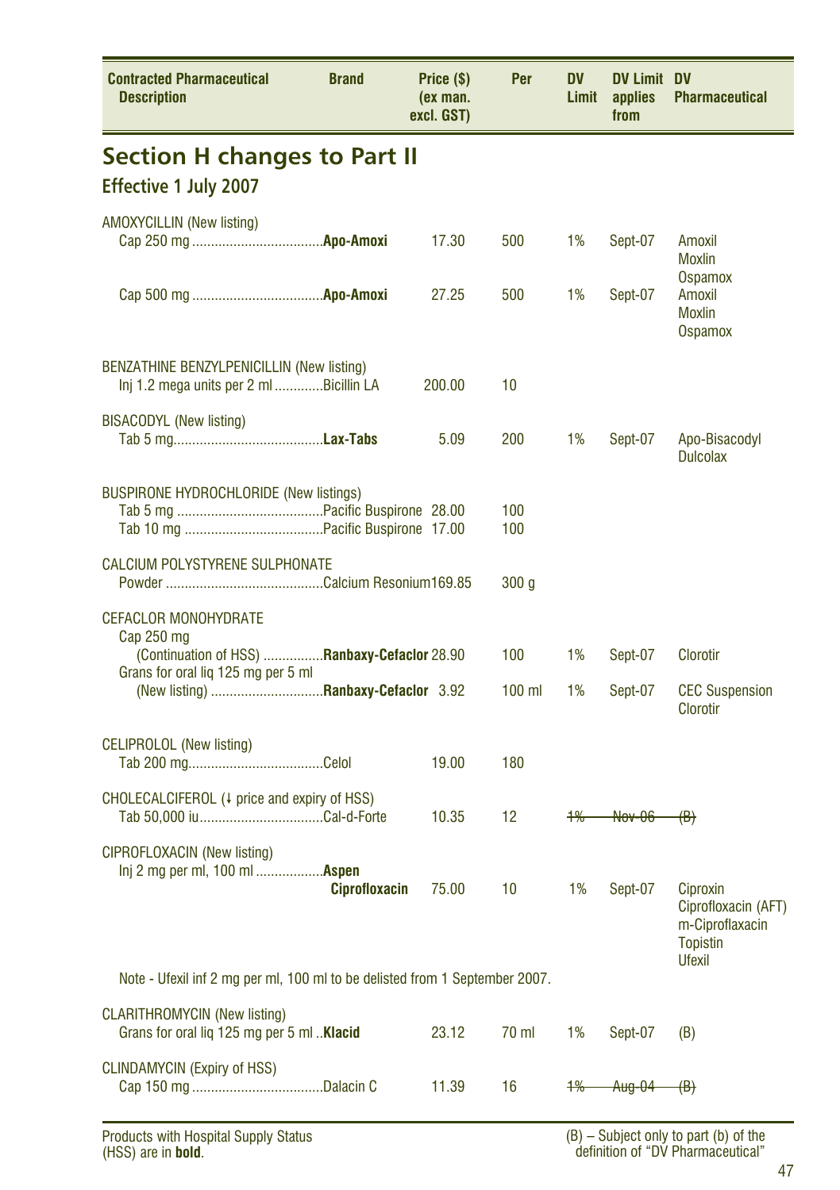| Contracted Pharmaceutical Description | Brand | Price ($) (ex man. excl. GST) | Per | DV Limit | DV Limit applies from | DV Pharmaceutical |
|---|---|---|---|---|---|---|

## Section H changes to Part II

### Effective 1 July 2007

| Contracted Pharmaceutical Description | Brand | Price ($) (ex man. excl. GST) | Per | DV Limit | DV Limit applies from | DV Pharmaceutical |
|---|---|---|---|---|---|---|
| AMOXYCILLIN (New listing) | | | | | | |
| Cap 250 mg | **Apo-Amoxi** | 17.30 | 500 | 1% | Sept-07 | Amoxil Moxlin Ospamox |
| Cap 500 mg | **Apo-Amoxi** | 27.25 | 500 | 1% | Sept-07 | Amoxil Moxlin Ospamox |
| BENZATHINE BENZYLPENICILLIN (New listing) | | | | | | |
| Inj 1.2 mega units per 2 ml | Bicillin LA | 200.00 | 10 | | | |
| BISACODYL (New listing) | | | | | | |
| Tab 5 mg | **Lax-Tabs** | 5.09 | 200 | 1% | Sept-07 | Apo-Bisacodyl Dulcolax |
| BUSPIRONE HYDROCHLORIDE (New listings) | | | | | | |
| Tab 5 mg | Pacific Buspirone | 28.00 | 100 | | | |
| Tab 10 mg | Pacific Buspirone | 17.00 | 100 | | | |
| CALCIUM POLYSTYRENE SULPHONATE | | | | | | |
| Powder | Calcium Resonium | 169.85 | 300 g | | | |
| CEFACLOR MONOHYDRATE | | | | | | |
| Cap 250 mg (Continuation of HSS) | **Ranbaxy-Cefaclor** | 28.90 | 100 | 1% | Sept-07 | Clorotir |
| Grans for oral liq 125 mg per 5 ml (New listing) | **Ranbaxy-Cefaclor** | 3.92 | 100 ml | 1% | Sept-07 | CEC Suspension Clorotir |
| CELIPROLOL (New listing) | | | | | | |
| Tab 200 mg | Celol | 19.00 | 180 | | | |
| CHOLECALCIFEROL (↓ price and expiry of HSS) | | | | | | |
| Tab 50,000 iu | Cal-d-Forte | 10.35 | 12 | ~~1%~~ | ~~Nov-06~~ | ~~(B)~~ |
| CIPROFLOXACIN (New listing) | | | | | | |
| Inj 2 mg per ml, 100 ml | **Aspen Ciprofloxacin** | 75.00 | 10 | 1% | Sept-07 | Ciproxin Ciprofloxacin (AFT) m-Ciproflaxacin Topistin Ufexil |
| Note - Ufexil inf 2 mg per ml, 100 ml to be delisted from 1 September 2007. | | | | | | |
| CLARITHROMYCIN (New listing) | | | | | | |
| Grans for oral liq 125 mg per 5 ml | **Klacid** | 23.12 | 70 ml | 1% | Sept-07 | (B) |
| CLINDAMYCIN (Expiry of HSS) | | | | | | |
| Cap 150 mg | Dalacin C | 11.39 | 16 | ~~1%~~ | ~~Aug-04~~ | ~~(B)~~ |

Products with Hospital Supply Status (HSS) are in **bold**.

(B) – Subject only to part (b) of the definition of "DV Pharmaceutical"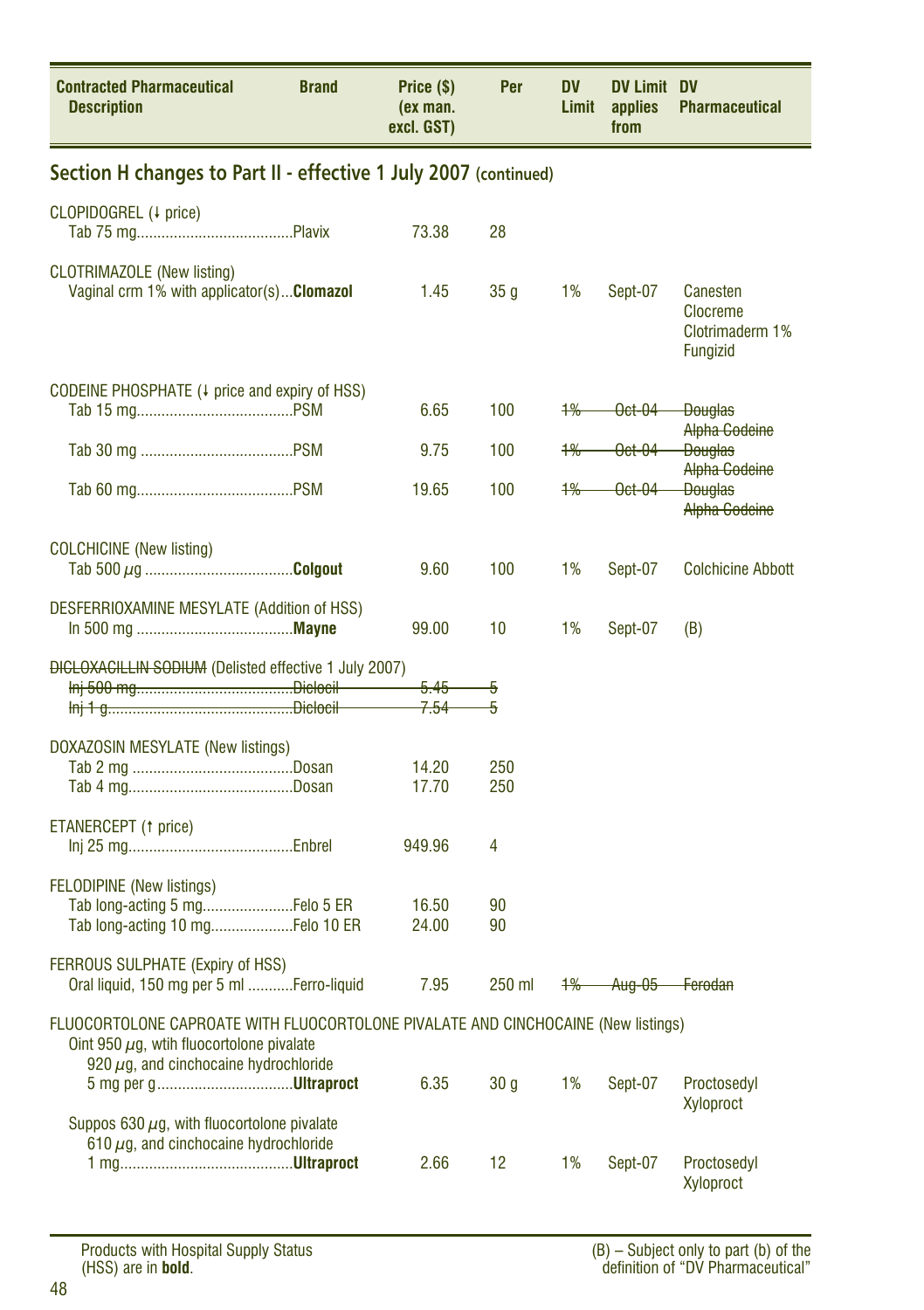| Contracted Pharmaceutical Description | Brand | Price ($) (ex man. excl. GST) | Per | DV Limit | DV Limit applies from | DV Pharmaceutical |
|---|---|---|---|---|---|---|

## Section H changes to Part II - effective 1 July 2007 (continued)

| Contracted Pharmaceutical Description | Brand | Price ($) (ex man. excl. GST) | Per | DV Limit | DV Limit applies from | DV Pharmaceutical |
|---|---|---|---|---|---|---|
| **CLOPIDOGREL (↓ price)** | | | | | | |
| Tab 75 mg | Plavix | 73.38 | 28 | | | |
| **CLOTRIMAZOLE (New listing)** | | | | | | |
| Vaginal crm 1% with applicator(s) | **Clomazol** | 1.45 | 35 g | 1% | Sept-07 | Canesten, Clocreme, Clotrimaderm 1%, Fungizid |
| **CODEINE PHOSPHATE (↓ price and expiry of HSS)** | | | | | | |
| Tab 15 mg | PSM | 6.65 | 100 | ~~1%~~ | ~~Oct-04~~ | ~~Douglas~~ ~~Alpha Codeine~~ |
| Tab 30 mg | PSM | 9.75 | 100 | ~~1%~~ | ~~Oct-04~~ | ~~Douglas~~ ~~Alpha Codeine~~ |
| Tab 60 mg | PSM | 19.65 | 100 | ~~1%~~ | ~~Oct-04~~ | ~~Douglas~~ ~~Alpha Codeine~~ |
| **COLCHICINE (New listing)** | | | | | | |
| Tab 500 µg | **Colgout** | 9.60 | 100 | 1% | Sept-07 | Colchicine Abbott |
| **DESFERRIOXAMINE MESYLATE (Addition of HSS)** | | | | | | |
| In 500 mg | **Mayne** | 99.00 | 10 | 1% | Sept-07 | (B) |
| ~~DICLOXACILLIN SODIUM~~ (Delisted effective 1 July 2007) | | | | | | |
| ~~Inj 500 mg~~ | ~~Diclocil~~ | ~~5.45~~ | ~~5~~ | | | |
| ~~Inj 1 g~~ | ~~Diclocil~~ | ~~7.54~~ | ~~5~~ | | | |
| **DOXAZOSIN MESYLATE (New listings)** | | | | | | |
| Tab 2 mg | Dosan | 14.20 | 250 | | | |
| Tab 4 mg | Dosan | 17.70 | 250 | | | |
| **ETANERCEPT (↑ price)** | | | | | | |
| Inj 25 mg | Enbrel | 949.96 | 4 | | | |
| **FELODIPINE (New listings)** | | | | | | |
| Tab long-acting 5 mg | Felo 5 ER | 16.50 | 90 | | | |
| Tab long-acting 10 mg | Felo 10 ER | 24.00 | 90 | | | |
| **FERROUS SULPHATE (Expiry of HSS)** | | | | | | |
| Oral liquid, 150 mg per 5 ml | Ferro-liquid | 7.95 | 250 ml | ~~1%~~ | ~~Aug-05~~ | ~~Ferodan~~ |
| **FLUOCORTOLONE CAPROATE WITH FLUOCORTOLONE PIVALATE AND CINCHOCAINE (New listings)** | | | | | | |
| Oint 950 µg, wtih fluocortolone pivalate 920 µg, and cinchocaine hydrochloride 5 mg per g | **Ultraproct** | 6.35 | 30 g | 1% | Sept-07 | Proctosedyl, Xyloproct |
| Suppos 630 µg, with fluocortolone pivalate 610 µg, and cinchocaine hydrochloride 1 mg | **Ultraproct** | 2.66 | 12 | 1% | Sept-07 | Proctosedyl, Xyloproct |

Products with Hospital Supply Status (HSS) are in **bold**.

(B) – Subject only to part (b) of the definition of "DV Pharmaceutical"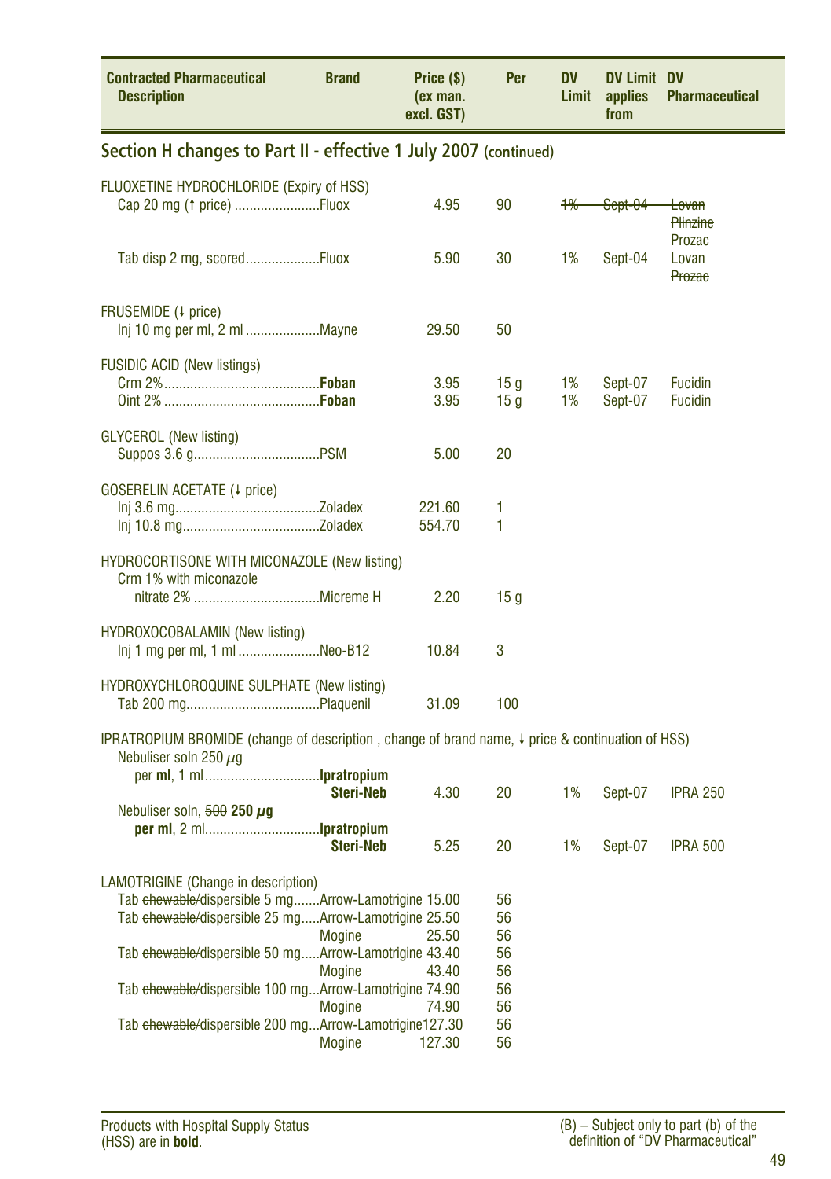| Contracted Pharmaceutical Description | Brand | Price ($) (ex man. excl. GST) | Per | DV Limit | DV Limit applies from | DV Pharmaceutical |
|---|---|---|---|---|---|---|

## Section H changes to Part II - effective 1 July 2007 (continued)

| Contracted Pharmaceutical Description | Brand | Price ($) (ex man. excl. GST) | Per | DV Limit | DV Limit applies from | DV Pharmaceutical |
|---|---|---|---|---|---|---|
| FLUOXETINE HYDROCHLORIDE (Expiry of HSS) | | | | | | |
| Cap 20 mg (↑ price) | Fluox | 4.95 | 90 | ~~1%~~ | ~~Sept-04~~ | ~~Lovan~~ ~~Plinzine~~ ~~Prozac~~ |
| Tab disp 2 mg, scored | Fluox | 5.90 | 30 | ~~1%~~ | ~~Sept-04~~ | ~~Lovan~~ ~~Prozac~~ |
| FRUSEMIDE (↓ price) | | | | | | |
| Inj 10 mg per ml, 2 ml | Mayne | 29.50 | 50 | | | |
| FUSIDIC ACID (New listings) | | | | | | |
| Crm 2% | **Foban** | 3.95 | 15 g | 1% | Sept-07 | Fucidin |
| Oint 2% | **Foban** | 3.95 | 15 g | 1% | Sept-07 | Fucidin |
| GLYCEROL (New listing) | | | | | | |
| Suppos 3.6 g | PSM | 5.00 | 20 | | | |
| GOSERELIN ACETATE (↓ price) | | | | | | |
| Inj 3.6 mg | Zoladex | 221.60 | 1 | | | |
| Inj 10.8 mg | Zoladex | 554.70 | 1 | | | |
| HYDROCORTISONE WITH MICONAZOLE (New listing) | | | | | | |
| Crm 1% with miconazole nitrate 2% | Micreme H | 2.20 | 15 g | | | |
| HYDROXOCOBALAMIN (New listing) | | | | | | |
| Inj 1 mg per ml, 1 ml | Neo-B12 | 10.84 | 3 | | | |
| HYDROXYCHLOROQUINE SULPHATE (New listing) | | | | | | |
| Tab 200 mg | Plaquenil | 31.09 | 100 | | | |
| IPRATROPIUM BROMIDE (change of description , change of brand name, ↓ price & continuation of HSS) | | | | | | |
| Nebuliser soln 250 µg per **ml**, 1 ml | **Ipratropium Steri-Neb** | 4.30 | 20 | 1% | Sept-07 | IPRA 250 |
| Nebuliser soln, ~~500~~ **250 µg per ml**, 2 ml | **Ipratropium Steri-Neb** | 5.25 | 20 | 1% | Sept-07 | IPRA 500 |
| LAMOTRIGINE (Change in description) | | | | | | |
| Tab ~~chewable/~~dispersible 5 mg | Arrow-Lamotrigine | 15.00 | 56 | | | |
| Tab ~~chewable/~~dispersible 25 mg | Arrow-Lamotrigine | 25.50 | 56 | | | |
| | Mogine | 25.50 | 56 | | | |
| Tab ~~chewable/~~dispersible 50 mg | Arrow-Lamotrigine | 43.40 | 56 | | | |
| | Mogine | 43.40 | 56 | | | |
| Tab ~~chewable/~~dispersible 100 mg | Arrow-Lamotrigine | 74.90 | 56 | | | |
| | Mogine | 74.90 | 56 | | | |
| Tab ~~chewable/~~dispersible 200 mg | Arrow-Lamotrigine | 127.30 | 56 | | | |
| | Mogine | 127.30 | 56 | | | |

Products with Hospital Supply Status (HSS) are in **bold**.

(B) – Subject only to part (b) of the definition of "DV Pharmaceutical"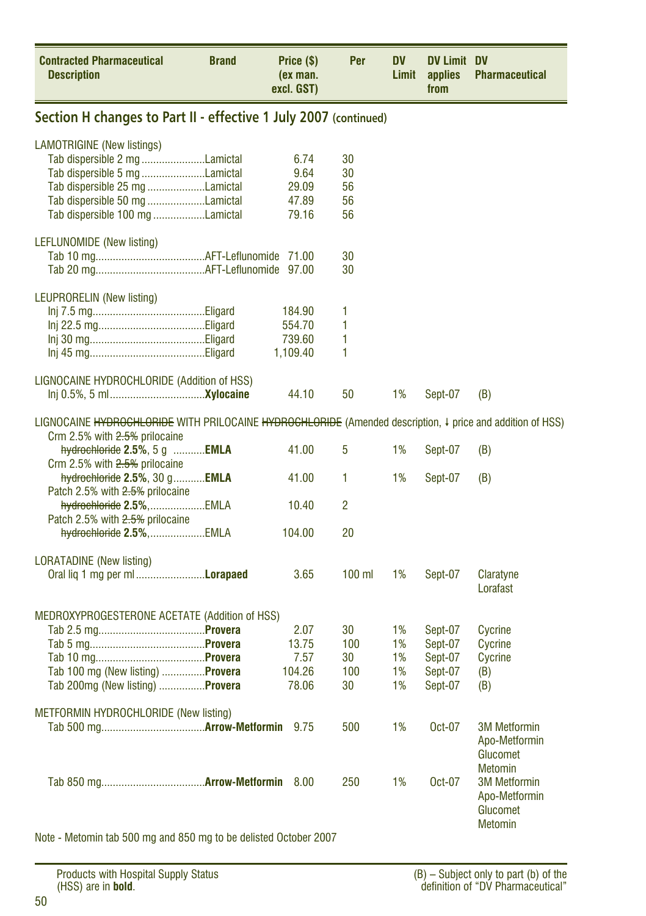| Contracted Pharmaceutical Description | Brand | Price ($) (ex man. excl. GST) | Per | DV Limit | DV Limit applies from | DV Pharmaceutical |
|---|---|---|---|---|---|---|

## Section H changes to Part II - effective 1 July 2007 (continued)

| Contracted Pharmaceutical Description | Brand | Price ($) (ex man. excl. GST) | Per | DV Limit | DV Limit applies from | DV Pharmaceutical |
|---|---|---|---|---|---|---|
| LAMOTRIGINE (New listings) | | | | | | |
| Tab dispersible 2 mg | Lamictal | 6.74 | 30 | | | |
| Tab dispersible 5 mg | Lamictal | 9.64 | 30 | | | |
| Tab dispersible 25 mg | Lamictal | 29.09 | 56 | | | |
| Tab dispersible 50 mg | Lamictal | 47.89 | 56 | | | |
| Tab dispersible 100 mg | Lamictal | 79.16 | 56 | | | |
| LEFLUNOMIDE (New listing) | | | | | | |
| Tab 10 mg | AFT-Leflunomide | 71.00 | 30 | | | |
| Tab 20 mg | AFT-Leflunomide | 97.00 | 30 | | | |
| LEUPRORELIN (New listing) | | | | | | |
| Inj 7.5 mg | Eligard | 184.90 | 1 | | | |
| Inj 22.5 mg | Eligard | 554.70 | 1 | | | |
| Inj 30 mg | Eligard | 739.60 | 1 | | | |
| Inj 45 mg | Eligard | 1,109.40 | 1 | | | |
| LIGNOCAINE HYDROCHLORIDE (Addition of HSS) | | | | | | |
| Inj 0.5%, 5 ml | **Xylocaine** | 44.10 | 50 | 1% | Sept-07 | (B) |
| LIGNOCAINE ~~HYDROCHLORIDE~~ WITH PRILOCAINE ~~HYDROCHLORIDE~~ (Amended description, ↓ price and addition of HSS) | | | | | | |
| Crm 2.5% with ~~2.5%~~ prilocaine ~~hydrochloride~~ **2.5%**, 5 g | **EMLA** | 41.00 | 5 | 1% | Sept-07 | (B) |
| Crm 2.5% with ~~2.5%~~ prilocaine ~~hydrochloride~~ **2.5%**, 30 g | **EMLA** | 41.00 | 1 | 1% | Sept-07 | (B) |
| Patch 2.5% with ~~2.5%~~ prilocaine ~~hydrochloride~~ **2.5%**, | EMLA | 10.40 | 2 | | | |
| Patch 2.5% with ~~2.5%~~ prilocaine ~~hydrochloride~~ **2.5%**, | EMLA | 104.00 | 20 | | | |
| LORATADINE (New listing) | | | | | | |
| Oral liq 1 mg per ml | **Lorapaed** | 3.65 | 100 ml | 1% | Sept-07 | Claratyne Lorafast |
| MEDROXYPROGESTERONE ACETATE (Addition of HSS) | | | | | | |
| Tab 2.5 mg | **Provera** | 2.07 | 30 | 1% | Sept-07 | Cycrine |
| Tab 5 mg | **Provera** | 13.75 | 100 | 1% | Sept-07 | Cycrine |
| Tab 10 mg | **Provera** | 7.57 | 30 | 1% | Sept-07 | Cycrine |
| Tab 100 mg (New listing) | **Provera** | 104.26 | 100 | 1% | Sept-07 | (B) |
| Tab 200mg (New listing) | **Provera** | 78.06 | 30 | 1% | Sept-07 | (B) |
| METFORMIN HYDROCHLORIDE (New listing) | | | | | | |
| Tab 500 mg | **Arrow-Metformin** | 9.75 | 500 | 1% | Oct-07 | 3M Metformin Apo-Metformin Glucomet Metomin |
| Tab 850 mg | **Arrow-Metformin** | 8.00 | 250 | 1% | Oct-07 | 3M Metformin Apo-Metformin Glucomet Metomin |

Note - Metomin tab 500 mg and 850 mg to be delisted October 2007

Products with Hospital Supply Status (HSS) are in **bold**.

(B) – Subject only to part (b) of the definition of "DV Pharmaceutical"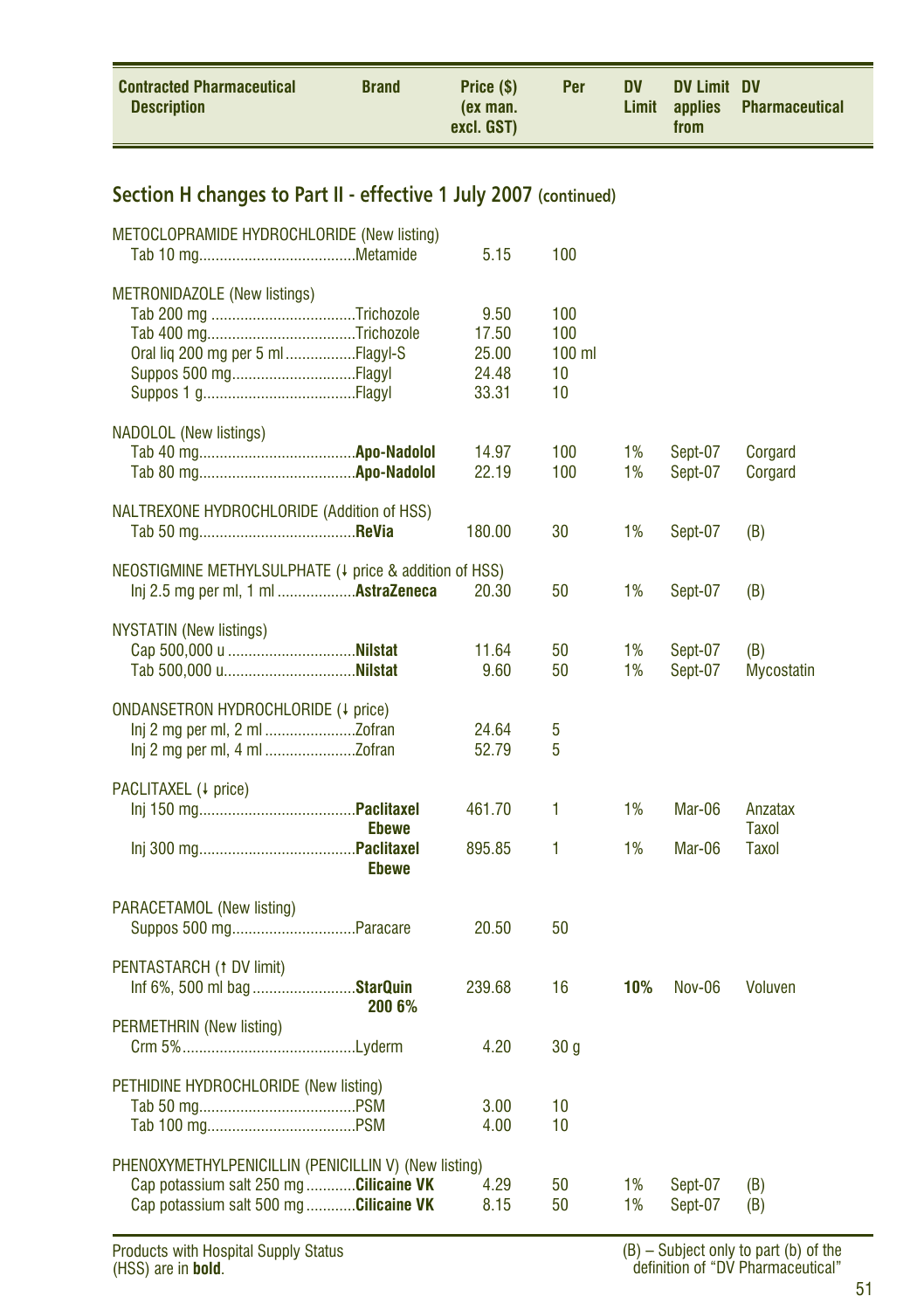| Contracted Pharmaceutical Description | Brand | Price ($) (ex man. excl. GST) | Per | DV Limit | DV Limit applies from | DV Pharmaceutical |
|---|---|---|---|---|---|---|

## Section H changes to Part II - effective 1 July 2007 (continued)

| Contracted Pharmaceutical Description | Brand | Price ($) (ex man. excl. GST) | Per | DV Limit | DV Limit applies from | DV Pharmaceutical |
|---|---|---|---|---|---|---|
| METOCLOPRAMIDE HYDROCHLORIDE (New listing) | | | | | | |
| Tab 10 mg | Metamide | 5.15 | 100 | | | |
| METRONIDAZOLE (New listings) | | | | | | |
| Tab 200 mg | Trichozole | 9.50 | 100 | | | |
| Tab 400 mg | Trichozole | 17.50 | 100 | | | |
| Oral liq 200 mg per 5 ml | Flagyl-S | 25.00 | 100 ml | | | |
| Suppos 500 mg | Flagyl | 24.48 | 10 | | | |
| Suppos 1 g | Flagyl | 33.31 | 10 | | | |
| NADOLOL (New listings) | | | | | | |
| Tab 40 mg | **Apo-Nadolol** | 14.97 | 100 | 1% | Sept-07 | Corgard |
| Tab 80 mg | **Apo-Nadolol** | 22.19 | 100 | 1% | Sept-07 | Corgard |
| NALTREXONE HYDROCHLORIDE (Addition of HSS) | | | | | | |
| Tab 50 mg | **ReVia** | 180.00 | 30 | 1% | Sept-07 | (B) |
| NEOSTIGMINE METHYLSULPHATE (↓ price & addition of HSS) | | | | | | |
| Inj 2.5 mg per ml, 1 ml | **AstraZeneca** | 20.30 | 50 | 1% | Sept-07 | (B) |
| NYSTATIN (New listings) | | | | | | |
| Cap 500,000 u | **Nilstat** | 11.64 | 50 | 1% | Sept-07 | (B) |
| Tab 500,000 u | **Nilstat** | 9.60 | 50 | 1% | Sept-07 | Mycostatin |
| ONDANSETRON HYDROCHLORIDE (↓ price) | | | | | | |
| Inj 2 mg per ml, 2 ml | Zofran | 24.64 | 5 | | | |
| Inj 2 mg per ml, 4 ml | Zofran | 52.79 | 5 | | | |
| PACLITAXEL (↓ price) | | | | | | |
| Inj 150 mg | **Paclitaxel Ebewe** | 461.70 | 1 | 1% | Mar-06 | Anzatax Taxol |
| Inj 300 mg | **Paclitaxel Ebewe** | 895.85 | 1 | 1% | Mar-06 | Taxol |
| PARACETAMOL (New listing) | | | | | | |
| Suppos 500 mg | Paracare | 20.50 | 50 | | | |
| PENTASTARCH (↑ DV limit) | | | | | | |
| Inf 6%, 500 ml bag | **StarQuin 200 6%** | 239.68 | 16 | **10%** | Nov-06 | Voluven |
| PERMETHRIN (New listing) | | | | | | |
| Crm 5% | Lyderm | 4.20 | 30 g | | | |
| PETHIDINE HYDROCHLORIDE (New listing) | | | | | | |
| Tab 50 mg | PSM | 3.00 | 10 | | | |
| Tab 100 mg | PSM | 4.00 | 10 | | | |
| PHENOXYMETHYLPENICILLIN (PENICILLIN V) (New listing) | | | | | | |
| Cap potassium salt 250 mg | **Cilicaine VK** | 4.29 | 50 | 1% | Sept-07 | (B) |
| Cap potassium salt 500 mg | **Cilicaine VK** | 8.15 | 50 | 1% | Sept-07 | (B) |

Products with Hospital Supply Status (HSS) are in **bold**.

(B) – Subject only to part (b) of the definition of "DV Pharmaceutical"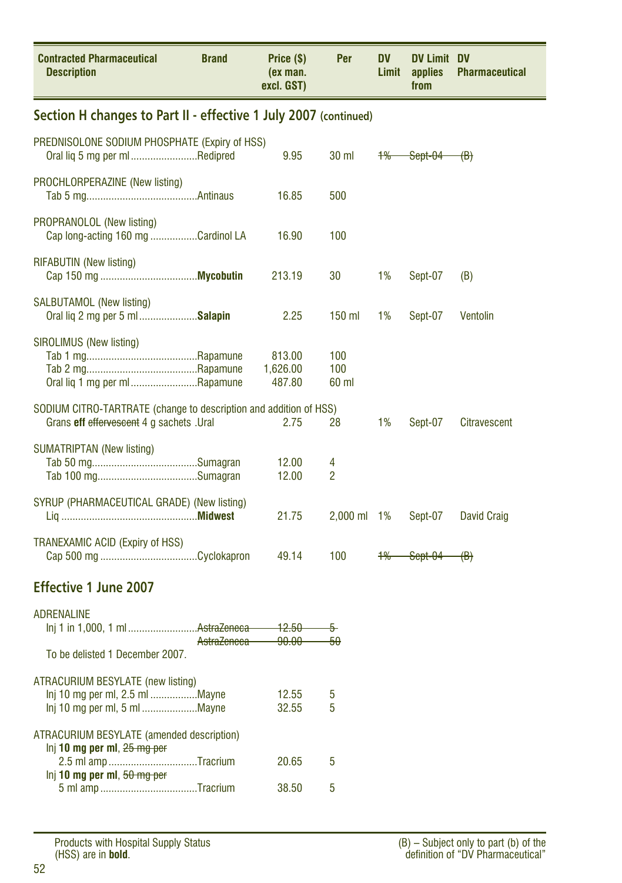| Contracted Pharmaceutical Description | Brand | Price ($) (ex man. excl. GST) | Per | DV Limit | DV Limit applies from | DV Pharmaceutical |
|---|---|---|---|---|---|---|

## Section H changes to Part II - effective 1 July 2007 (continued)

| Contracted Pharmaceutical Description | Brand | Price ($) (ex man. excl. GST) | Per | DV Limit | DV Limit applies from | DV Pharmaceutical |
|---|---|---|---|---|---|---|
| PREDNISOLONE SODIUM PHOSPHATE (Expiry of HSS) | | | | | | |
| Oral liq 5 mg per ml | Redipred | 9.95 | 30 ml | ~~1%~~ | ~~Sept-04~~ | ~~(B)~~ |
| PROCHLORPERAZINE (New listing) | | | | | | |
| Tab 5 mg | Antinaus | 16.85 | 500 | | | |
| PROPRANOLOL (New listing) | | | | | | |
| Cap long-acting 160 mg | Cardinol LA | 16.90 | 100 | | | |
| RIFABUTIN (New listing) | | | | | | |
| Cap 150 mg | **Mycobutin** | 213.19 | 30 | 1% | Sept-07 | (B) |
| SALBUTAMOL (New listing) | | | | | | |
| Oral liq 2 mg per 5 ml | **Salapin** | 2.25 | 150 ml | 1% | Sept-07 | Ventolin |
| SIROLIMUS (New listing) | | | | | | |
| Tab 1 mg | Rapamune | 813.00 | 100 | | | |
| Tab 2 mg | Rapamune | 1,626.00 | 100 | | | |
| Oral liq 1 mg per ml | Rapamune | 487.80 | 60 ml | | | |
| SODIUM CITRO-TARTRATE (change to description and addition of HSS) | | | | | | |
| Grans **eff** ~~effervescent~~ 4 g sachets | Ural | 2.75 | 28 | 1% | Sept-07 | Citravescent |
| SUMATRIPTAN (New listing) | | | | | | |
| Tab 50 mg | Sumagran | 12.00 | 4 | | | |
| Tab 100 mg | Sumagran | 12.00 | 2 | | | |
| SYRUP (PHARMACEUTICAL GRADE) (New listing) | | | | | | |
| Liq | **Midwest** | 21.75 | 2,000 ml | 1% | Sept-07 | David Craig |
| TRANEXAMIC ACID (Expiry of HSS) | | | | | | |
| Cap 500 mg | Cyclokapron | 49.14 | 100 | ~~1%~~ | ~~Sept-04~~ | ~~(B)~~ |

## Effective 1 June 2007

| Contracted Pharmaceutical Description | Brand | Price ($) (ex man. excl. GST) | Per | DV Limit | DV Limit applies from | DV Pharmaceutical |
|---|---|---|---|---|---|---|
| ADRENALINE | | | | | | |
| Inj 1 in 1,000, 1 ml | ~~AstraZeneca~~ | ~~12.50~~ | ~~5~~ | | | |
| | ~~AstraZeneca~~ | ~~90.00~~ | ~~50~~ | | | |
| To be delisted 1 December 2007. | | | | | | |
| ATRACURIUM BESYLATE (new listing) | | | | | | |
| Inj 10 mg per ml, 2.5 ml | Mayne | 12.55 | 5 | | | |
| Inj 10 mg per ml, 5 ml | Mayne | 32.55 | 5 | | | |
| ATRACURIUM BESYLATE (amended description) | | | | | | |
| Inj **10 mg per ml**, ~~25 mg per~~ 2.5 ml amp | Tracrium | 20.65 | 5 | | | |
| Inj **10 mg per ml**, ~~50 mg per~~ 5 ml amp | Tracrium | 38.50 | 5 | | | |

Products with Hospital Supply Status (HSS) are in **bold**.

(B) – Subject only to part (b) of the definition of "DV Pharmaceutical"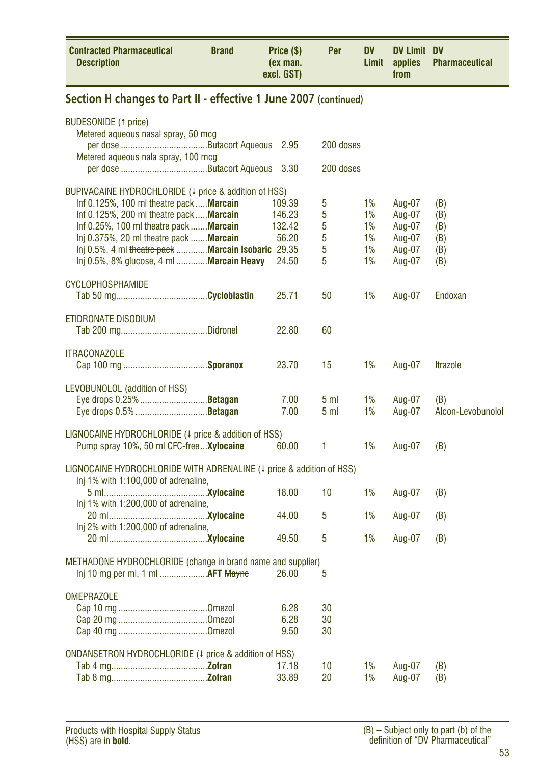| Contracted Pharmaceutical Description | Brand | Price ($) (ex man. excl. GST) | Per | DV Limit | DV Limit applies from | DV Pharmaceutical |
|---|---|---|---|---|---|---|

## Section H changes to Part II - effective 1 June 2007 (continued)

| Contracted Pharmaceutical Description | Brand | Price ($) (ex man. excl. GST) | Per | DV Limit | DV Limit applies from | DV Pharmaceutical |
|---|---|---|---|---|---|---|
| BUDESONIDE (↑ price) | | | | | | |
| Metered aqueous nasal spray, 50 mcg per dose | Butacort Aqueous | 2.95 | 200 doses | | | |
| Metered aqueous nala spray, 100 mcg per dose | Butacort Aqueous | 3.30 | 200 doses | | | |
| BUPIVACAINE HYDROCHLORIDE (↓ price & addition of HSS) | | | | | | |
| Inf 0.125%, 100 ml theatre pack | **Marcain** | 109.39 | 5 | 1% | Aug-07 | (B) |
| Inf 0.125%, 200 ml theatre pack | **Marcain** | 146.23 | 5 | 1% | Aug-07 | (B) |
| Inf 0.25%, 100 ml theatre pack | **Marcain** | 132.42 | 5 | 1% | Aug-07 | (B) |
| Inj 0.375%, 20 ml theatre pack | **Marcain** | 56.20 | 5 | 1% | Aug-07 | (B) |
| Inj 0.5%, 4 ml ~~theatre pack~~ | **Marcain Isobaric** | 29.35 | 5 | 1% | Aug-07 | (B) |
| Inj 0.5%, 8% glucose, 4 ml | **Marcain Heavy** | 24.50 | 5 | 1% | Aug-07 | (B) |
| CYCLOPHOSPHAMIDE | | | | | | |
| Tab 50 mg | **Cycloblastin** | 25.71 | 50 | 1% | Aug-07 | Endoxan |
| ETIDRONATE DISODIUM | | | | | | |
| Tab 200 mg | Didronel | 22.80 | 60 | | | |
| ITRACONAZOLE | | | | | | |
| Cap 100 mg | **Sporanox** | 23.70 | 15 | 1% | Aug-07 | Itrazole |
| LEVOBUNOLOL (addition of HSS) | | | | | | |
| Eye drops 0.25% | **Betagan** | 7.00 | 5 ml | 1% | Aug-07 | (B) |
| Eye drops 0.5% | **Betagan** | 7.00 | 5 ml | 1% | Aug-07 | Alcon-Levobunolol |
| LIGNOCAINE HYDROCHLORIDE (↓ price & addition of HSS) | | | | | | |
| Pump spray 10%, 50 ml CFC-free | **Xylocaine** | 60.00 | 1 | 1% | Aug-07 | (B) |
| LIGNOCAINE HYDROCHLORIDE WITH ADRENALINE (↓ price & addition of HSS) | | | | | | |
| Inj 1% with 1:100,000 of adrenaline, 5 ml | **Xylocaine** | 18.00 | 10 | 1% | Aug-07 | (B) |
| Inj 1% with 1:200,000 of adrenaline, 20 ml | **Xylocaine** | 44.00 | 5 | 1% | Aug-07 | (B) |
| Inj 2% with 1:200,000 of adrenaline, 20 ml | **Xylocaine** | 49.50 | 5 | 1% | Aug-07 | (B) |
| METHADONE HYDROCHLORIDE (change in brand name and supplier) | | | | | | |
| Inj 10 mg per ml, 1 ml | **AFT** ~~Mayne~~ | 26.00 | 5 | | | |
| OMEPRAZOLE | | | | | | |
| Cap 10 mg | Omezol | 6.28 | 30 | | | |
| Cap 20 mg | Omezol | 6.28 | 30 | | | |
| Cap 40 mg | Omezol | 9.50 | 30 | | | |
| ONDANSETRON HYDROCHLORIDE (↓ price & addition of HSS) | | | | | | |
| Tab 4 mg | **Zofran** | 17.18 | 10 | 1% | Aug-07 | (B) |
| Tab 8 mg | **Zofran** | 33.89 | 20 | 1% | Aug-07 | (B) |

Products with Hospital Supply Status (HSS) are in **bold**.

(B) – Subject only to part (b) of the definition of "DV Pharmaceutical"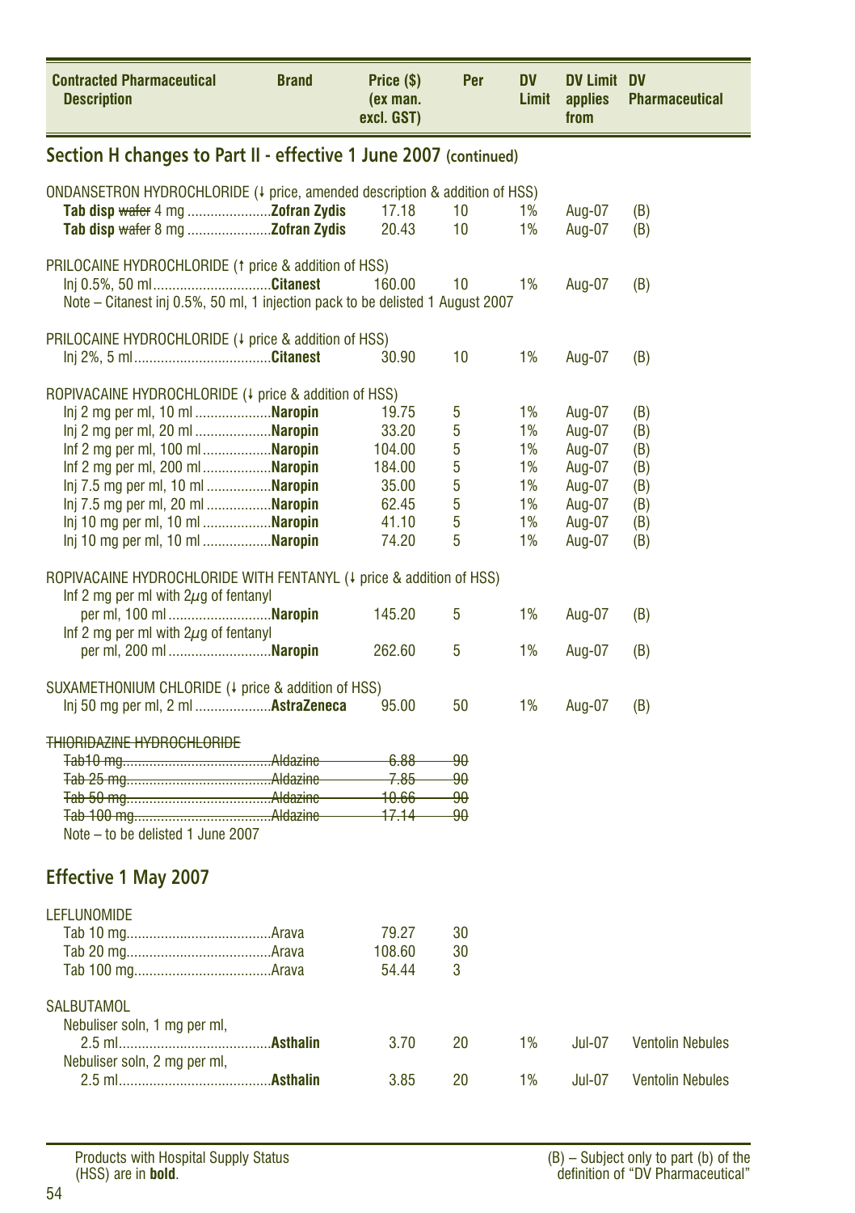| Contracted Pharmaceutical Description | Brand | Price ($) (ex man. excl. GST) | Per | DV Limit | DV Limit applies from | DV Pharmaceutical |
|---|---|---|---|---|---|---|

## Section H changes to Part II - effective 1 June 2007 (continued)

| Contracted Pharmaceutical Description | Brand | Price ($) (ex man. excl. GST) | Per | DV Limit | DV Limit applies from | DV Pharmaceutical |
|---|---|---|---|---|---|---|
| ONDANSETRON HYDROCHLORIDE (↓ price, amended description & addition of HSS) | | | | | | |
| **Tab disp** ~~wafer~~ 4 mg | **Zofran Zydis** | 17.18 | 10 | 1% | Aug-07 | (B) |
| **Tab disp** ~~wafer~~ 8 mg | **Zofran Zydis** | 20.43 | 10 | 1% | Aug-07 | (B) |
| PRILOCAINE HYDROCHLORIDE (↑ price & addition of HSS) | | | | | | |
| Inj 0.5%, 50 ml | **Citanest** | 160.00 | 10 | 1% | Aug-07 | (B) |
| Note – Citanest inj 0.5%, 50 ml, 1 injection pack to be delisted 1 August 2007 | | | | | | |
| PRILOCAINE HYDROCHLORIDE (↓ price & addition of HSS) | | | | | | |
| Inj 2%, 5 ml | **Citanest** | 30.90 | 10 | 1% | Aug-07 | (B) |
| ROPIVACAINE HYDROCHLORIDE (↓ price & addition of HSS) | | | | | | |
| Inj 2 mg per ml, 10 ml | **Naropin** | 19.75 | 5 | 1% | Aug-07 | (B) |
| Inj 2 mg per ml, 20 ml | **Naropin** | 33.20 | 5 | 1% | Aug-07 | (B) |
| Inf 2 mg per ml, 100 ml | **Naropin** | 104.00 | 5 | 1% | Aug-07 | (B) |
| Inf 2 mg per ml, 200 ml | **Naropin** | 184.00 | 5 | 1% | Aug-07 | (B) |
| Inj 7.5 mg per ml, 10 ml | **Naropin** | 35.00 | 5 | 1% | Aug-07 | (B) |
| Inj 7.5 mg per ml, 20 ml | **Naropin** | 62.45 | 5 | 1% | Aug-07 | (B) |
| Inj 10 mg per ml, 10 ml | **Naropin** | 41.10 | 5 | 1% | Aug-07 | (B) |
| Inj 10 mg per ml, 10 ml | **Naropin** | 74.20 | 5 | 1% | Aug-07 | (B) |
| ROPIVACAINE HYDROCHLORIDE WITH FENTANYL (↓ price & addition of HSS) | | | | | | |
| Inf 2 mg per ml with 2μg of fentanyl per ml, 100 ml | **Naropin** | 145.20 | 5 | 1% | Aug-07 | (B) |
| Inf 2 mg per ml with 2μg of fentanyl per ml, 200 ml | **Naropin** | 262.60 | 5 | 1% | Aug-07 | (B) |
| SUXAMETHONIUM CHLORIDE (↓ price & addition of HSS) | | | | | | |
| Inj 50 mg per ml, 2 ml | **AstraZeneca** | 95.00 | 50 | 1% | Aug-07 | (B) |
| ~~THIORIDAZINE HYDROCHLORIDE~~ | | | | | | |
| ~~Tab10 mg~~ | ~~Aldazine~~ | ~~6.88~~ | ~~90~~ | | | |
| ~~Tab 25 mg~~ | ~~Aldazine~~ | ~~7.85~~ | ~~90~~ | | | |
| ~~Tab 50 mg~~ | ~~Aldazine~~ | ~~10.66~~ | ~~90~~ | | | |
| ~~Tab 100 mg~~ | ~~Aldazine~~ | ~~17.14~~ | ~~90~~ | | | |
| Note – to be delisted 1 June 2007 | | | | | | |

## Effective 1 May 2007

| Contracted Pharmaceutical Description | Brand | Price ($) (ex man. excl. GST) | Per | DV Limit | DV Limit applies from | DV Pharmaceutical |
|---|---|---|---|---|---|---|
| LEFLUNOMIDE | | | | | | |
| Tab 10 mg | Arava | 79.27 | 30 | | | |
| Tab 20 mg | Arava | 108.60 | 30 | | | |
| Tab 100 mg | Arava | 54.44 | 3 | | | |
| SALBUTAMOL | | | | | | |
| Nebuliser soln, 1 mg per ml, 2.5 ml | **Asthalin** | 3.70 | 20 | 1% | Jul-07 | Ventolin Nebules |
| Nebuliser soln, 2 mg per ml, 2.5 ml | **Asthalin** | 3.85 | 20 | 1% | Jul-07 | Ventolin Nebules |

Products with Hospital Supply Status (HSS) are in **bold**.

(B) – Subject only to part (b) of the definition of "DV Pharmaceutical"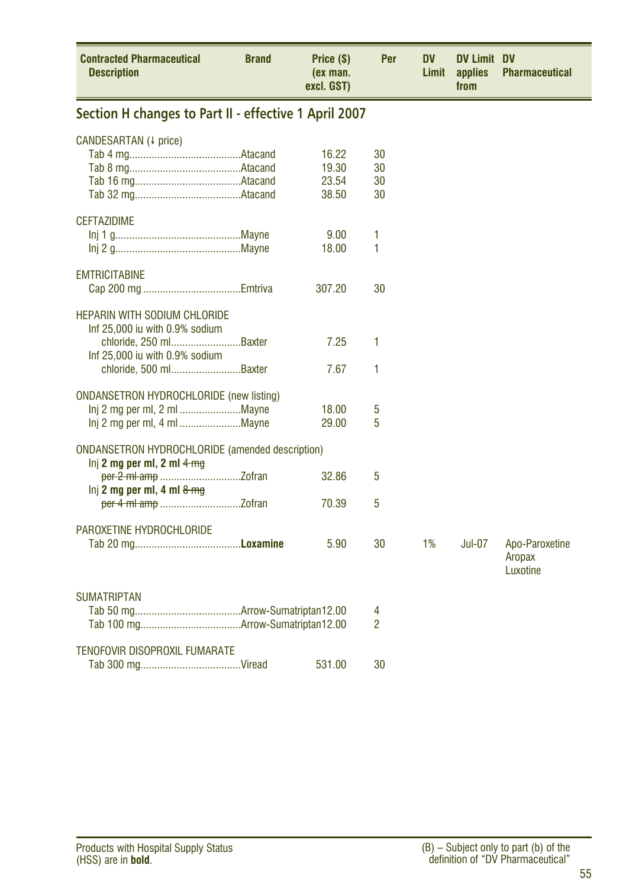| Contracted Pharmaceutical Description | Brand | Price ($) (ex man. excl. GST) | Per | DV Limit | DV Limit applies from | DV Pharmaceutical |
|---|---|---|---|---|---|---|

## Section H changes to Part II - effective 1 April 2007

| Contracted Pharmaceutical Description | Brand | Price ($) (ex man. excl. GST) | Per | DV Limit | DV Limit applies from | DV Pharmaceutical |
|---|---|---|---|---|---|---|
| CANDESARTAN (↓ price) | | | | | | |
| Tab 4 mg | Atacand | 16.22 | 30 | | | |
| Tab 8 mg | Atacand | 19.30 | 30 | | | |
| Tab 16 mg | Atacand | 23.54 | 30 | | | |
| Tab 32 mg | Atacand | 38.50 | 30 | | | |
| CEFTAZIDIME | | | | | | |
| Inj 1 g | Mayne | 9.00 | 1 | | | |
| Inj 2 g | Mayne | 18.00 | 1 | | | |
| EMTRICITABINE | | | | | | |
| Cap 200 mg | Emtriva | 307.20 | 30 | | | |
| HEPARIN WITH SODIUM CHLORIDE | | | | | | |
| Inf 25,000 iu with 0.9% sodium chloride, 250 ml | Baxter | 7.25 | 1 | | | |
| Inf 25,000 iu with 0.9% sodium chloride, 500 ml | Baxter | 7.67 | 1 | | | |
| ONDANSETRON HYDROCHLORIDE (new listing) | | | | | | |
| Inj 2 mg per ml, 2 ml | Mayne | 18.00 | 5 | | | |
| Inj 2 mg per ml, 4 ml | Mayne | 29.00 | 5 | | | |
| ONDANSETRON HYDROCHLORIDE (amended description) | | | | | | |
| Inj **2 mg per ml, 2 ml** ~~4 mg per 2 ml amp~~ | Zofran | 32.86 | 5 | | | |
| Inj **2 mg per ml, 4 ml** ~~8 mg per 4 ml amp~~ | Zofran | 70.39 | 5 | | | |
| PAROXETINE HYDROCHLORIDE | | | | | | |
| Tab 20 mg | **Loxamine** | 5.90 | 30 | 1% | Jul-07 | Apo-Paroxetine<br>Aropax<br>Luxotine |
| SUMATRIPTAN | | | | | | |
| Tab 50 mg | Arrow-Sumatriptan | 12.00 | 4 | | | |
| Tab 100 mg | Arrow-Sumatriptan | 12.00 | 2 | | | |
| TENOFOVIR DISOPROXIL FUMARATE | | | | | | |
| Tab 300 mg | Viread | 531.00 | 30 | | | |

Products with Hospital Supply Status (HSS) are in **bold**.

(B) – Subject only to part (b) of the definition of "DV Pharmaceutical"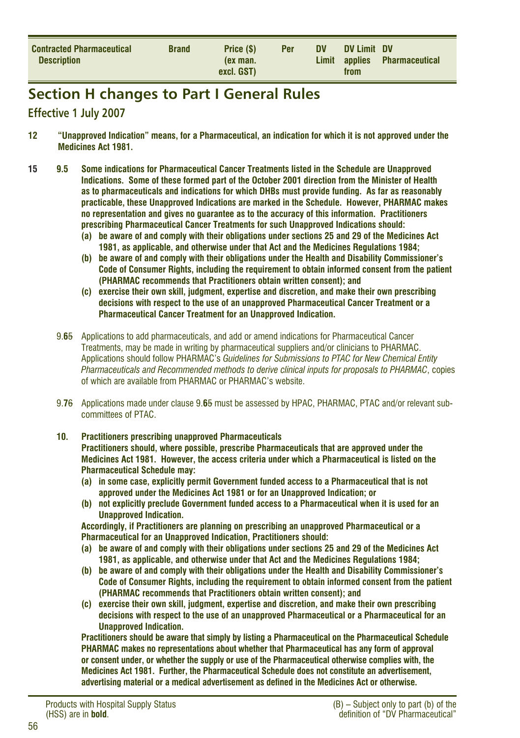| Contracted Pharmaceutical Description | Brand | Price ($) (ex man. excl. GST) | Per | DV Limit | DV Limit applies from | DV Pharmaceutical |
|---|---|---|---|---|---|---|

## Section H changes to Part I General Rules

### Effective 1 July 2007

**12 "Unapproved Indication" means, for a Pharmaceutical, an indication for which it is not approved under the Medicines Act 1981.**

**15 9.5 Some indications for Pharmaceutical Cancer Treatments listed in the Schedule are Unapproved Indications. Some of these formed part of the October 2001 direction from the Minister of Health as to pharmaceuticals and indications for which DHBs must provide funding. As far as reasonably practicable, these Unapproved Indications are marked in the Schedule. However, PHARMAC makes no representation and gives no guarantee as to the accuracy of this information. Practitioners prescribing Pharmaceutical Cancer Treatments for such Unapproved Indications should:**

- **(a) be aware of and comply with their obligations under sections 25 and 29 of the Medicines Act 1981, as applicable, and otherwise under that Act and the Medicines Regulations 1984;**
- **(b) be aware of and comply with their obligations under the Health and Disability Commissioner's Code of Consumer Rights, including the requirement to obtain informed consent from the patient (PHARMAC recommends that Practitioners obtain written consent); and**
- **(c) exercise their own skill, judgment, expertise and discretion, and make their own prescribing decisions with respect to the use of an unapproved Pharmaceutical Cancer Treatment or a Pharmaceutical Cancer Treatment for an Unapproved Indication.**

9.**6**~~5~~ Applications to add pharmaceuticals, and add or amend indications for Pharmaceutical Cancer Treatments, may be made in writing by pharmaceutical suppliers and/or clinicians to PHARMAC. Applications should follow PHARMAC's *Guidelines for Submissions to PTAC for New Chemical Entity Pharmaceuticals and Recommended methods to derive clinical inputs for proposals to PHARMAC*, copies of which are available from PHARMAC or PHARMAC's website.

9.**7**~~6~~ Applications made under clause 9.**6**~~5~~ must be assessed by HPAC, PHARMAC, PTAC and/or relevant sub-committees of PTAC.

**10. Practitioners prescribing unapproved Pharmaceuticals**

**Practitioners should, where possible, prescribe Pharmaceuticals that are approved under the Medicines Act 1981. However, the access criteria under which a Pharmaceutical is listed on the Pharmaceutical Schedule may:**

- **(a) in some case, explicitly permit Government funded access to a Pharmaceutical that is not approved under the Medicines Act 1981 or for an Unapproved Indication; or**
- **(b) not explicitly preclude Government funded access to a Pharmaceutical when it is used for an Unapproved Indication.**

**Accordingly, if Practitioners are planning on prescribing an unapproved Pharmaceutical or a Pharmaceutical for an Unapproved Indication, Practitioners should:**

- **(a) be aware of and comply with their obligations under sections 25 and 29 of the Medicines Act 1981, as applicable, and otherwise under that Act and the Medicines Regulations 1984;**
- **(b) be aware of and comply with their obligations under the Health and Disability Commissioner's Code of Consumer Rights, including the requirement to obtain informed consent from the patient (PHARMAC recommends that Practitioners obtain written consent); and**
- **(c) exercise their own skill, judgment, expertise and discretion, and make their own prescribing decisions with respect to the use of an unapproved Pharmaceutical or a Pharmaceutical for an Unapproved Indication.**

**Practitioners should be aware that simply by listing a Pharmaceutical on the Pharmaceutical Schedule PHARMAC makes no representations about whether that Pharmaceutical has any form of approval or consent under, or whether the supply or use of the Pharmaceutical otherwise complies with, the Medicines Act 1981. Further, the Pharmaceutical Schedule does not constitute an advertisement, advertising material or a medical advertisement as defined in the Medicines Act or otherwise.**

Products with Hospital Supply Status (HSS) are in **bold**.

(B) – Subject only to part (b) of the definition of "DV Pharmaceutical"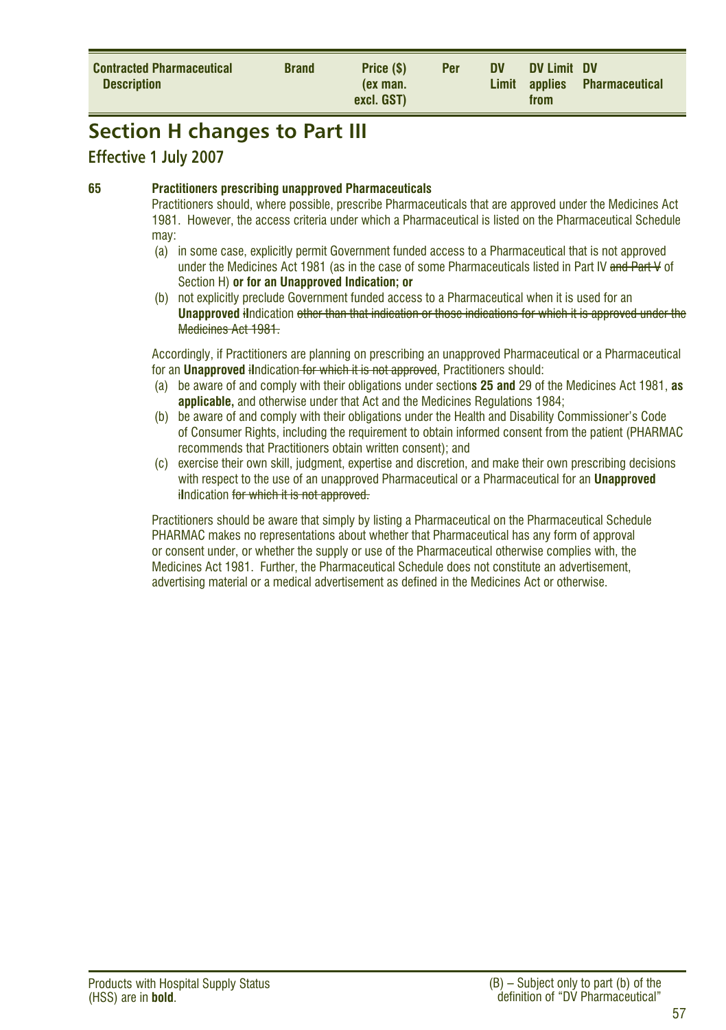| Contracted Pharmaceutical Description | Brand | Price ($) (ex man. excl. GST) | Per | DV Limit | DV Limit applies from | DV Pharmaceutical |
|---|---|---|---|---|---|---|

# Section H changes to Part III

## Effective 1 July 2007

**65 Practitioners prescribing unapproved Pharmaceuticals**

Practitioners should, where possible, prescribe Pharmaceuticals that are approved under the Medicines Act 1981. However, the access criteria under which a Pharmaceutical is listed on the Pharmaceutical Schedule may:

(a) in some case, explicitly permit Government funded access to a Pharmaceutical that is not approved under the Medicines Act 1981 (as in the case of some Pharmaceuticals listed in Part IV ~~and Part V~~ of Section H) **or for an Unapproved Indication; or**

(b) not explicitly preclude Government funded access to a Pharmaceutical when it is used for an **Unapproved** ~~i~~**I**ndication ~~other than that indication or those indications for which it is approved under the Medicines Act 1981.~~

Accordingly, if Practitioners are planning on prescribing an unapproved Pharmaceutical or a Pharmaceutical for an **Unapproved** ~~i~~**I**ndication ~~for which it is not approved~~, Practitioners should:

(a) be aware of and comply with their obligations under section**s 25 and** 29 of the Medicines Act 1981, **as applicable,** and otherwise under that Act and the Medicines Regulations 1984;

(b) be aware of and comply with their obligations under the Health and Disability Commissioner's Code of Consumer Rights, including the requirement to obtain informed consent from the patient (PHARMAC recommends that Practitioners obtain written consent); and

(c) exercise their own skill, judgment, expertise and discretion, and make their own prescribing decisions with respect to the use of an unapproved Pharmaceutical or a Pharmaceutical for an **Unapproved** ~~i~~**I**ndication ~~for which it is not approved.~~

Practitioners should be aware that simply by listing a Pharmaceutical on the Pharmaceutical Schedule PHARMAC makes no representations about whether that Pharmaceutical has any form of approval or consent under, or whether the supply or use of the Pharmaceutical otherwise complies with, the Medicines Act 1981. Further, the Pharmaceutical Schedule does not constitute an advertisement, advertising material or a medical advertisement as defined in the Medicines Act or otherwise.

Products with Hospital Supply Status (HSS) are in **bold**.

(B) – Subject only to part (b) of the definition of "DV Pharmaceutical"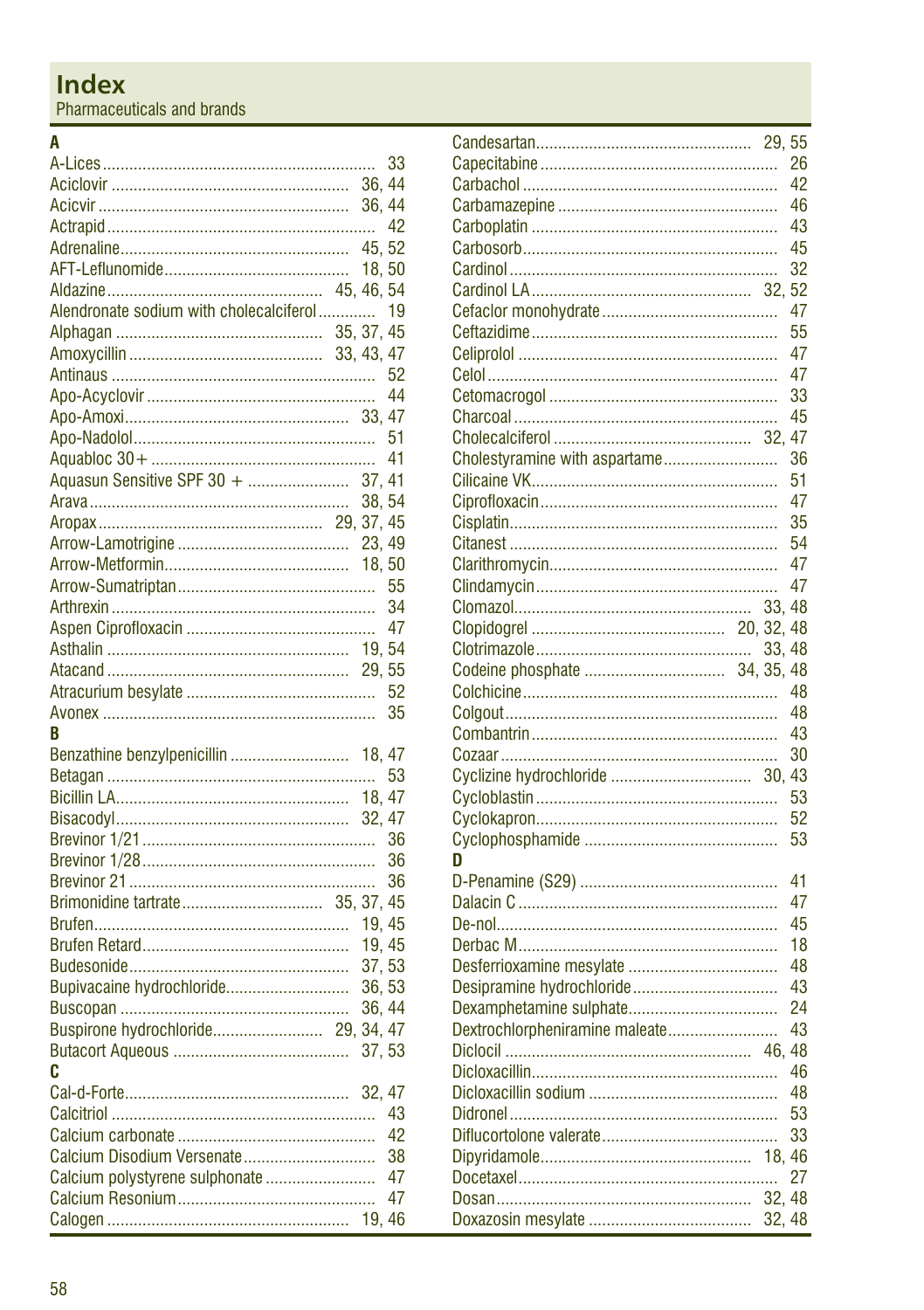# Index

Pharmaceuticals and brands

**A**

A-Lices .... 33
Aciclovir .... 36, 44
Acicvir .... 36, 44
Actrapid .... 42
Adrenaline .... 45, 52
AFT-Leflunomide .... 18, 50
Aldazine .... 45, 46, 54
Alendronate sodium with cholecalciferol .... 19
Alphagan .... 35, 37, 45
Amoxycillin .... 33, 43, 47
Antinaus .... 52
Apo-Acyclovir .... 44
Apo-Amoxi .... 33, 47
Apo-Nadolol .... 51
Aquabloc 30+ .... 41
Aquasun Sensitive SPF 30 + .... 37, 41
Arava .... 38, 54
Aropax .... 29, 37, 45
Arrow-Lamotrigine .... 23, 49
Arrow-Metformin .... 18, 50
Arrow-Sumatriptan .... 55
Arthrexin .... 34
Aspen Ciprofloxacin .... 47
Asthalin .... 19, 54
Atacand .... 29, 55
Atracurium besylate .... 52
Avonex .... 35

**B**

Benzathine benzylpenicillin .... 18, 47
Betagan .... 53
Bicillin LA .... 18, 47
Bisacodyl .... 32, 47
Brevinor 1/21 .... 36
Brevinor 1/28 .... 36
Brevinor 21 .... 36
Brimonidine tartrate .... 35, 37, 45
Brufen .... 19, 45
Brufen Retard .... 19, 45
Budesonide .... 37, 53
Bupivacaine hydrochloride .... 36, 53
Buscopan .... 36, 44
Buspirone hydrochloride .... 29, 34, 47
Butacort Aqueous .... 37, 53

**C**

Cal-d-Forte .... 32, 47
Calcitriol .... 43
Calcium carbonate .... 42
Calcium Disodium Versenate .... 38
Calcium polystyrene sulphonate .... 47
Calcium Resonium .... 47
Calogen .... 19, 46
Candesartan .... 29, 55
Capecitabine .... 26
Carbachol .... 42
Carbamazepine .... 46
Carboplatin .... 43
Carbosorb .... 45
Cardinol .... 32
Cardinol LA .... 32, 52
Cefaclor monohydrate .... 47
Ceftazidime .... 55
Celiprolol .... 47
Celol .... 47
Cetomacrogol .... 33
Charcoal .... 45
Cholecalciferol .... 32, 47
Cholestyramine with aspartame .... 36
Cilicaine VK .... 51
Ciprofloxacin .... 47
Cisplatin .... 35
Citanest .... 54
Clarithromycin .... 47
Clindamycin .... 47
Clomazol .... 33, 48
Clopidogrel .... 20, 32, 48
Clotrimazole .... 33, 48
Codeine phosphate .... 34, 35, 48
Colchicine .... 48
Colgout .... 48
Combantrin .... 43
Cozaar .... 30
Cyclizine hydrochloride .... 30, 43
Cycloblastin .... 53
Cyclokapron .... 52
Cyclophosphamide .... 53

**D**

D-Penamine (S29) .... 41
Dalacin C .... 47
De-nol .... 45
Derbac M .... 18
Desferrioxamine mesylate .... 48
Desipramine hydrochloride .... 43
Dexamphetamine sulphate .... 24
Dextrochlorpheniramine maleate .... 43
Diclocil .... 46, 48
Dicloxacillin .... 46
Dicloxacillin sodium .... 48
Didronel .... 53
Diflucortolone valerate .... 33
Dipyridamole .... 18, 46
Docetaxel .... 27
Dosan .... 32, 48
Doxazosin mesylate .... 32, 48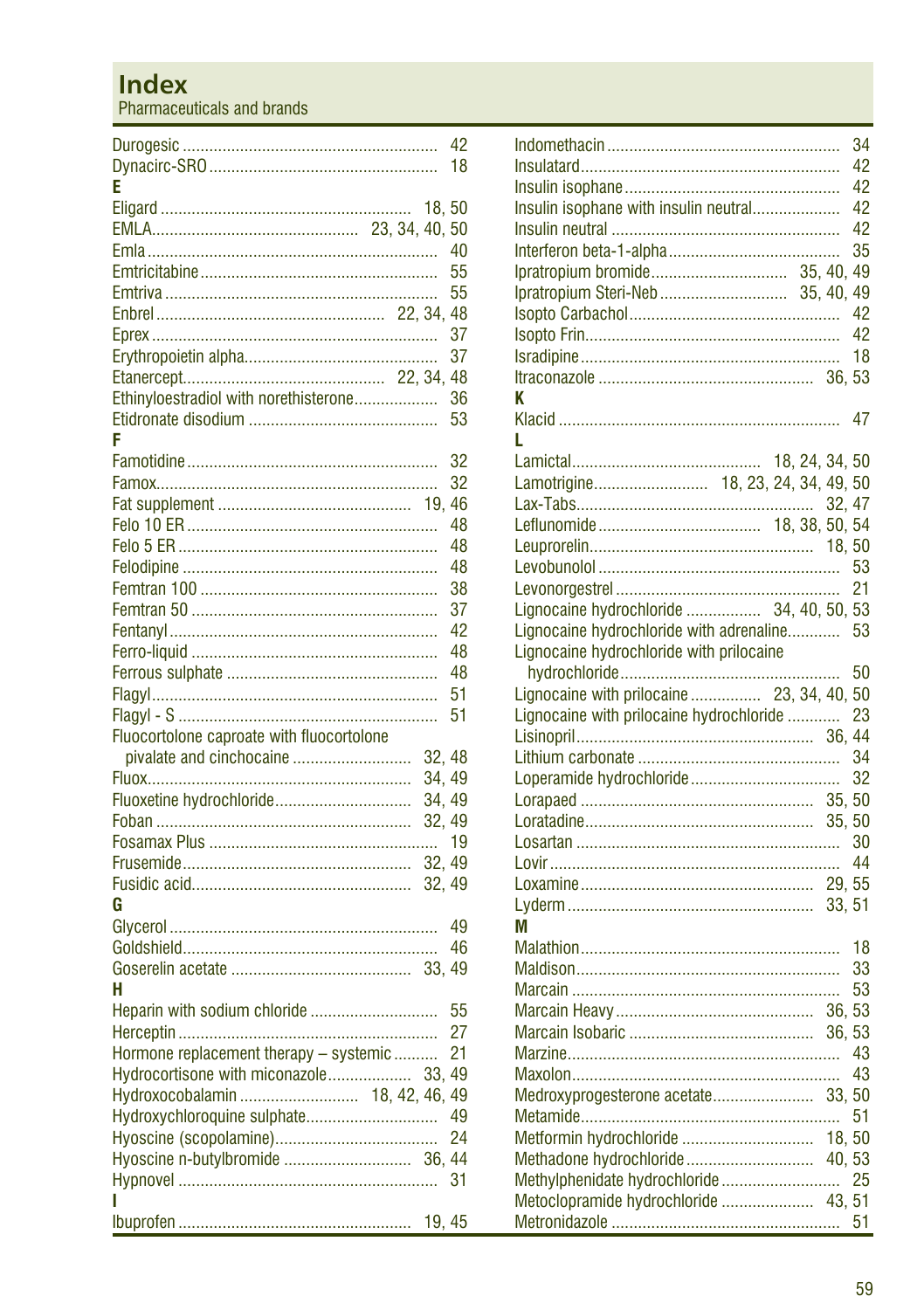# Index

Pharmaceuticals and brands

Durogesic .......... 42
Dynacirc-SRO .......... 18

**E**

Eligard .......... 18, 50
EMLA .......... 23, 34, 40, 50
Emla .......... 40
Emtricitabine .......... 55
Emtriva .......... 55
Enbrel .......... 22, 34, 48
Eprex .......... 37
Erythropoietin alpha .......... 37
Etanercept .......... 22, 34, 48
Ethinyloestradiol with norethisterone .......... 36
Etidronate disodium .......... 53

**F**

Famotidine .......... 32
Famox .......... 32
Fat supplement .......... 19, 46
Felo 10 ER .......... 48
Felo 5 ER .......... 48
Felodipine .......... 48
Femtran 100 .......... 38
Femtran 50 .......... 37
Fentanyl .......... 42
Ferro-liquid .......... 48
Ferrous sulphate .......... 48
Flagyl .......... 51
Flagyl - S .......... 51
Fluocortolone caproate with fluocortolone pivalate and cinchocaine .......... 32, 48
Fluox .......... 34, 49
Fluoxetine hydrochloride .......... 34, 49
Foban .......... 32, 49
Fosamax Plus .......... 19
Frusemide .......... 32, 49
Fusidic acid .......... 32, 49

**G**

Glycerol .......... 49
Goldshield .......... 46
Goserelin acetate .......... 33, 49

**H**

Heparin with sodium chloride .......... 55
Herceptin .......... 27
Hormone replacement therapy – systemic .......... 21
Hydrocortisone with miconazole .......... 33, 49
Hydroxocobalamin .......... 18, 42, 46, 49
Hydroxychloroquine sulphate .......... 49
Hyoscine (scopolamine) .......... 24
Hyoscine n-butylbromide .......... 36, 44
Hypnovel .......... 31

**I**

Ibuprofen .......... 19, 45
Indomethacin .......... 34
Insulatard .......... 42
Insulin isophane .......... 42
Insulin isophane with insulin neutral .......... 42
Insulin neutral .......... 42
Interferon beta-1-alpha .......... 35
Ipratropium bromide .......... 35, 40, 49
Ipratropium Steri-Neb .......... 35, 40, 49
Isopto Carbachol .......... 42
Isopto Frin .......... 42
Isradipine .......... 18
Itraconazole .......... 36, 53

**K**

Klacid .......... 47

**L**

Lamictal .......... 18, 24, 34, 50
Lamotrigine .......... 18, 23, 24, 34, 49, 50
Lax-Tabs .......... 32, 47
Leflunomide .......... 18, 38, 50, 54
Leuprorelin .......... 18, 50
Levobunolol .......... 53
Levonorgestrel .......... 21
Lignocaine hydrochloride .......... 34, 40, 50, 53
Lignocaine hydrochloride with adrenaline .......... 53
Lignocaine hydrochloride with prilocaine hydrochloride .......... 50
Lignocaine with prilocaine .......... 23, 34, 40, 50
Lignocaine with prilocaine hydrochloride .......... 23
Lisinopril .......... 36, 44
Lithium carbonate .......... 34
Loperamide hydrochloride .......... 32
Lorapaed .......... 35, 50
Loratadine .......... 35, 50
Losartan .......... 30
Lovir .......... 44
Loxamine .......... 29, 55
Lyderm .......... 33, 51

**M**

Malathion .......... 18
Maldison .......... 33
Marcain .......... 53
Marcain Heavy .......... 36, 53
Marcain Isobaric .......... 36, 53
Marzine .......... 43
Maxolon .......... 43
Medroxyprogesterone acetate .......... 33, 50
Metamide .......... 51
Metformin hydrochloride .......... 18, 50
Methadone hydrochloride .......... 40, 53
Methylphenidate hydrochloride .......... 25
Metoclopramide hydrochloride .......... 43, 51
Metronidazole .......... 51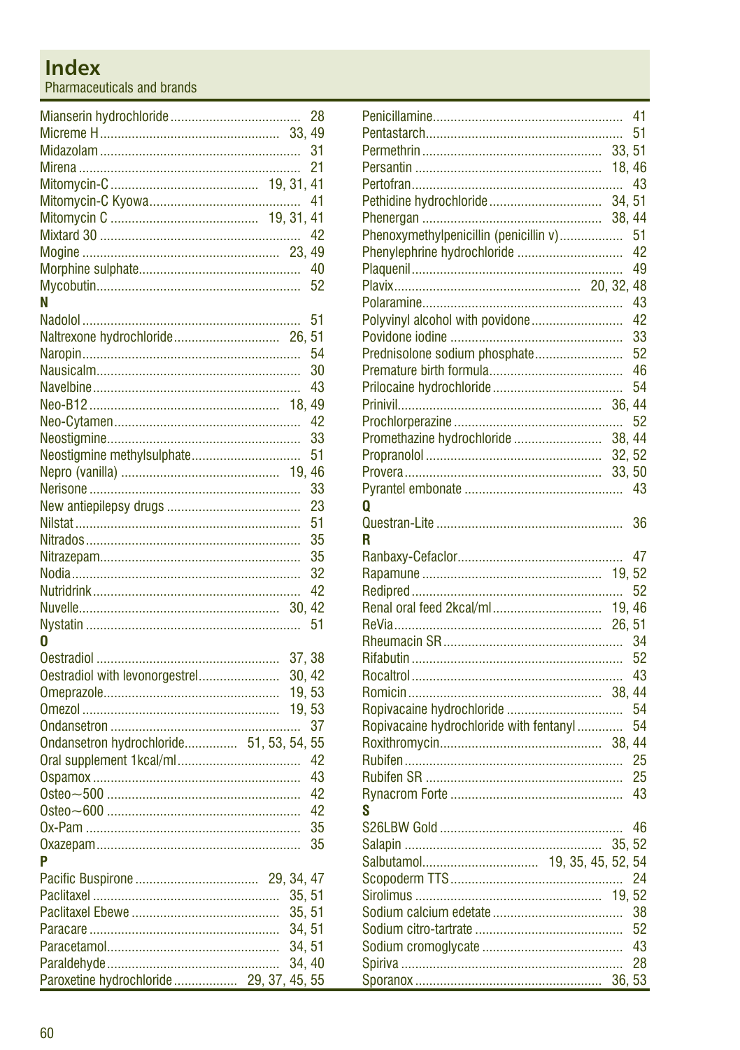# Index

Pharmaceuticals and brands

Mianserin hydrochloride ..... 28
Micreme H ..... 33, 49
Midazolam ..... 31
Mirena ..... 21
Mitomycin-C ..... 19, 31, 41
Mitomycin-C Kyowa ..... 41
Mitomycin C ..... 19, 31, 41
Mixtard 30 ..... 42
Mogine ..... 23, 49
Morphine sulphate ..... 40
Mycobutin ..... 52

**N**

Nadolol ..... 51
Naltrexone hydrochloride ..... 26, 51
Naropin ..... 54
Nausicalm ..... 30
Navelbine ..... 43
Neo-B12 ..... 18, 49
Neo-Cytamen ..... 42
Neostigmine ..... 33
Neostigmine methylsulphate ..... 51
Nepro (vanilla) ..... 19, 46
Nerisone ..... 33
New antiepilepsy drugs ..... 23
Nilstat ..... 51
Nitrados ..... 35
Nitrazepam ..... 35
Nodia ..... 32
Nutridrink ..... 42
Nuvelle ..... 30, 42
Nystatin ..... 51

**O**

Oestradiol ..... 37, 38
Oestradiol with levonorgestrel ..... 30, 42
Omeprazole ..... 19, 53
Omezol ..... 19, 53
Ondansetron ..... 37
Ondansetron hydrochloride ..... 51, 53, 54, 55
Oral supplement 1kcal/ml ..... 42
Ospamox ..... 43
Osteo~500 ..... 42
Osteo~600 ..... 42
Ox-Pam ..... 35
Oxazepam ..... 35

**P**

Pacific Buspirone ..... 29, 34, 47
Paclitaxel ..... 35, 51
Paclitaxel Ebewe ..... 35, 51
Paracare ..... 34, 51
Paracetamol ..... 34, 51
Paraldehyde ..... 34, 40
Paroxetine hydrochloride ..... 29, 37, 45, 55
Penicillamine ..... 41
Pentastarch ..... 51
Permethrin ..... 33, 51
Persantin ..... 18, 46
Pertofran ..... 43
Pethidine hydrochloride ..... 34, 51
Phenergan ..... 38, 44
Phenoxymethylpenicillin (penicillin v) ..... 51
Phenylephrine hydrochloride ..... 42
Plaquenil ..... 49
Plavix ..... 20, 32, 48
Polaramine ..... 43
Polyvinyl alcohol with povidone ..... 42
Povidone iodine ..... 33
Prednisolone sodium phosphate ..... 52
Premature birth formula ..... 46
Prilocaine hydrochloride ..... 54
Prinivil ..... 36, 44
Prochlorperazine ..... 52
Promethazine hydrochloride ..... 38, 44
Propranolol ..... 32, 52
Provera ..... 33, 50
Pyrantel embonate ..... 43

**Q**

Questran-Lite ..... 36

**R**

Ranbaxy-Cefaclor ..... 47
Rapamune ..... 19, 52
Redipred ..... 52
Renal oral feed 2kcal/ml ..... 19, 46
ReVia ..... 26, 51
Rheumacin SR ..... 34
Rifabutin ..... 52
Rocaltrol ..... 43
Romicin ..... 38, 44
Ropivacaine hydrochloride ..... 54
Ropivacaine hydrochloride with fentanyl ..... 54
Roxithromycin ..... 38, 44
Rubifen ..... 25
Rubifen SR ..... 25
Rynacrom Forte ..... 43

**S**

S26LBW Gold ..... 46
Salapin ..... 35, 52
Salbutamol ..... 19, 35, 45, 52, 54
Scopoderm TTS ..... 24
Sirolimus ..... 19, 52
Sodium calcium edetate ..... 38
Sodium citro-tartrate ..... 52
Sodium cromoglycate ..... 43
Spiriva ..... 28
Sporanox ..... 36, 53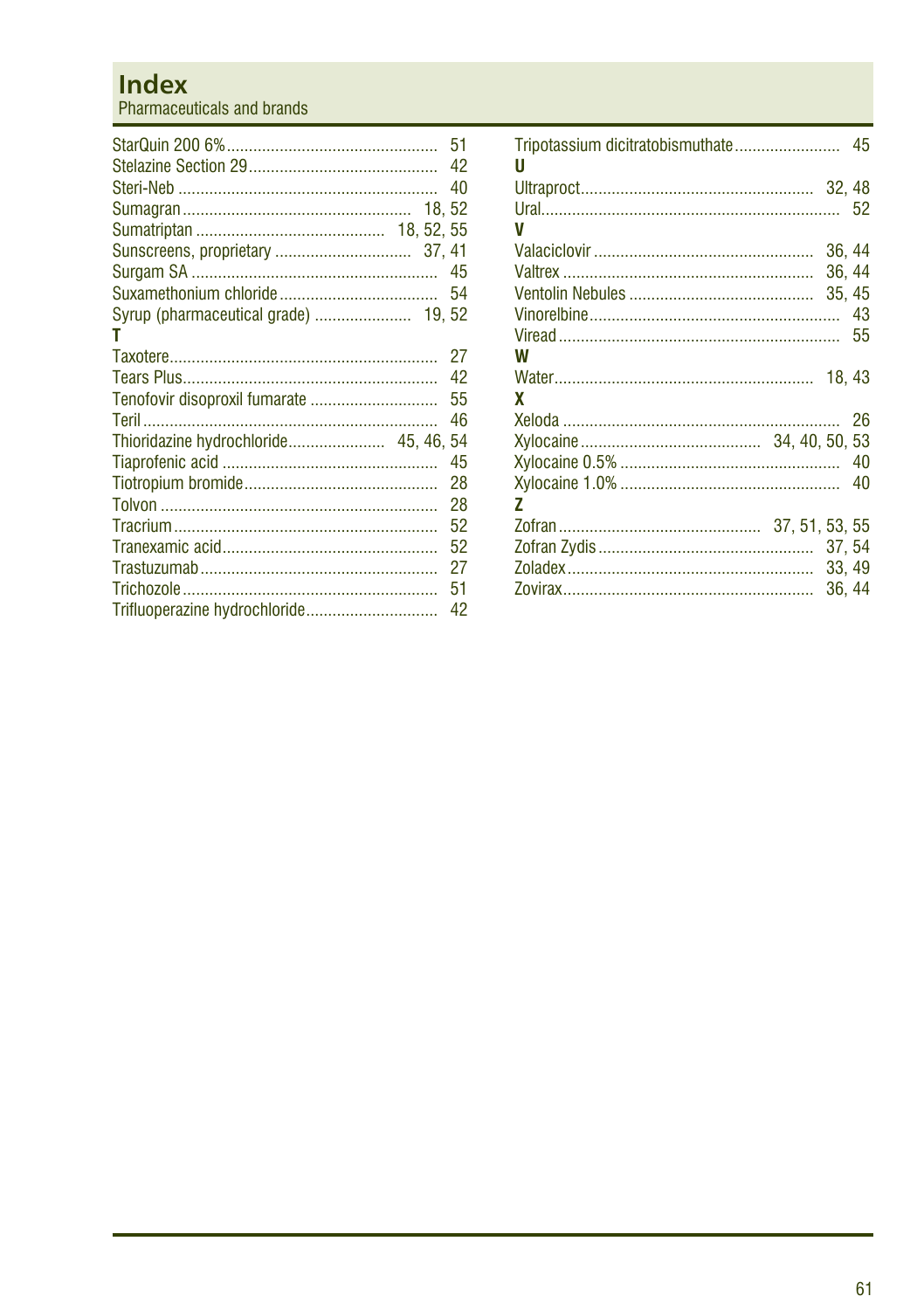# Index

Pharmaceuticals and brands

StarQuin 200 6% ............ 51
Stelazine Section 29 ............ 42
Steri-Neb ............ 40
Sumagran ............ 18, 52
Sumatriptan ............ 18, 52, 55
Sunscreens, proprietary ............ 37, 41
Surgam SA ............ 45
Suxamethonium chloride ............ 54
Syrup (pharmaceutical grade) ............ 19, 52

**T**

Taxotere ............ 27
Tears Plus ............ 42
Tenofovir disoproxil fumarate ............ 55
Teril ............ 46
Thioridazine hydrochloride ............ 45, 46, 54
Tiaprofenic acid ............ 45
Tiotropium bromide ............ 28
Tolvon ............ 28
Tracrium ............ 52
Tranexamic acid ............ 52
Trastuzumab ............ 27
Trichozole ............ 51
Trifluoperazine hydrochloride ............ 42
Tripotassium dicitratobismuthate ............ 45

**U**

Ultraproct ............ 32, 48
Ural ............ 52

**V**

Valaciclovir ............ 36, 44
Valtrex ............ 36, 44
Ventolin Nebules ............ 35, 45
Vinorelbine ............ 43
Viread ............ 55

**W**

Water ............ 18, 43

**X**

Xeloda ............ 26
Xylocaine ............ 34, 40, 50, 53
Xylocaine 0.5% ............ 40
Xylocaine 1.0% ............ 40

**Z**

Zofran ............ 37, 51, 53, 55
Zofran Zydis ............ 37, 54
Zoladex ............ 33, 49
Zovirax ............ 36, 44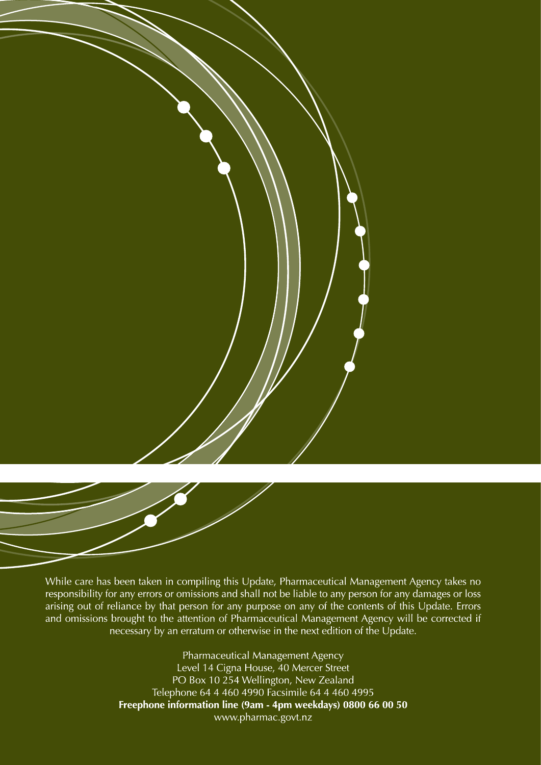While care has been taken in compiling this Update, Pharmaceutical Management Agency takes no responsibility for any errors or omissions and shall not be liable to any person for any damages or loss arising out of reliance by that person for any purpose on any of the contents of this Update. Errors and omissions brought to the attention of Pharmaceutical Management Agency will be corrected if necessary by an erratum or otherwise in the next edition of the Update.

Pharmaceutical Management Agency
Level 14 Cigna House, 40 Mercer Street
PO Box 10 254 Wellington, New Zealand
Telephone 64 4 460 4990 Facsimile 64 4 460 4995
**Freephone information line (9am - 4pm weekdays) 0800 66 00 50**
www.pharmac.govt.nz